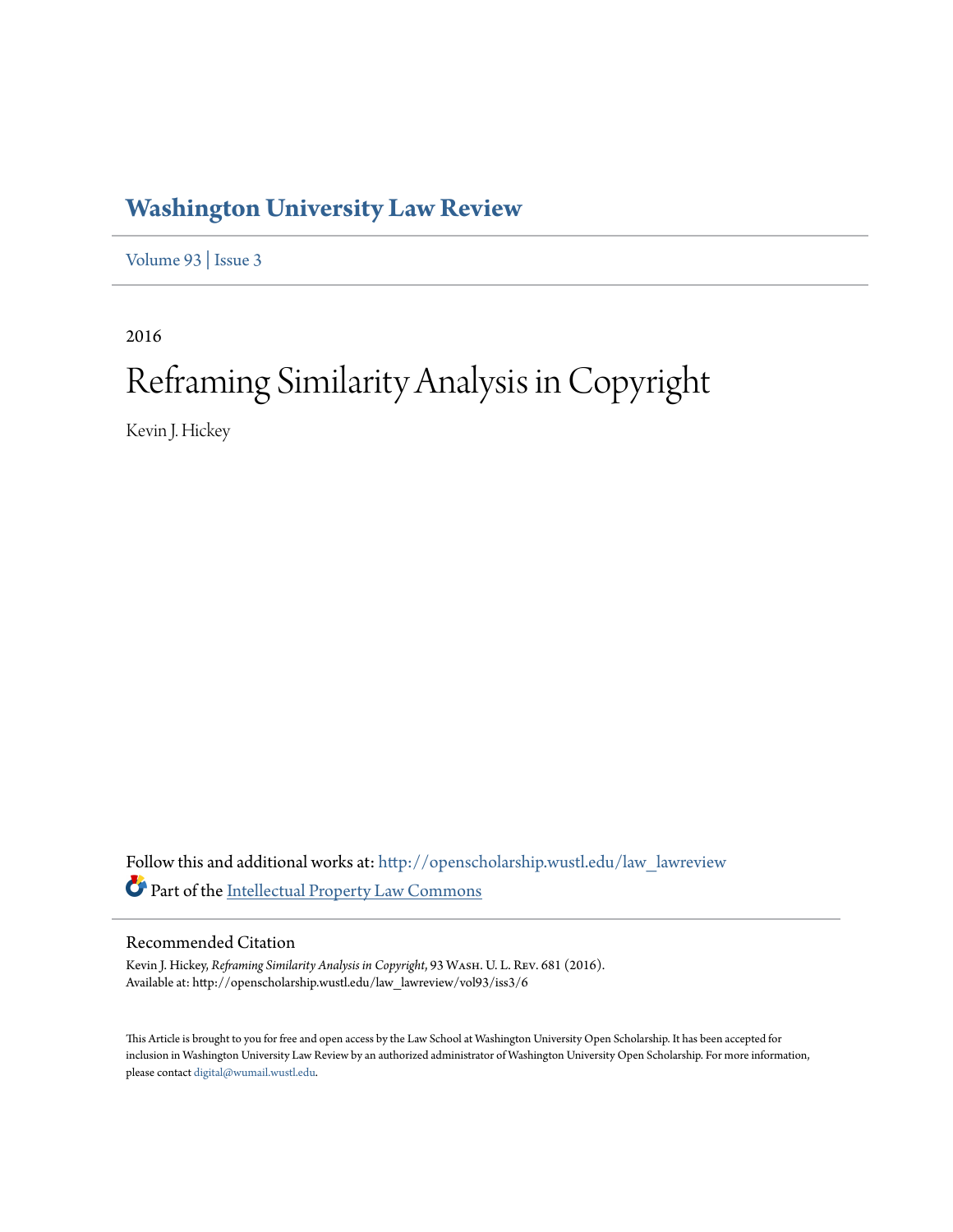# Washington University Law Review

Volume 93 | Issue 3

2016

# Reframing Similarity Analysis in Copyright

Kevin J. Hickey

Follow this and additional works at: http://openscholarship.wustl.edu/law_lawreview

Part of the Intellectual Property Law Commons

## Recommended Citation

Kevin J. Hickey, *Reframing Similarity Analysis in Copyright*, 93 Wash. U. L. Rev. 681 (2016).
Available at: http://openscholarship.wustl.edu/law_lawreview/vol93/iss3/6

This Article is brought to you for free and open access by the Law School at Washington University Open Scholarship. It has been accepted for inclusion in Washington University Law Review by an authorized administrator of Washington University Open Scholarship. For more information, please contact digital@wumail.wustl.edu.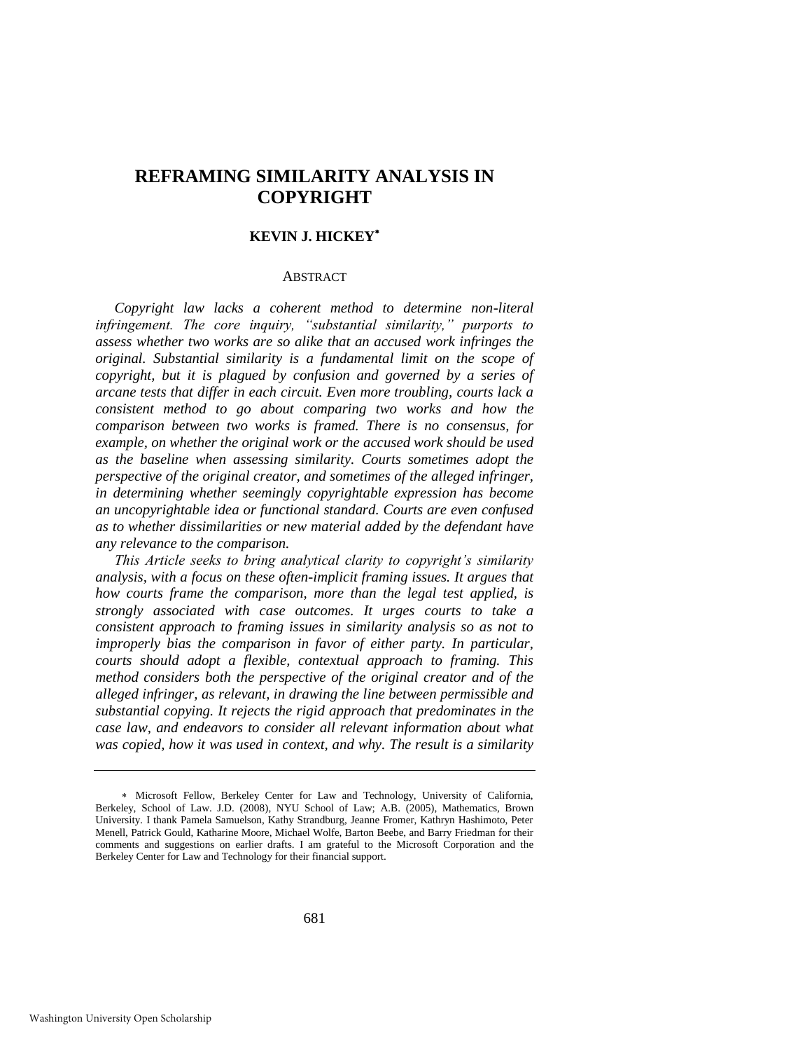# REFRAMING SIMILARITY ANALYSIS IN COPYRIGHT

**KEVIN J. HICKEY**[*]

ABSTRACT

*Copyright law lacks a coherent method to determine non-literal infringement. The core inquiry, "substantial similarity," purports to assess whether two works are so alike that an accused work infringes the original. Substantial similarity is a fundamental limit on the scope of copyright, but it is plagued by confusion and governed by a series of arcane tests that differ in each circuit. Even more troubling, courts lack a consistent method to go about comparing two works and how the comparison between two works is framed. There is no consensus, for example, on whether the original work or the accused work should be used as the baseline when assessing similarity. Courts sometimes adopt the perspective of the original creator, and sometimes of the alleged infringer, in determining whether seemingly copyrightable expression has become an uncopyrightable idea or functional standard. Courts are even confused as to whether dissimilarities or new material added by the defendant have any relevance to the comparison.*

*This Article seeks to bring analytical clarity to copyright's similarity analysis, with a focus on these often-implicit framing issues. It argues that how courts frame the comparison, more than the legal test applied, is strongly associated with case outcomes. It urges courts to take a consistent approach to framing issues in similarity analysis so as not to improperly bias the comparison in favor of either party. In particular, courts should adopt a flexible, contextual approach to framing. This method considers both the perspective of the original creator and of the alleged infringer, as relevant, in drawing the line between permissible and substantial copying. It rejects the rigid approach that predominates in the case law, and endeavors to consider all relevant information about what was copied, how it was used in context, and why. The result is a similarity*

---

[*] Microsoft Fellow, Berkeley Center for Law and Technology, University of California, Berkeley, School of Law. J.D. (2008), NYU School of Law; A.B. (2005), Mathematics, Brown University. I thank Pamela Samuelson, Kathy Strandburg, Jeanne Fromer, Kathryn Hashimoto, Peter Menell, Patrick Gould, Katharine Moore, Michael Wolfe, Barton Beebe, and Barry Friedman for their comments and suggestions on earlier drafts. I am grateful to the Microsoft Corporation and the Berkeley Center for Law and Technology for their financial support.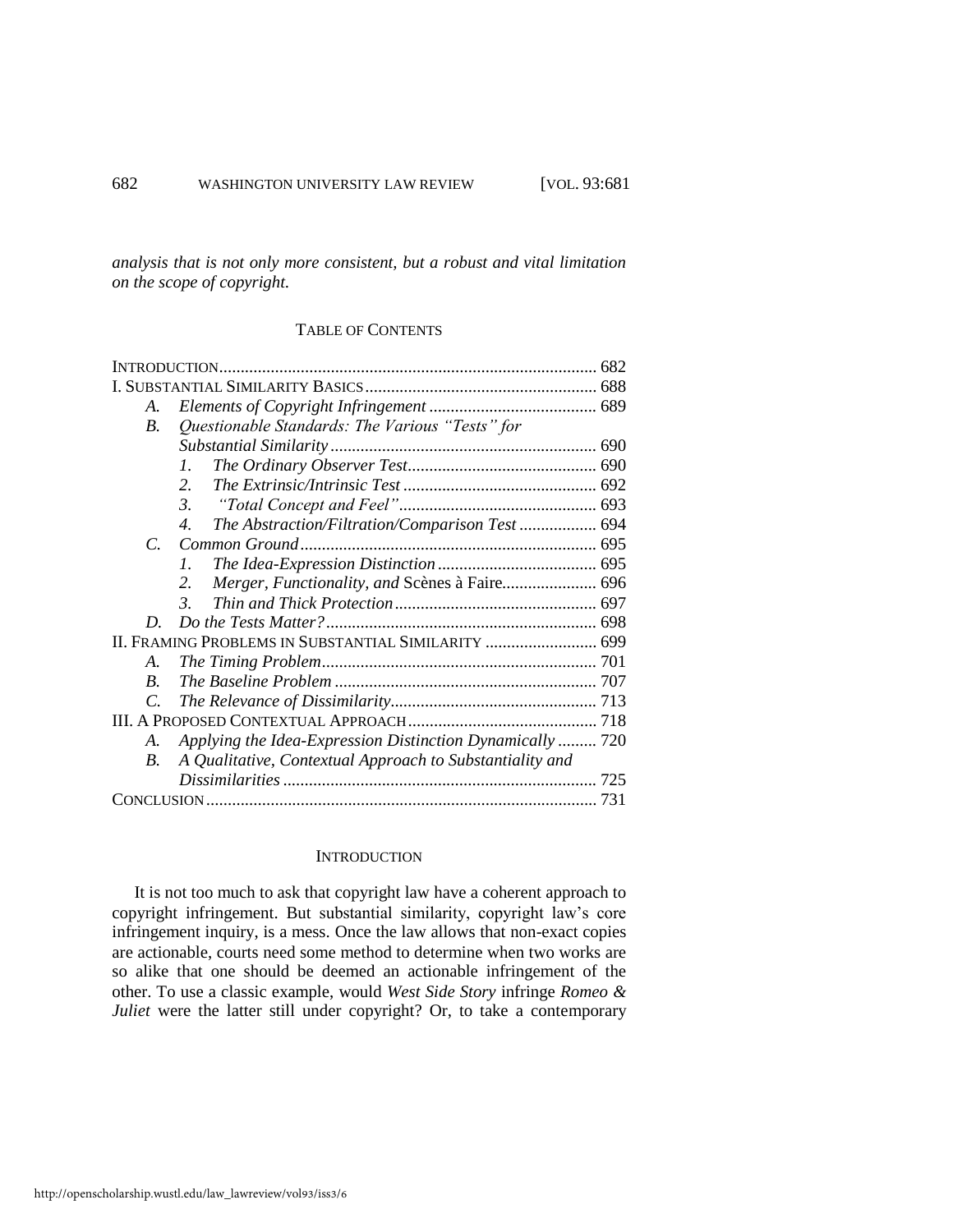*analysis that is not only more consistent, but a robust and vital limitation on the scope of copyright.*

TABLE OF CONTENTS

INTRODUCTION ........ 682
I. SUBSTANTIAL SIMILARITY BASICS ........ 688
- A. *Elements of Copyright Infringement* ........ 689
- B. *Questionable Standards: The Various "Tests" for Substantial Similarity* ........ 690
  - 1. *The Ordinary Observer Test* ........ 690
  - 2. *The Extrinsic/Intrinsic Test* ........ 692
  - 3. *"Total Concept and Feel"* ........ 693
  - 4. *The Abstraction/Filtration/Comparison Test* ........ 694
- C. *Common Ground* ........ 695
  - 1. *The Idea-Expression Distinction* ........ 695
  - 2. *Merger, Functionality, and* Scènes à Faire ........ 696
  - 3. *Thin and Thick Protection* ........ 697
- D. *Do the Tests Matter?* ........ 698

II. FRAMING PROBLEMS IN SUBSTANTIAL SIMILARITY ........ 699
- A. *The Timing Problem* ........ 701
- B. *The Baseline Problem* ........ 707
- C. *The Relevance of Dissimilarity* ........ 713

III. A PROPOSED CONTEXTUAL APPROACH ........ 718
- A. *Applying the Idea-Expression Distinction Dynamically* ........ 720
- B. *A Qualitative, Contextual Approach to Substantiality and Dissimilarities* ........ 725

CONCLUSION ........ 731

## INTRODUCTION

It is not too much to ask that copyright law have a coherent approach to copyright infringement. But substantial similarity, copyright law's core infringement inquiry, is a mess. Once the law allows that non-exact copies are actionable, courts need some method to determine when two works are so alike that one should be deemed an actionable infringement of the other. To use a classic example, would *West Side Story* infringe *Romeo & Juliet* were the latter still under copyright? Or, to take a contemporary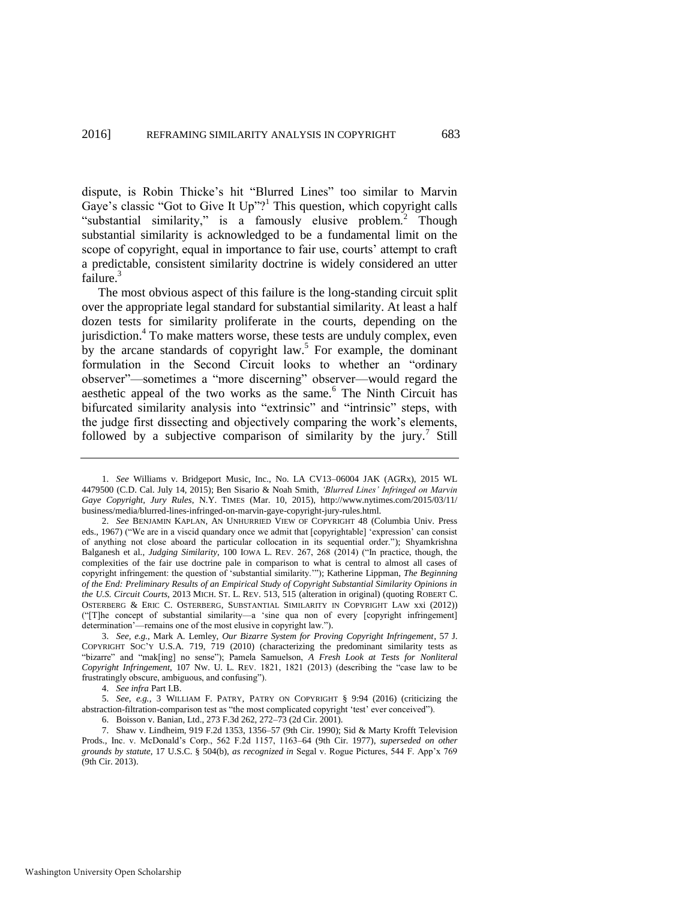dispute, is Robin Thicke's hit "Blurred Lines" too similar to Marvin Gaye's classic "Got to Give It Up"?[1] This question, which copyright calls "substantial similarity," is a famously elusive problem.[2] Though substantial similarity is acknowledged to be a fundamental limit on the scope of copyright, equal in importance to fair use, courts' attempt to craft a predictable, consistent similarity doctrine is widely considered an utter failure.[3]

The most obvious aspect of this failure is the long-standing circuit split over the appropriate legal standard for substantial similarity. At least a half dozen tests for similarity proliferate in the courts, depending on the jurisdiction.[4] To make matters worse, these tests are unduly complex, even by the arcane standards of copyright law.[5] For example, the dominant formulation in the Second Circuit looks to whether an "ordinary observer"—sometimes a "more discerning" observer—would regard the aesthetic appeal of the two works as the same.[6] The Ninth Circuit has bifurcated similarity analysis into "extrinsic" and "intrinsic" steps, with the judge first dissecting and objectively comparing the work's elements, followed by a subjective comparison of similarity by the jury.[7] Still

---

1. *See* Williams v. Bridgeport Music, Inc., No. LA CV13–06004 JAK (AGRx), 2015 WL 4479500 (C.D. Cal. July 14, 2015); Ben Sisario & Noah Smith, *'Blurred Lines' Infringed on Marvin Gaye Copyright, Jury Rules*, N.Y. TIMES (Mar. 10, 2015), http://www.nytimes.com/2015/03/11/business/media/blurred-lines-infringed-on-marvin-gaye-copyright-jury-rules.html.

2. *See* BENJAMIN KAPLAN, AN UNHURRIED VIEW OF COPYRIGHT 48 (Columbia Univ. Press eds., 1967) ("We are in a viscid quandary once we admit that [copyrightable] 'expression' can consist of anything not close aboard the particular collocation in its sequential order."); Shyamkrishna Balganesh et al., *Judging Similarity*, 100 IOWA L. REV. 267, 268 (2014) ("In practice, though, the complexities of the fair use doctrine pale in comparison to what is central to almost all cases of copyright infringement: the question of 'substantial similarity.'"); Katherine Lippman, *The Beginning of the End: Preliminary Results of an Empirical Study of Copyright Substantial Similarity Opinions in the U.S. Circuit Courts*, 2013 MICH. ST. L. REV. 513, 515 (alteration in original) (quoting ROBERT C. OSTERBERG & ERIC C. OSTERBERG, SUBSTANTIAL SIMILARITY IN COPYRIGHT LAW xxi (2012)) ("[T]he concept of substantial similarity—a 'sine qua non of every [copyright infringement] determination'—remains one of the most elusive in copyright law.").

3. *See, e.g.*, Mark A. Lemley, *Our Bizarre System for Proving Copyright Infringement*, 57 J. COPYRIGHT SOC'Y U.S.A. 719, 719 (2010) (characterizing the predominant similarity tests as "bizarre" and "mak[ing] no sense"); Pamela Samuelson, *A Fresh Look at Tests for Nonliteral Copyright Infringement*, 107 NW. U. L. REV. 1821, 1821 (2013) (describing the "case law to be frustratingly obscure, ambiguous, and confusing").

4. *See infra* Part I.B.

5. *See, e.g.*, 3 WILLIAM F. PATRY, PATRY ON COPYRIGHT § 9:94 (2016) (criticizing the abstraction-filtration-comparison test as "the most complicated copyright 'test' ever conceived").

6. Boisson v. Banian, Ltd., 273 F.3d 262, 272–73 (2d Cir. 2001).

7. Shaw v. Lindheim, 919 F.2d 1353, 1356–57 (9th Cir. 1990); Sid & Marty Krofft Television Prods., Inc. v. McDonald's Corp., 562 F.2d 1157, 1163–64 (9th Cir. 1977), *superseded on other grounds by statute*, 17 U.S.C. § 504(b), *as recognized in* Segal v. Rogue Pictures, 544 F. App'x 769 (9th Cir. 2013).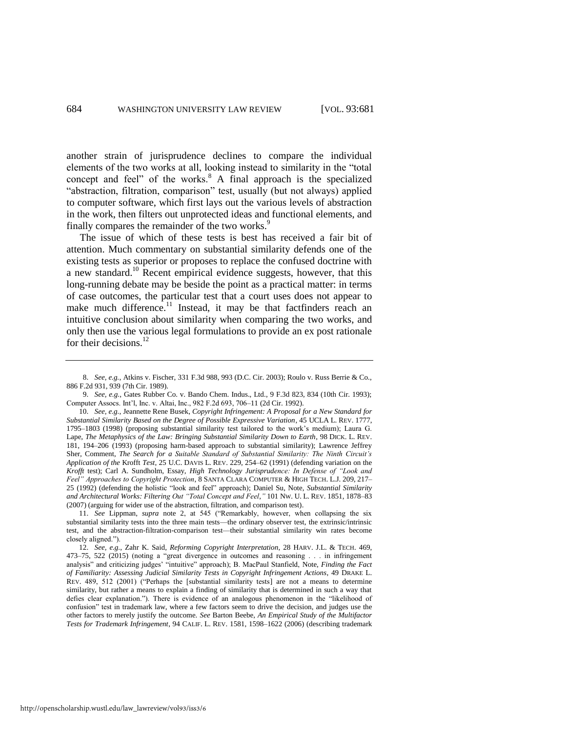another strain of jurisprudence declines to compare the individual elements of the two works at all, looking instead to similarity in the "total concept and feel" of the works.[8] A final approach is the specialized "abstraction, filtration, comparison" test, usually (but not always) applied to computer software, which first lays out the various levels of abstraction in the work, then filters out unprotected ideas and functional elements, and finally compares the remainder of the two works.[9]

The issue of which of these tests is best has received a fair bit of attention. Much commentary on substantial similarity defends one of the existing tests as superior or proposes to replace the confused doctrine with a new standard.[10] Recent empirical evidence suggests, however, that this long-running debate may be beside the point as a practical matter: in terms of case outcomes, the particular test that a court uses does not appear to make much difference.[11] Instead, it may be that factfinders reach an intuitive conclusion about similarity when comparing the two works, and only then use the various legal formulations to provide an ex post rationale for their decisions.[12]

---

8. *See, e.g.*, Atkins v. Fischer, 331 F.3d 988, 993 (D.C. Cir. 2003); Roulo v. Russ Berrie & Co., 886 F.2d 931, 939 (7th Cir. 1989).

9. *See, e.g.*, Gates Rubber Co. v. Bando Chem. Indus., Ltd., 9 F.3d 823, 834 (10th Cir. 1993); Computer Assocs. Int'l, Inc. v. Altai, Inc., 982 F.2d 693, 706–11 (2d Cir. 1992).

10. *See, e.g.*, Jeannette Rene Busek, *Copyright Infringement: A Proposal for a New Standard for Substantial Similarity Based on the Degree of Possible Expressive Variation*, 45 UCLA L. REV. 1777, 1795–1803 (1998) (proposing substantial similarity test tailored to the work's medium); Laura G. Lape, *The Metaphysics of the Law: Bringing Substantial Similarity Down to Earth*, 98 DICK. L. REV. 181, 194–206 (1993) (proposing harm-based approach to substantial similarity); Lawrence Jeffrey Sher, Comment, *The Search for a Suitable Standard of Substantial Similarity: The Ninth Circuit's Application of the* Krofft *Test*, 25 U.C. DAVIS L. REV. 229, 254–62 (1991) (defending variation on the *Krofft* test); Carl A. Sundholm, Essay, *High Technology Jurisprudence: In Defense of "Look and Feel" Approaches to Copyright Protection*, 8 SANTA CLARA COMPUTER & HIGH TECH. L.J. 209, 217–25 (1992) (defending the holistic "look and feel" approach); Daniel Su, Note, *Substantial Similarity and Architectural Works: Filtering Out "Total Concept and Feel,"* 101 NW. U. L. REV. 1851, 1878–83 (2007) (arguing for wider use of the abstraction, filtration, and comparison test).

11. *See* Lippman, *supra* note 2, at 545 ("Remarkably, however, when collapsing the six substantial similarity tests into the three main tests—the ordinary observer test, the extrinsic/intrinsic test, and the abstraction-filtration-comparison test—their substantial similarity win rates become closely aligned.").

12. *See, e.g.*, Zahr K. Said, *Reforming Copyright Interpretation*, 28 HARV. J.L. & TECH. 469, 473–75, 522 (2015) (noting a "great divergence in outcomes and reasoning . . . in infringement analysis" and criticizing judges' "intuitive" approach); B. MacPaul Stanfield, Note, *Finding the Fact of Familiarity: Assessing Judicial Similarity Tests in Copyright Infringement Actions*, 49 DRAKE L. REV. 489, 512 (2001) ("Perhaps the [substantial similarity tests] are not a means to determine similarity, but rather a means to explain a finding of similarity that is determined in such a way that defies clear explanation."). There is evidence of an analogous phenomenon in the "likelihood of confusion" test in trademark law, where a few factors seem to drive the decision, and judges use the other factors to merely justify the outcome. *See* Barton Beebe, *An Empirical Study of the Multifactor Tests for Trademark Infringement*, 94 CALIF. L. REV. 1581, 1598–1622 (2006) (describing trademark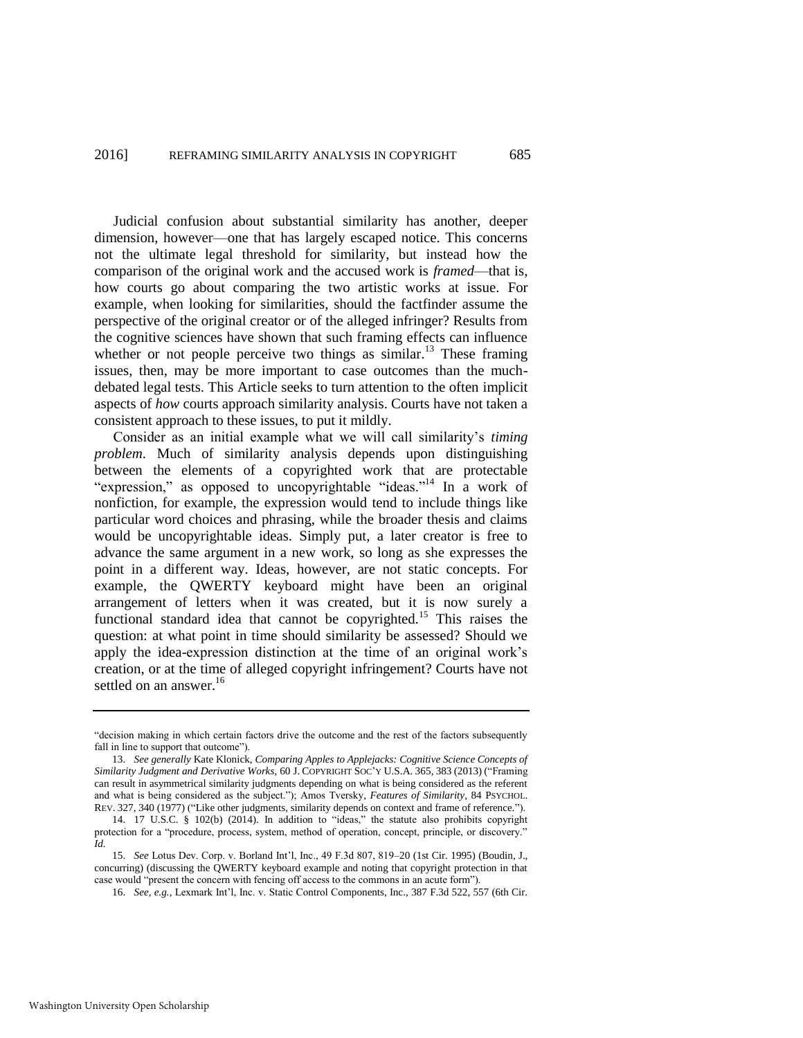Judicial confusion about substantial similarity has another, deeper dimension, however—one that has largely escaped notice. This concerns not the ultimate legal threshold for similarity, but instead how the comparison of the original work and the accused work is *framed*—that is, how courts go about comparing the two artistic works at issue. For example, when looking for similarities, should the factfinder assume the perspective of the original creator or of the alleged infringer? Results from the cognitive sciences have shown that such framing effects can influence whether or not people perceive two things as similar.[13] These framing issues, then, may be more important to case outcomes than the much-debated legal tests. This Article seeks to turn attention to the often implicit aspects of *how* courts approach similarity analysis. Courts have not taken a consistent approach to these issues, to put it mildly.

Consider as an initial example what we will call similarity's *timing problem*. Much of similarity analysis depends upon distinguishing between the elements of a copyrighted work that are protectable "expression," as opposed to uncopyrightable "ideas."[14] In a work of nonfiction, for example, the expression would tend to include things like particular word choices and phrasing, while the broader thesis and claims would be uncopyrightable ideas. Simply put, a later creator is free to advance the same argument in a new work, so long as she expresses the point in a different way. Ideas, however, are not static concepts. For example, the QWERTY keyboard might have been an original arrangement of letters when it was created, but it is now surely a functional standard idea that cannot be copyrighted.[15] This raises the question: at what point in time should similarity be assessed? Should we apply the idea-expression distinction at the time of an original work's creation, or at the time of alleged copyright infringement? Courts have not settled on an answer.[16]

---

"decision making in which certain factors drive the outcome and the rest of the factors subsequently fall in line to support that outcome").

13. *See generally* Kate Klonick, *Comparing Apples to Applejacks: Cognitive Science Concepts of Similarity Judgment and Derivative Works*, 60 J. COPYRIGHT SOC'Y U.S.A. 365, 383 (2013) ("Framing can result in asymmetrical similarity judgments depending on what is being considered as the referent and what is being considered as the subject."); Amos Tversky, *Features of Similarity*, 84 PSYCHOL. REV. 327, 340 (1977) ("Like other judgments, similarity depends on context and frame of reference.").

14. 17 U.S.C. § 102(b) (2014). In addition to "ideas," the statute also prohibits copyright protection for a "procedure, process, system, method of operation, concept, principle, or discovery." *Id.*

15. *See* Lotus Dev. Corp. v. Borland Int'l, Inc., 49 F.3d 807, 819–20 (1st Cir. 1995) (Boudin, J., concurring) (discussing the QWERTY keyboard example and noting that copyright protection in that case would "present the concern with fencing off access to the commons in an acute form").

16. *See, e.g.*, Lexmark Int'l, Inc. v. Static Control Components, Inc., 387 F.3d 522, 557 (6th Cir.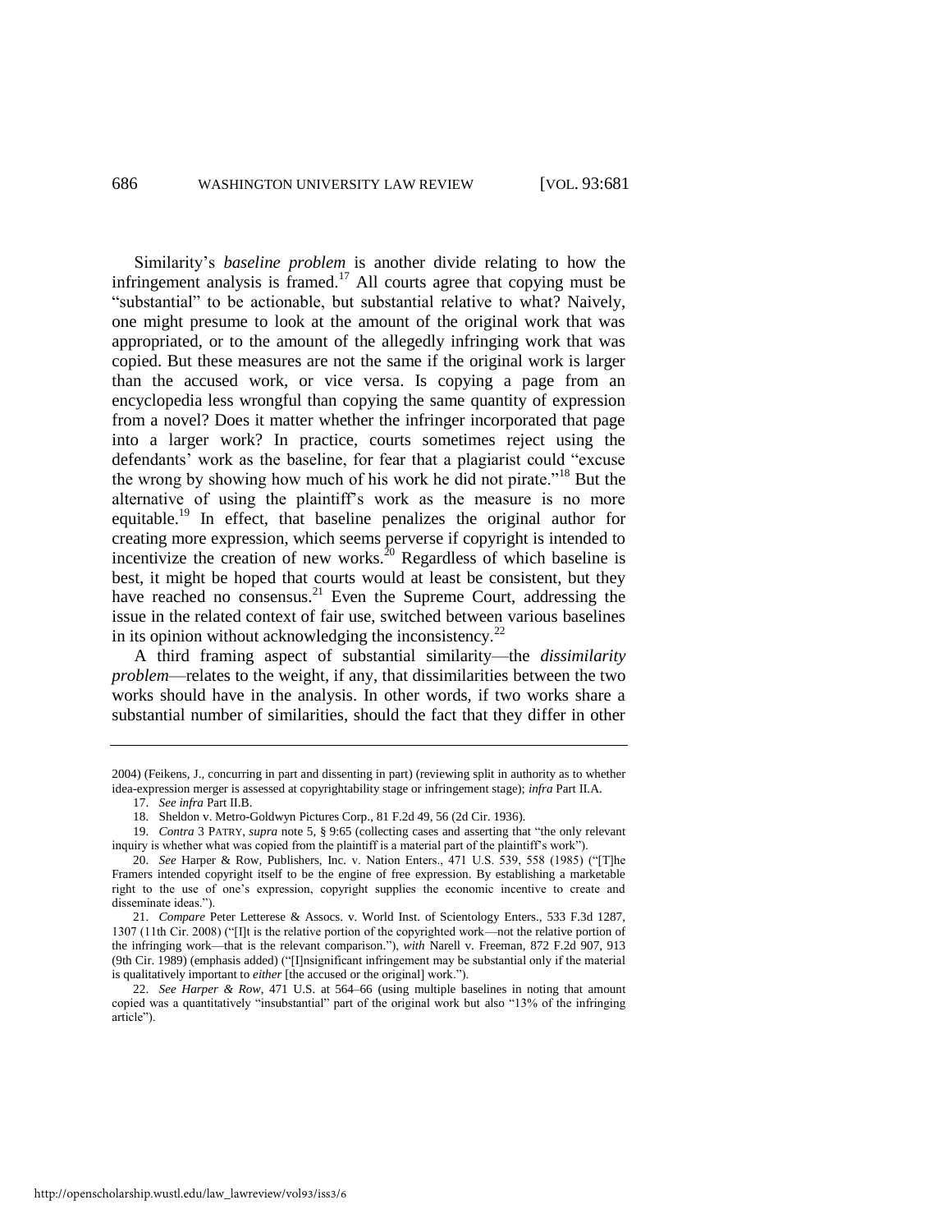Similarity's *baseline problem* is another divide relating to how the infringement analysis is framed.[17] All courts agree that copying must be "substantial" to be actionable, but substantial relative to what? Naively, one might presume to look at the amount of the original work that was appropriated, or to the amount of the allegedly infringing work that was copied. But these measures are not the same if the original work is larger than the accused work, or vice versa. Is copying a page from an encyclopedia less wrongful than copying the same quantity of expression from a novel? Does it matter whether the infringer incorporated that page into a larger work? In practice, courts sometimes reject using the defendants' work as the baseline, for fear that a plagiarist could "excuse the wrong by showing how much of his work he did not pirate."[18] But the alternative of using the plaintiff's work as the measure is no more equitable.[19] In effect, that baseline penalizes the original author for creating more expression, which seems perverse if copyright is intended to incentivize the creation of new works.[20] Regardless of which baseline is best, it might be hoped that courts would at least be consistent, but they have reached no consensus.[21] Even the Supreme Court, addressing the issue in the related context of fair use, switched between various baselines in its opinion without acknowledging the inconsistency.[22]

A third framing aspect of substantial similarity—the *dissimilarity problem*—relates to the weight, if any, that dissimilarities between the two works should have in the analysis. In other words, if two works share a substantial number of similarities, should the fact that they differ in other

---

2004) (Feikens, J., concurring in part and dissenting in part) (reviewing split in authority as to whether idea-expression merger is assessed at copyrightability stage or infringement stage); *infra* Part II.A.

17. *See infra* Part II.B.

18. Sheldon v. Metro-Goldwyn Pictures Corp., 81 F.2d 49, 56 (2d Cir. 1936).

19. *Contra* 3 PATRY, *supra* note 5, § 9:65 (collecting cases and asserting that "the only relevant inquiry is whether what was copied from the plaintiff is a material part of the plaintiff's work").

20. *See* Harper & Row, Publishers, Inc. v. Nation Enters., 471 U.S. 539, 558 (1985) ("[T]he Framers intended copyright itself to be the engine of free expression. By establishing a marketable right to the use of one's expression, copyright supplies the economic incentive to create and disseminate ideas.").

21. *Compare* Peter Letterese & Assocs. v. World Inst. of Scientology Enters., 533 F.3d 1287, 1307 (11th Cir. 2008) ("[I]t is the relative portion of the copyrighted work—not the relative portion of the infringing work—that is the relevant comparison."), *with* Narell v. Freeman, 872 F.2d 907, 913 (9th Cir. 1989) (emphasis added) ("[I]nsignificant infringement may be substantial only if the material is qualitatively important to *either* [the accused or the original] work.").

22. *See Harper & Row*, 471 U.S. at 564–66 (using multiple baselines in noting that amount copied was a quantitatively "insubstantial" part of the original work but also "13% of the infringing article").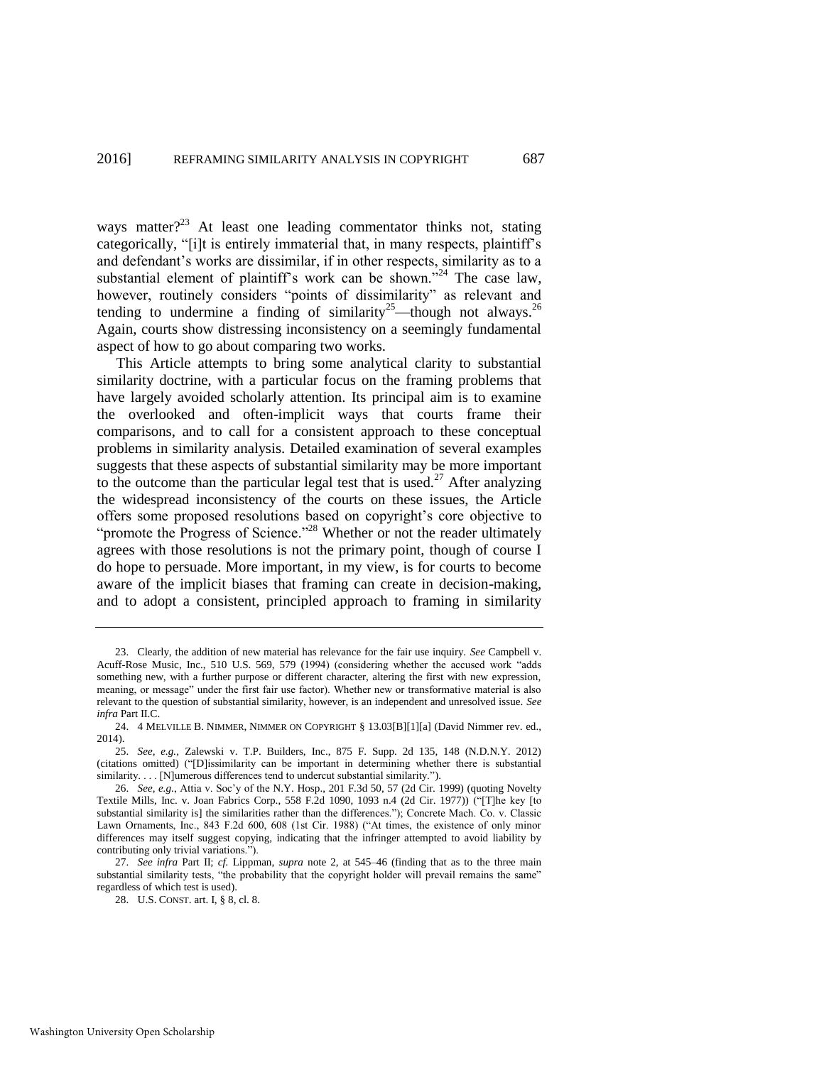ways matter?[23] At least one leading commentator thinks not, stating categorically, "[i]t is entirely immaterial that, in many respects, plaintiff's and defendant's works are dissimilar, if in other respects, similarity as to a substantial element of plaintiff's work can be shown."[24] The case law, however, routinely considers "points of dissimilarity" as relevant and tending to undermine a finding of similarity[25]—though not always.[26] Again, courts show distressing inconsistency on a seemingly fundamental aspect of how to go about comparing two works.

This Article attempts to bring some analytical clarity to substantial similarity doctrine, with a particular focus on the framing problems that have largely avoided scholarly attention. Its principal aim is to examine the overlooked and often-implicit ways that courts frame their comparisons, and to call for a consistent approach to these conceptual problems in similarity analysis. Detailed examination of several examples suggests that these aspects of substantial similarity may be more important to the outcome than the particular legal test that is used.[27] After analyzing the widespread inconsistency of the courts on these issues, the Article offers some proposed resolutions based on copyright's core objective to "promote the Progress of Science."[28] Whether or not the reader ultimately agrees with those resolutions is not the primary point, though of course I do hope to persuade. More important, in my view, is for courts to become aware of the implicit biases that framing can create in decision-making, and to adopt a consistent, principled approach to framing in similarity

---

23. Clearly, the addition of new material has relevance for the fair use inquiry. *See* Campbell v. Acuff-Rose Music, Inc., 510 U.S. 569, 579 (1994) (considering whether the accused work "adds something new, with a further purpose or different character, altering the first with new expression, meaning, or message" under the first fair use factor). Whether new or transformative material is also relevant to the question of substantial similarity, however, is an independent and unresolved issue. *See infra* Part II.C.

24. 4 MELVILLE B. NIMMER, NIMMER ON COPYRIGHT § 13.03[B][1][a] (David Nimmer rev. ed., 2014).

25. *See, e.g.*, Zalewski v. T.P. Builders, Inc., 875 F. Supp. 2d 135, 148 (N.D.N.Y. 2012) (citations omitted) ("[D]issimilarity can be important in determining whether there is substantial similarity. . . . [N]umerous differences tend to undercut substantial similarity.").

26. *See, e.g.*, Attia v. Soc'y of the N.Y. Hosp., 201 F.3d 50, 57 (2d Cir. 1999) (quoting Novelty Textile Mills, Inc. v. Joan Fabrics Corp., 558 F.2d 1090, 1093 n.4 (2d Cir. 1977)) ("[T]he key [to substantial similarity is] the similarities rather than the differences."); Concrete Mach. Co. v. Classic Lawn Ornaments, Inc., 843 F.2d 600, 608 (1st Cir. 1988) ("At times, the existence of only minor differences may itself suggest copying, indicating that the infringer attempted to avoid liability by contributing only trivial variations.").

27. *See infra* Part II; *cf.* Lippman, *supra* note 2, at 545–46 (finding that as to the three main substantial similarity tests, "the probability that the copyright holder will prevail remains the same" regardless of which test is used).

28. U.S. CONST. art. I, § 8, cl. 8.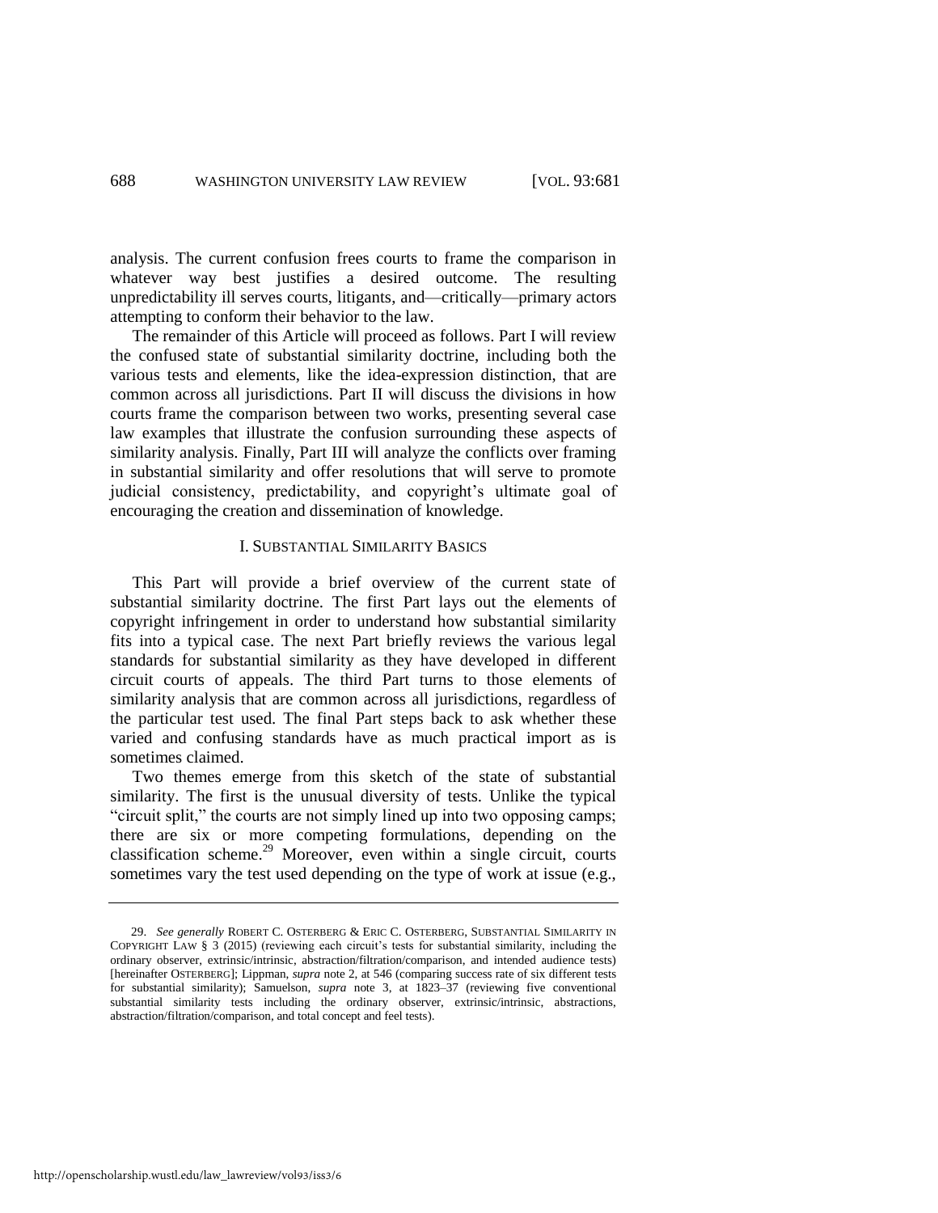analysis. The current confusion frees courts to frame the comparison in whatever way best justifies a desired outcome. The resulting unpredictability ill serves courts, litigants, and—critically—primary actors attempting to conform their behavior to the law.

The remainder of this Article will proceed as follows. Part I will review the confused state of substantial similarity doctrine, including both the various tests and elements, like the idea-expression distinction, that are common across all jurisdictions. Part II will discuss the divisions in how courts frame the comparison between two works, presenting several case law examples that illustrate the confusion surrounding these aspects of similarity analysis. Finally, Part III will analyze the conflicts over framing in substantial similarity and offer resolutions that will serve to promote judicial consistency, predictability, and copyright's ultimate goal of encouraging the creation and dissemination of knowledge.

## I. SUBSTANTIAL SIMILARITY BASICS

This Part will provide a brief overview of the current state of substantial similarity doctrine. The first Part lays out the elements of copyright infringement in order to understand how substantial similarity fits into a typical case. The next Part briefly reviews the various legal standards for substantial similarity as they have developed in different circuit courts of appeals. The third Part turns to those elements of similarity analysis that are common across all jurisdictions, regardless of the particular test used. The final Part steps back to ask whether these varied and confusing standards have as much practical import as is sometimes claimed.

Two themes emerge from this sketch of the state of substantial similarity. The first is the unusual diversity of tests. Unlike the typical "circuit split," the courts are not simply lined up into two opposing camps; there are six or more competing formulations, depending on the classification scheme.[29] Moreover, even within a single circuit, courts sometimes vary the test used depending on the type of work at issue (e.g.,

---

29. *See generally* ROBERT C. OSTERBERG & ERIC C. OSTERBERG, SUBSTANTIAL SIMILARITY IN COPYRIGHT LAW § 3 (2015) (reviewing each circuit's tests for substantial similarity, including the ordinary observer, extrinsic/intrinsic, abstraction/filtration/comparison, and intended audience tests) [hereinafter OSTERBERG]; Lippman, *supra* note 2, at 546 (comparing success rate of six different tests for substantial similarity); Samuelson, *supra* note 3, at 1823–37 (reviewing five conventional substantial similarity tests including the ordinary observer, extrinsic/intrinsic, abstractions, abstraction/filtration/comparison, and total concept and feel tests).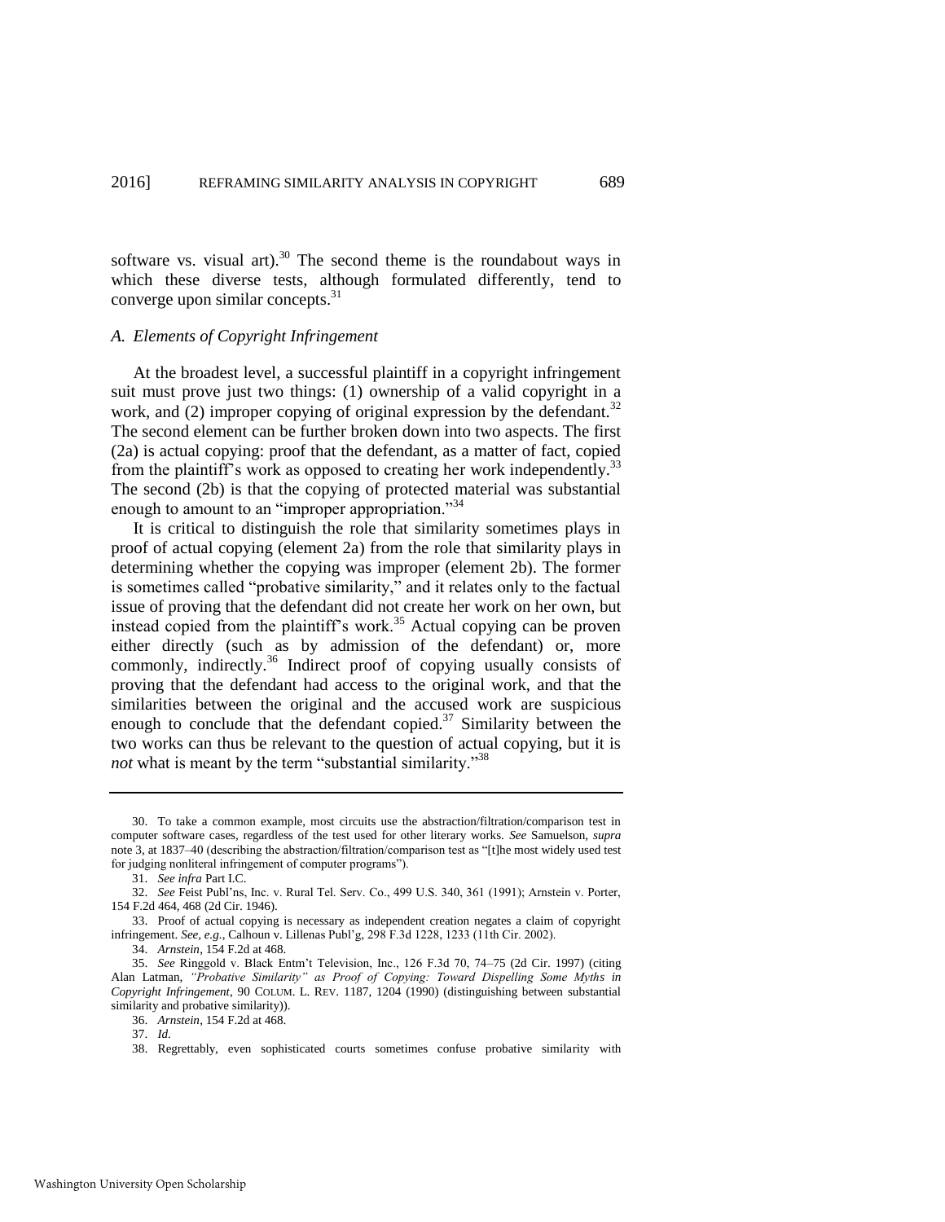software vs. visual art).[30] The second theme is the roundabout ways in which these diverse tests, although formulated differently, tend to converge upon similar concepts.[31]

### *A. Elements of Copyright Infringement*

At the broadest level, a successful plaintiff in a copyright infringement suit must prove just two things: (1) ownership of a valid copyright in a work, and (2) improper copying of original expression by the defendant.[32] The second element can be further broken down into two aspects. The first (2a) is actual copying: proof that the defendant, as a matter of fact, copied from the plaintiff's work as opposed to creating her work independently.[33] The second (2b) is that the copying of protected material was substantial enough to amount to an "improper appropriation."[34]

It is critical to distinguish the role that similarity sometimes plays in proof of actual copying (element 2a) from the role that similarity plays in determining whether the copying was improper (element 2b). The former is sometimes called "probative similarity," and it relates only to the factual issue of proving that the defendant did not create her work on her own, but instead copied from the plaintiff's work.[35] Actual copying can be proven either directly (such as by admission of the defendant) or, more commonly, indirectly.[36] Indirect proof of copying usually consists of proving that the defendant had access to the original work, and that the similarities between the original and the accused work are suspicious enough to conclude that the defendant copied.[37] Similarity between the two works can thus be relevant to the question of actual copying, but it is *not* what is meant by the term "substantial similarity."[38]

---

30. To take a common example, most circuits use the abstraction/filtration/comparison test in computer software cases, regardless of the test used for other literary works. *See* Samuelson, *supra* note 3, at 1837–40 (describing the abstraction/filtration/comparison test as "[t]he most widely used test for judging nonliteral infringement of computer programs").

31. *See infra* Part I.C.

32. *See* Feist Publ'ns, Inc. v. Rural Tel. Serv. Co., 499 U.S. 340, 361 (1991); Arnstein v. Porter, 154 F.2d 464, 468 (2d Cir. 1946).

33. Proof of actual copying is necessary as independent creation negates a claim of copyright infringement. *See, e.g.*, Calhoun v. Lillenas Publ'g, 298 F.3d 1228, 1233 (11th Cir. 2002).

34. *Arnstein*, 154 F.2d at 468.

35. *See* Ringgold v. Black Entm't Television, Inc., 126 F.3d 70, 74–75 (2d Cir. 1997) (citing Alan Latman, *"Probative Similarity" as Proof of Copying: Toward Dispelling Some Myths in Copyright Infringement*, 90 COLUM. L. REV. 1187, 1204 (1990) (distinguishing between substantial similarity and probative similarity)).

36. *Arnstein*, 154 F.2d at 468.

37. *Id.*

38. Regrettably, even sophisticated courts sometimes confuse probative similarity with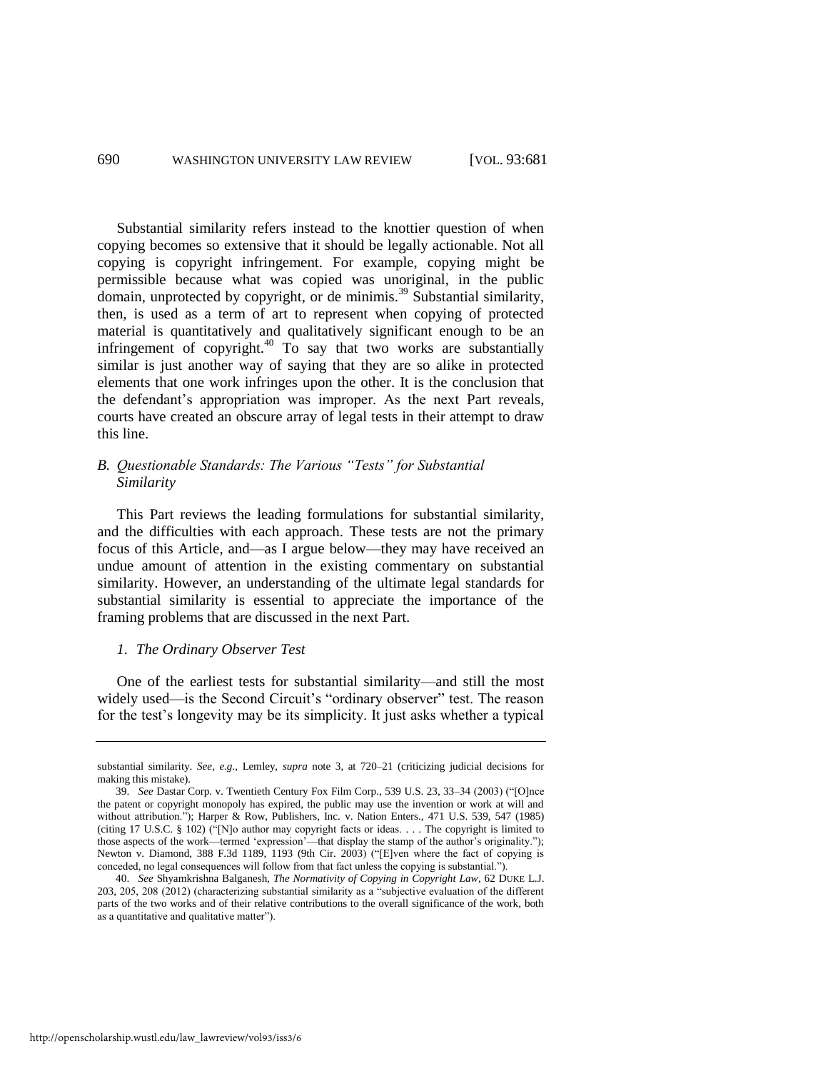Substantial similarity refers instead to the knottier question of when copying becomes so extensive that it should be legally actionable. Not all copying is copyright infringement. For example, copying might be permissible because what was copied was unoriginal, in the public domain, unprotected by copyright, or de minimis.[39] Substantial similarity, then, is used as a term of art to represent when copying of protected material is quantitatively and qualitatively significant enough to be an infringement of copyright.[40] To say that two works are substantially similar is just another way of saying that they are so alike in protected elements that one work infringes upon the other. It is the conclusion that the defendant's appropriation was improper. As the next Part reveals, courts have created an obscure array of legal tests in their attempt to draw this line.

### *B. Questionable Standards: The Various "Tests" for Substantial Similarity*

This Part reviews the leading formulations for substantial similarity, and the difficulties with each approach. These tests are not the primary focus of this Article, and—as I argue below—they may have received an undue amount of attention in the existing commentary on substantial similarity. However, an understanding of the ultimate legal standards for substantial similarity is essential to appreciate the importance of the framing problems that are discussed in the next Part.

#### *1. The Ordinary Observer Test*

One of the earliest tests for substantial similarity—and still the most widely used—is the Second Circuit's "ordinary observer" test. The reason for the test's longevity may be its simplicity. It just asks whether a typical

---

substantial similarity. *See, e.g.*, Lemley, *supra* note 3, at 720–21 (criticizing judicial decisions for making this mistake).

39. *See* Dastar Corp. v. Twentieth Century Fox Film Corp., 539 U.S. 23, 33–34 (2003) ("[O]nce the patent or copyright monopoly has expired, the public may use the invention or work at will and without attribution."); Harper & Row, Publishers, Inc. v. Nation Enters., 471 U.S. 539, 547 (1985) (citing 17 U.S.C. § 102) ("[N]o author may copyright facts or ideas. . . . The copyright is limited to those aspects of the work—termed 'expression'—that display the stamp of the author's originality."); Newton v. Diamond, 388 F.3d 1189, 1193 (9th Cir. 2003) ("[E]ven where the fact of copying is conceded, no legal consequences will follow from that fact unless the copying is substantial.").

40. *See* Shyamkrishna Balganesh, *The Normativity of Copying in Copyright Law*, 62 DUKE L.J. 203, 205, 208 (2012) (characterizing substantial similarity as a "subjective evaluation of the different parts of the two works and of their relative contributions to the overall significance of the work, both as a quantitative and qualitative matter").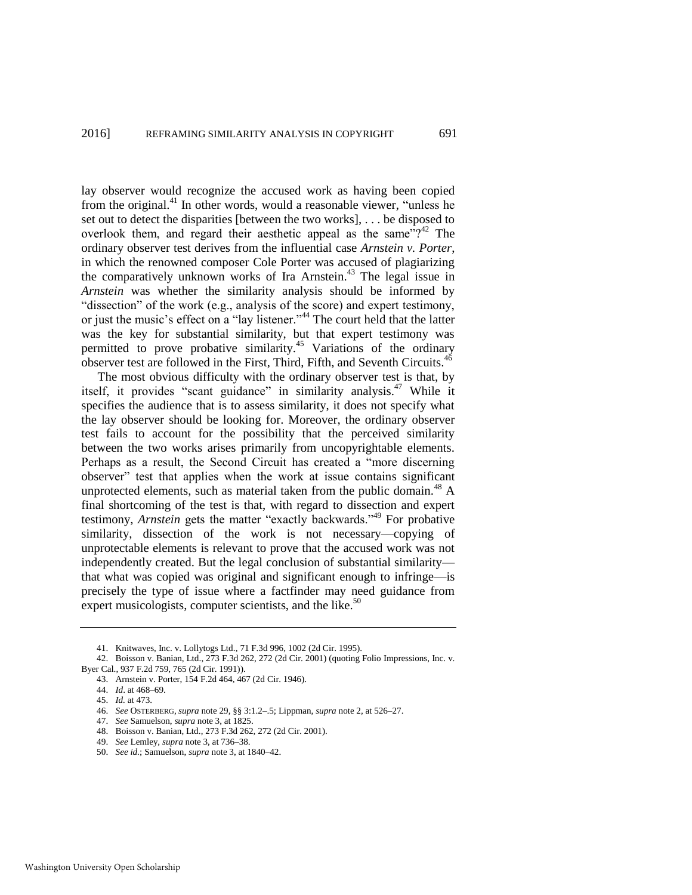lay observer would recognize the accused work as having been copied from the original.[41] In other words, would a reasonable viewer, "unless he set out to detect the disparities [between the two works], . . . be disposed to overlook them, and regard their aesthetic appeal as the same"?[42] The ordinary observer test derives from the influential case *Arnstein v. Porter*, in which the renowned composer Cole Porter was accused of plagiarizing the comparatively unknown works of Ira Arnstein.[43] The legal issue in *Arnstein* was whether the similarity analysis should be informed by "dissection" of the work (e.g., analysis of the score) and expert testimony, or just the music's effect on a "lay listener."[44] The court held that the latter was the key for substantial similarity, but that expert testimony was permitted to prove probative similarity.[45] Variations of the ordinary observer test are followed in the First, Third, Fifth, and Seventh Circuits.[46]

The most obvious difficulty with the ordinary observer test is that, by itself, it provides "scant guidance" in similarity analysis.[47] While it specifies the audience that is to assess similarity, it does not specify what the lay observer should be looking for. Moreover, the ordinary observer test fails to account for the possibility that the perceived similarity between the two works arises primarily from uncopyrightable elements. Perhaps as a result, the Second Circuit has created a "more discerning observer" test that applies when the work at issue contains significant unprotected elements, such as material taken from the public domain.[48] A final shortcoming of the test is that, with regard to dissection and expert testimony, *Arnstein* gets the matter "exactly backwards."[49] For probative similarity, dissection of the work is not necessary—copying of unprotectable elements is relevant to prove that the accused work was not independently created. But the legal conclusion of substantial similarity—that what was copied was original and significant enough to infringe—is precisely the type of issue where a factfinder may need guidance from expert musicologists, computer scientists, and the like.[50]

---

41. Knitwaves, Inc. v. Lollytogs Ltd., 71 F.3d 996, 1002 (2d Cir. 1995).

42. Boisson v. Banian, Ltd., 273 F.3d 262, 272 (2d Cir. 2001) (quoting Folio Impressions, Inc. v. Byer Cal., 937 F.2d 759, 765 (2d Cir. 1991)).

43. Arnstein v. Porter, 154 F.2d 464, 467 (2d Cir. 1946).

44. *Id*. at 468–69.

45. *Id.* at 473.

46. *See* OSTERBERG, *supra* note 29, §§ 3:1.2–.5; Lippman, *supra* note 2, at 526–27.

47. *See* Samuelson, *supra* note 3, at 1825.

48. Boisson v. Banian, Ltd., 273 F.3d 262, 272 (2d Cir. 2001).

49. *See* Lemley, *supra* note 3, at 736–38.

50. *See id.*; Samuelson, *supra* note 3, at 1840–42.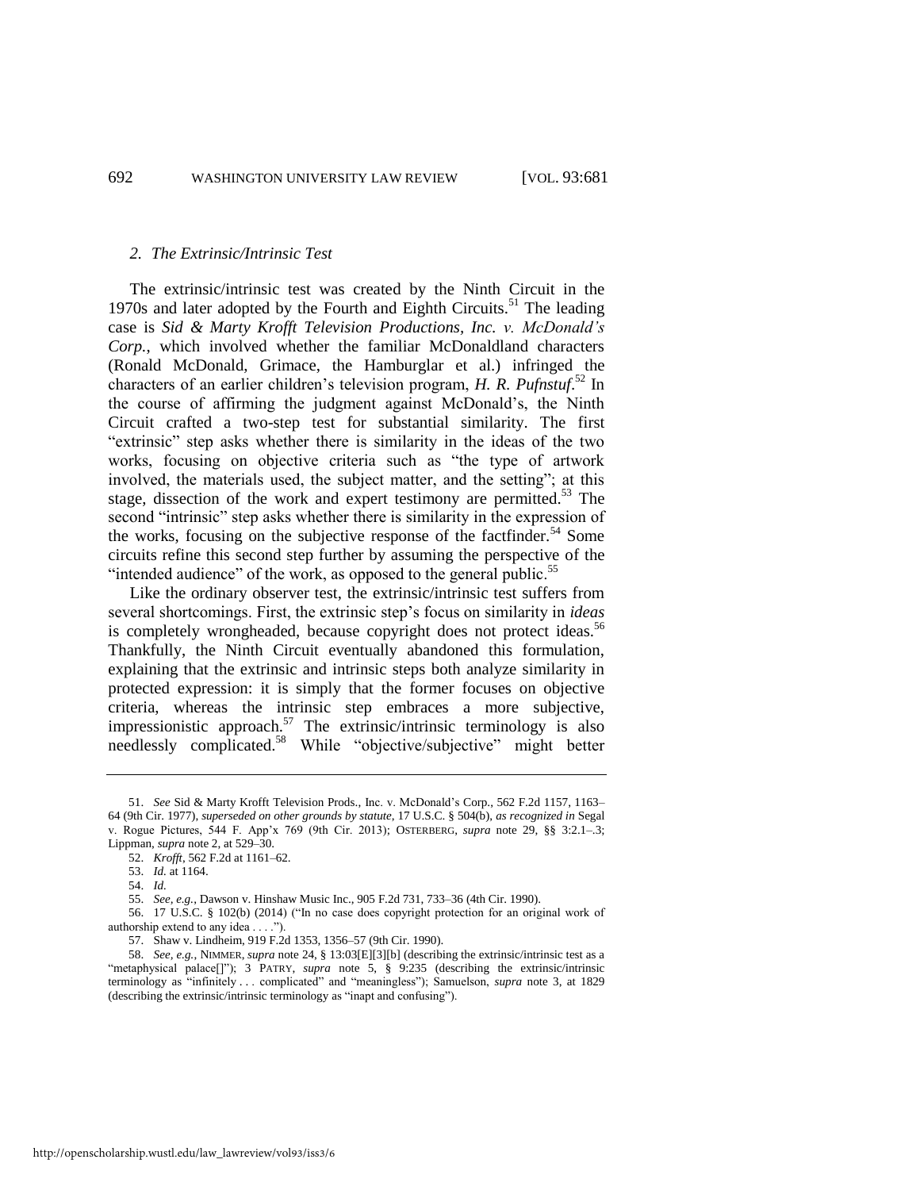### *2. The Extrinsic/Intrinsic Test*

The extrinsic/intrinsic test was created by the Ninth Circuit in the 1970s and later adopted by the Fourth and Eighth Circuits.[51] The leading case is *Sid & Marty Krofft Television Productions, Inc. v. McDonald's Corp.*, which involved whether the familiar McDonaldland characters (Ronald McDonald, Grimace, the Hamburglar et al.) infringed the characters of an earlier children's television program, *H. R. Pufnstuf*.[52] In the course of affirming the judgment against McDonald's, the Ninth Circuit crafted a two-step test for substantial similarity. The first "extrinsic" step asks whether there is similarity in the ideas of the two works, focusing on objective criteria such as "the type of artwork involved, the materials used, the subject matter, and the setting"; at this stage, dissection of the work and expert testimony are permitted.[53] The second "intrinsic" step asks whether there is similarity in the expression of the works, focusing on the subjective response of the factfinder.[54] Some circuits refine this second step further by assuming the perspective of the "intended audience" of the work, as opposed to the general public.[55]

Like the ordinary observer test, the extrinsic/intrinsic test suffers from several shortcomings. First, the extrinsic step's focus on similarity in *ideas* is completely wrongheaded, because copyright does not protect ideas.[56] Thankfully, the Ninth Circuit eventually abandoned this formulation, explaining that the extrinsic and intrinsic steps both analyze similarity in protected expression: it is simply that the former focuses on objective criteria, whereas the intrinsic step embraces a more subjective, impressionistic approach.[57] The extrinsic/intrinsic terminology is also needlessly complicated.[58] While "objective/subjective" might better

---

51. *See* Sid & Marty Krofft Television Prods., Inc. v. McDonald's Corp., 562 F.2d 1157, 1163–64 (9th Cir. 1977), *superseded on other grounds by statute*, 17 U.S.C. § 504(b), *as recognized in* Segal v. Rogue Pictures, 544 F. App'x 769 (9th Cir. 2013); OSTERBERG, *supra* note 29, §§ 3:2.1–.3; Lippman, *supra* note 2, at 529–30.

52. *Krofft*, 562 F.2d at 1161–62.

53. *Id.* at 1164.

54. *Id.*

55. *See, e.g.*, Dawson v. Hinshaw Music Inc., 905 F.2d 731, 733–36 (4th Cir. 1990).

56. 17 U.S.C. § 102(b) (2014) ("In no case does copyright protection for an original work of authorship extend to any idea . . . .").

57. Shaw v. Lindheim, 919 F.2d 1353, 1356–57 (9th Cir. 1990).

58. *See, e.g.*, NIMMER, *supra* note 24, § 13:03[E][3][b] (describing the extrinsic/intrinsic test as a "metaphysical palace[]"); 3 PATRY, *supra* note 5, § 9:235 (describing the extrinsic/intrinsic terminology as "infinitely . . . complicated" and "meaningless"); Samuelson, *supra* note 3, at 1829 (describing the extrinsic/intrinsic terminology as "inapt and confusing").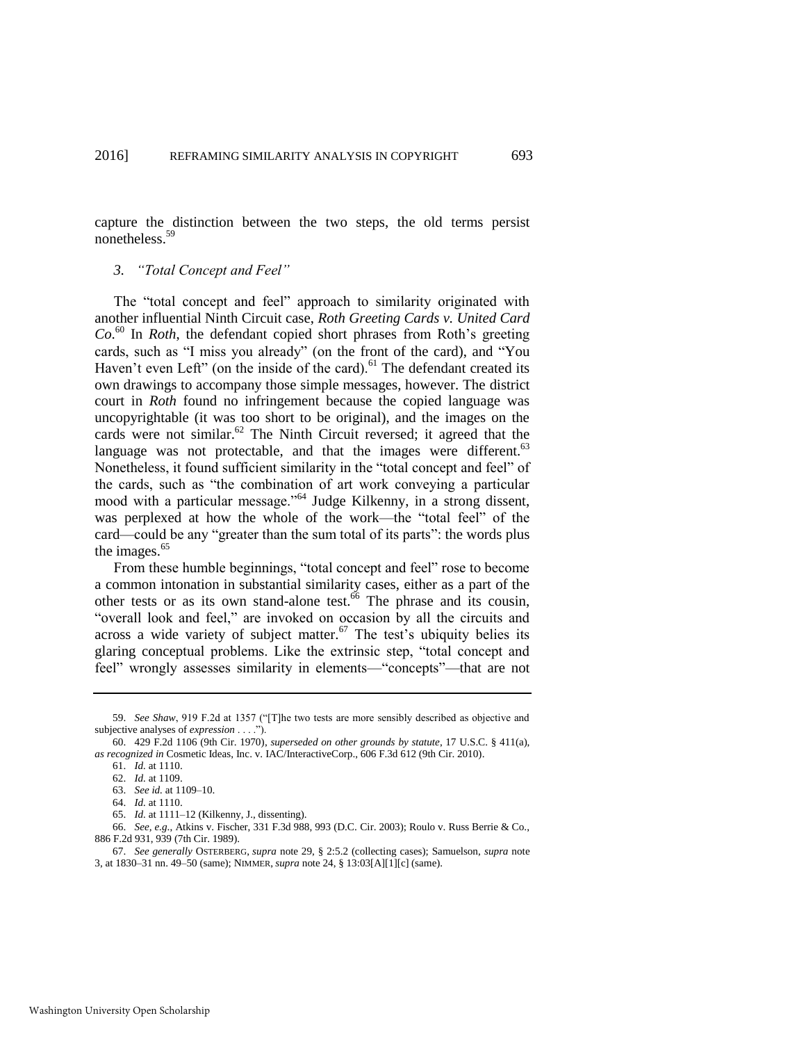capture the distinction between the two steps, the old terms persist nonetheless.[59]

### *3. "Total Concept and Feel"*

The "total concept and feel" approach to similarity originated with another influential Ninth Circuit case, *Roth Greeting Cards v. United Card Co.*[60] In *Roth*, the defendant copied short phrases from Roth's greeting cards, such as "I miss you already" (on the front of the card), and "You Haven't even Left" (on the inside of the card).[61] The defendant created its own drawings to accompany those simple messages, however. The district court in *Roth* found no infringement because the copied language was uncopyrightable (it was too short to be original), and the images on the cards were not similar.[62] The Ninth Circuit reversed; it agreed that the language was not protectable, and that the images were different.[63] Nonetheless, it found sufficient similarity in the "total concept and feel" of the cards, such as "the combination of art work conveying a particular mood with a particular message."[64] Judge Kilkenny, in a strong dissent, was perplexed at how the whole of the work—the "total feel" of the card—could be any "greater than the sum total of its parts": the words plus the images.[65]

From these humble beginnings, "total concept and feel" rose to become a common intonation in substantial similarity cases, either as a part of the other tests or as its own stand-alone test.[66] The phrase and its cousin, "overall look and feel," are invoked on occasion by all the circuits and across a wide variety of subject matter.[67] The test's ubiquity belies its glaring conceptual problems. Like the extrinsic step, "total concept and feel" wrongly assesses similarity in elements—"concepts"—that are not

---

59. *See Shaw*, 919 F.2d at 1357 ("[T]he two tests are more sensibly described as objective and subjective analyses of *expression* . . . .").

60. 429 F.2d 1106 (9th Cir. 1970), *superseded on other grounds by statute*, 17 U.S.C. § 411(a), *as recognized in* Cosmetic Ideas, Inc. v. IAC/InteractiveCorp., 606 F.3d 612 (9th Cir. 2010).

61. *Id.* at 1110.

62. *Id.* at 1109.

63. *See id.* at 1109–10.

64. *Id.* at 1110.

65. *Id.* at 1111–12 (Kilkenny, J., dissenting).

66. *See, e.g.*, Atkins v. Fischer, 331 F.3d 988, 993 (D.C. Cir. 2003); Roulo v. Russ Berrie & Co., 886 F.2d 931, 939 (7th Cir. 1989).

67. *See generally* OSTERBERG, *supra* note 29, § 2:5.2 (collecting cases); Samuelson, *supra* note 3, at 1830–31 nn. 49–50 (same); NIMMER, *supra* note 24, § 13:03[A][1][c] (same).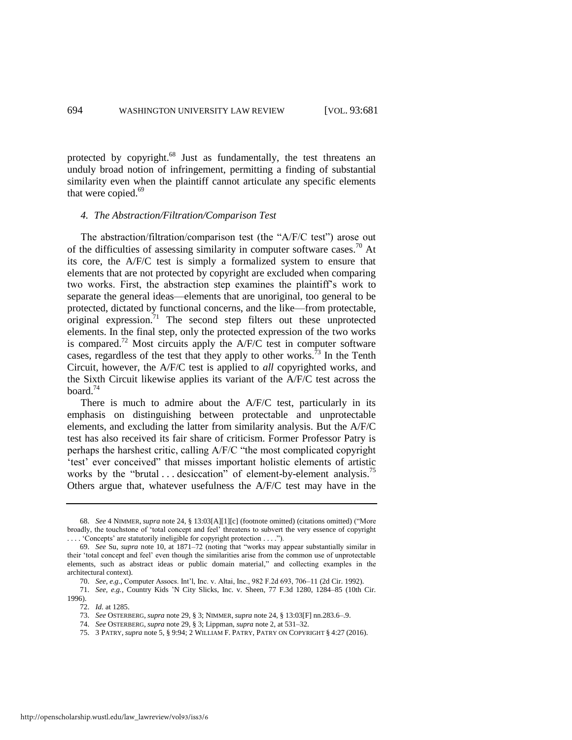protected by copyright.[68] Just as fundamentally, the test threatens an unduly broad notion of infringement, permitting a finding of substantial similarity even when the plaintiff cannot articulate any specific elements that were copied.[69]

#### *4. The Abstraction/Filtration/Comparison Test*

The abstraction/filtration/comparison test (the "A/F/C test") arose out of the difficulties of assessing similarity in computer software cases.[70] At its core, the A/F/C test is simply a formalized system to ensure that elements that are not protected by copyright are excluded when comparing two works. First, the abstraction step examines the plaintiff's work to separate the general ideas—elements that are unoriginal, too general to be protected, dictated by functional concerns, and the like—from protectable, original expression.[71] The second step filters out these unprotected elements. In the final step, only the protected expression of the two works is compared.[72] Most circuits apply the A/F/C test in computer software cases, regardless of the test that they apply to other works.[73] In the Tenth Circuit, however, the A/F/C test is applied to *all* copyrighted works, and the Sixth Circuit likewise applies its variant of the A/F/C test across the board.[74]

There is much to admire about the A/F/C test, particularly in its emphasis on distinguishing between protectable and unprotectable elements, and excluding the latter from similarity analysis. But the A/F/C test has also received its fair share of criticism. Former Professor Patry is perhaps the harshest critic, calling A/F/C "the most complicated copyright 'test' ever conceived" that misses important holistic elements of artistic works by the "brutal . . . desiccation" of element-by-element analysis.[75] Others argue that, whatever usefulness the A/F/C test may have in the

---

68. *See* 4 NIMMER, *supra* note 24, § 13:03[A][1][c] (footnote omitted) (citations omitted) ("More broadly, the touchstone of 'total concept and feel' threatens to subvert the very essence of copyright . . . . 'Concepts' are statutorily ineligible for copyright protection . . . .").

69. *See* Su, *supra* note 10, at 1871–72 (noting that "works may appear substantially similar in their 'total concept and feel' even though the similarities arise from the common use of unprotectable elements, such as abstract ideas or public domain material," and collecting examples in the architectural context).

70. *See, e.g.*, Computer Assocs. Int'l, Inc. v. Altai, Inc., 982 F.2d 693, 706–11 (2d Cir. 1992).

71. *See, e.g.*, Country Kids 'N City Slicks, Inc. v. Sheen, 77 F.3d 1280, 1284–85 (10th Cir. 1996).

72. *Id.* at 1285.

73. *See* OSTERBERG, *supra* note 29, § 3; NIMMER, *supra* note 24, § 13:03[F] nn.283.6–.9.

74. *See* OSTERBERG, *supra* note 29, § 3; Lippman, *supra* note 2, at 531–32.

75. 3 PATRY, *supra* note 5, § 9:94; 2 WILLIAM F. PATRY, PATRY ON COPYRIGHT § 4:27 (2016).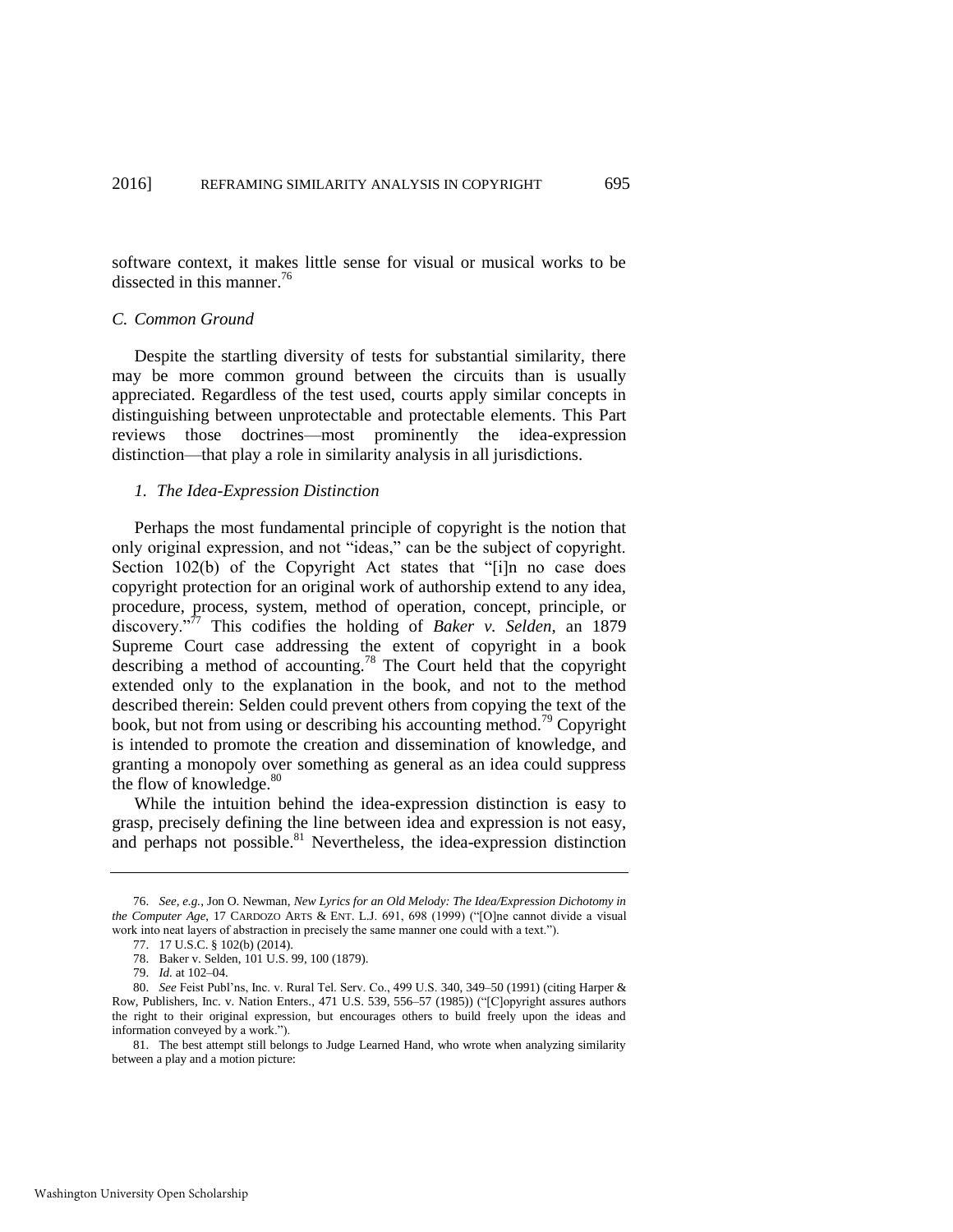software context, it makes little sense for visual or musical works to be dissected in this manner.[76]

### *C. Common Ground*

Despite the startling diversity of tests for substantial similarity, there may be more common ground between the circuits than is usually appreciated. Regardless of the test used, courts apply similar concepts in distinguishing between unprotectable and protectable elements. This Part reviews those doctrines—most prominently the idea-expression distinction—that play a role in similarity analysis in all jurisdictions.

#### *1. The Idea-Expression Distinction*

Perhaps the most fundamental principle of copyright is the notion that only original expression, and not "ideas," can be the subject of copyright. Section 102(b) of the Copyright Act states that "[i]n no case does copyright protection for an original work of authorship extend to any idea, procedure, process, system, method of operation, concept, principle, or discovery."[77] This codifies the holding of *Baker v. Selden*, an 1879 Supreme Court case addressing the extent of copyright in a book describing a method of accounting.[78] The Court held that the copyright extended only to the explanation in the book, and not to the method described therein: Selden could prevent others from copying the text of the book, but not from using or describing his accounting method.[79] Copyright is intended to promote the creation and dissemination of knowledge, and granting a monopoly over something as general as an idea could suppress the flow of knowledge.[80]

While the intuition behind the idea-expression distinction is easy to grasp, precisely defining the line between idea and expression is not easy, and perhaps not possible.[81] Nevertheless, the idea-expression distinction

---

76. *See, e.g.*, Jon O. Newman, *New Lyrics for an Old Melody: The Idea/Expression Dichotomy in the Computer Age*, 17 CARDOZO ARTS & ENT. L.J. 691, 698 (1999) ("[O]ne cannot divide a visual work into neat layers of abstraction in precisely the same manner one could with a text.").

77. 17 U.S.C. § 102(b) (2014).

78. Baker v. Selden, 101 U.S. 99, 100 (1879).

79. *Id.* at 102–04.

80. *See* Feist Publ'ns, Inc. v. Rural Tel. Serv. Co., 499 U.S. 340, 349–50 (1991) (citing Harper & Row, Publishers, Inc. v. Nation Enters., 471 U.S. 539, 556–57 (1985)) ("[C]opyright assures authors the right to their original expression, but encourages others to build freely upon the ideas and information conveyed by a work.").

81. The best attempt still belongs to Judge Learned Hand, who wrote when analyzing similarity between a play and a motion picture: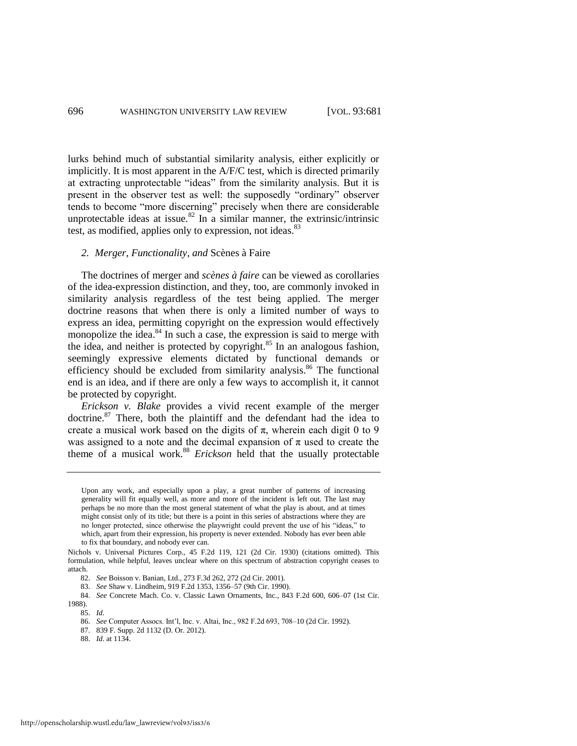lurks behind much of substantial similarity analysis, either explicitly or implicitly. It is most apparent in the A/F/C test, which is directed primarily at extracting unprotectable "ideas" from the similarity analysis. But it is present in the observer test as well: the supposedly "ordinary" observer tends to become "more discerning" precisely when there are considerable unprotectable ideas at issue.[82] In a similar manner, the extrinsic/intrinsic test, as modified, applies only to expression, not ideas.[83]

### *2. Merger, Functionality, and* Scènes à Faire

The doctrines of merger and *scènes à faire* can be viewed as corollaries of the idea-expression distinction, and they, too, are commonly invoked in similarity analysis regardless of the test being applied. The merger doctrine reasons that when there is only a limited number of ways to express an idea, permitting copyright on the expression would effectively monopolize the idea.[84] In such a case, the expression is said to merge with the idea, and neither is protected by copyright.[85] In an analogous fashion, seemingly expressive elements dictated by functional demands or efficiency should be excluded from similarity analysis.[86] The functional end is an idea, and if there are only a few ways to accomplish it, it cannot be protected by copyright.

*Erickson v. Blake* provides a vivid recent example of the merger doctrine.[87] There, both the plaintiff and the defendant had the idea to create a musical work based on the digits of π, wherein each digit 0 to 9 was assigned to a note and the decimal expansion of π used to create the theme of a musical work.[88] *Erickson* held that the usually protectable

---

> Upon any work, and especially upon a play, a great number of patterns of increasing generality will fit equally well, as more and more of the incident is left out. The last may perhaps be no more than the most general statement of what the play is about, and at times might consist only of its title; but there is a point in this series of abstractions where they are no longer protected, since otherwise the playwright could prevent the use of his "ideas," to which, apart from their expression, his property is never extended. Nobody has ever been able to fix that boundary, and nobody ever can.

Nichols v. Universal Pictures Corp., 45 F.2d 119, 121 (2d Cir. 1930) (citations omitted). This formulation, while helpful, leaves unclear where on this spectrum of abstraction copyright ceases to attach.

82. *See* Boisson v. Banian, Ltd., 273 F.3d 262, 272 (2d Cir. 2001).

83. *See* Shaw v. Lindheim, 919 F.2d 1353, 1356–57 (9th Cir. 1990).

84. *See* Concrete Mach. Co. v. Classic Lawn Ornaments, Inc., 843 F.2d 600, 606–07 (1st Cir. 1988).

85. *Id.*

86. *See* Computer Assocs. Int'l, Inc. v. Altai, Inc., 982 F.2d 693, 708–10 (2d Cir. 1992).

87. 839 F. Supp. 2d 1132 (D. Or. 2012).

88. *Id.* at 1134.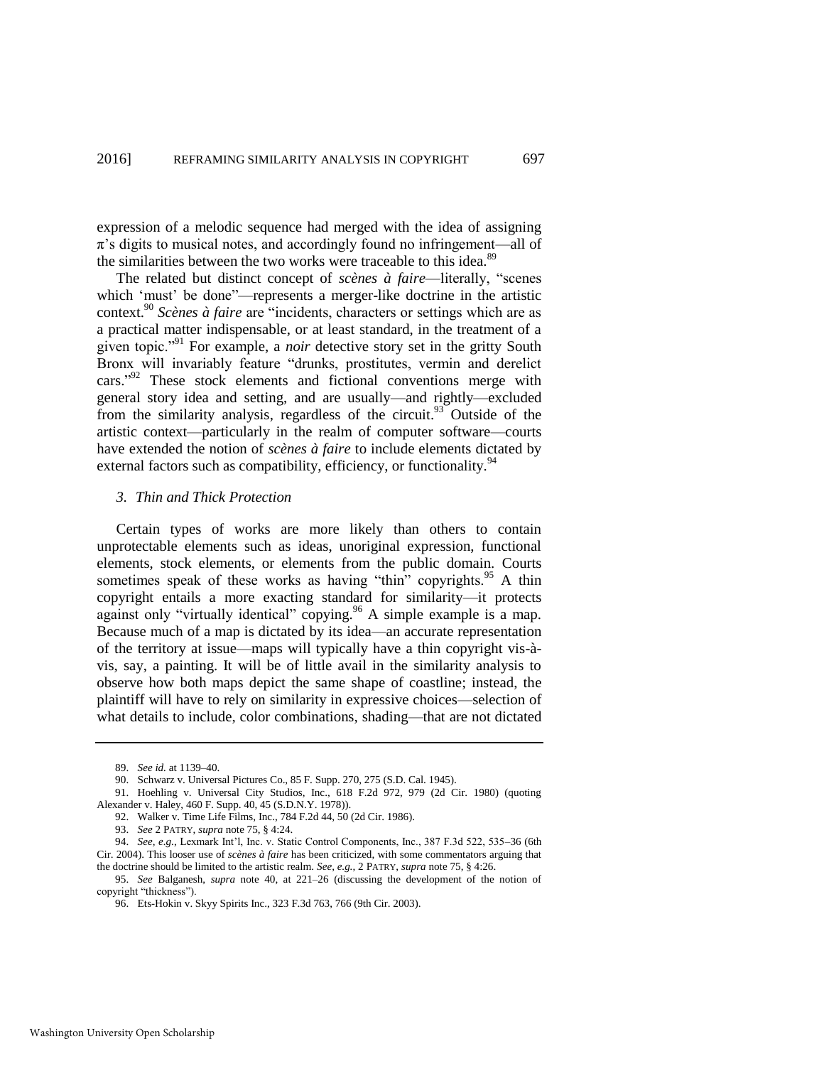expression of a melodic sequence had merged with the idea of assigning $\pi$'s digits to musical notes, and accordingly found no infringement—all of the similarities between the two works were traceable to this idea.[89]

The related but distinct concept of *scènes à faire*—literally, "scenes which 'must' be done"—represents a merger-like doctrine in the artistic context.[90] *Scènes à faire* are "incidents, characters or settings which are as a practical matter indispensable, or at least standard, in the treatment of a given topic."[91] For example, a *noir* detective story set in the gritty South Bronx will invariably feature "drunks, prostitutes, vermin and derelict cars."[92] These stock elements and fictional conventions merge with general story idea and setting, and are usually—and rightly—excluded from the similarity analysis, regardless of the circuit.[93] Outside of the artistic context—particularly in the realm of computer software—courts have extended the notion of *scènes à faire* to include elements dictated by external factors such as compatibility, efficiency, or functionality.[94]

### *3. Thin and Thick Protection*

Certain types of works are more likely than others to contain unprotectable elements such as ideas, unoriginal expression, functional elements, stock elements, or elements from the public domain. Courts sometimes speak of these works as having "thin" copyrights.[95] A thin copyright entails a more exacting standard for similarity—it protects against only "virtually identical" copying.[96] A simple example is a map. Because much of a map is dictated by its idea—an accurate representation of the territory at issue—maps will typically have a thin copyright vis-à-vis, say, a painting. It will be of little avail in the similarity analysis to observe how both maps depict the same shape of coastline; instead, the plaintiff will have to rely on similarity in expressive choices—selection of what details to include, color combinations, shading—that are not dictated

---

89. *See id.* at 1139–40.

90. Schwarz v. Universal Pictures Co., 85 F. Supp. 270, 275 (S.D. Cal. 1945).

91. Hoehling v. Universal City Studios, Inc., 618 F.2d 972, 979 (2d Cir. 1980) (quoting Alexander v. Haley, 460 F. Supp. 40, 45 (S.D.N.Y. 1978)).

92. Walker v. Time Life Films, Inc., 784 F.2d 44, 50 (2d Cir. 1986).

93. *See* 2 PATRY, *supra* note 75, § 4:24.

94. *See, e.g.*, Lexmark Int'l, Inc. v. Static Control Components, Inc., 387 F.3d 522, 535–36 (6th Cir. 2004). This looser use of *scènes à faire* has been criticized, with some commentators arguing that the doctrine should be limited to the artistic realm. *See, e.g.*, 2 PATRY, *supra* note 75, § 4:26.

95. *See* Balganesh, *supra* note 40, at 221–26 (discussing the development of the notion of copyright "thickness").

96. Ets-Hokin v. Skyy Spirits Inc., 323 F.3d 763, 766 (9th Cir. 2003).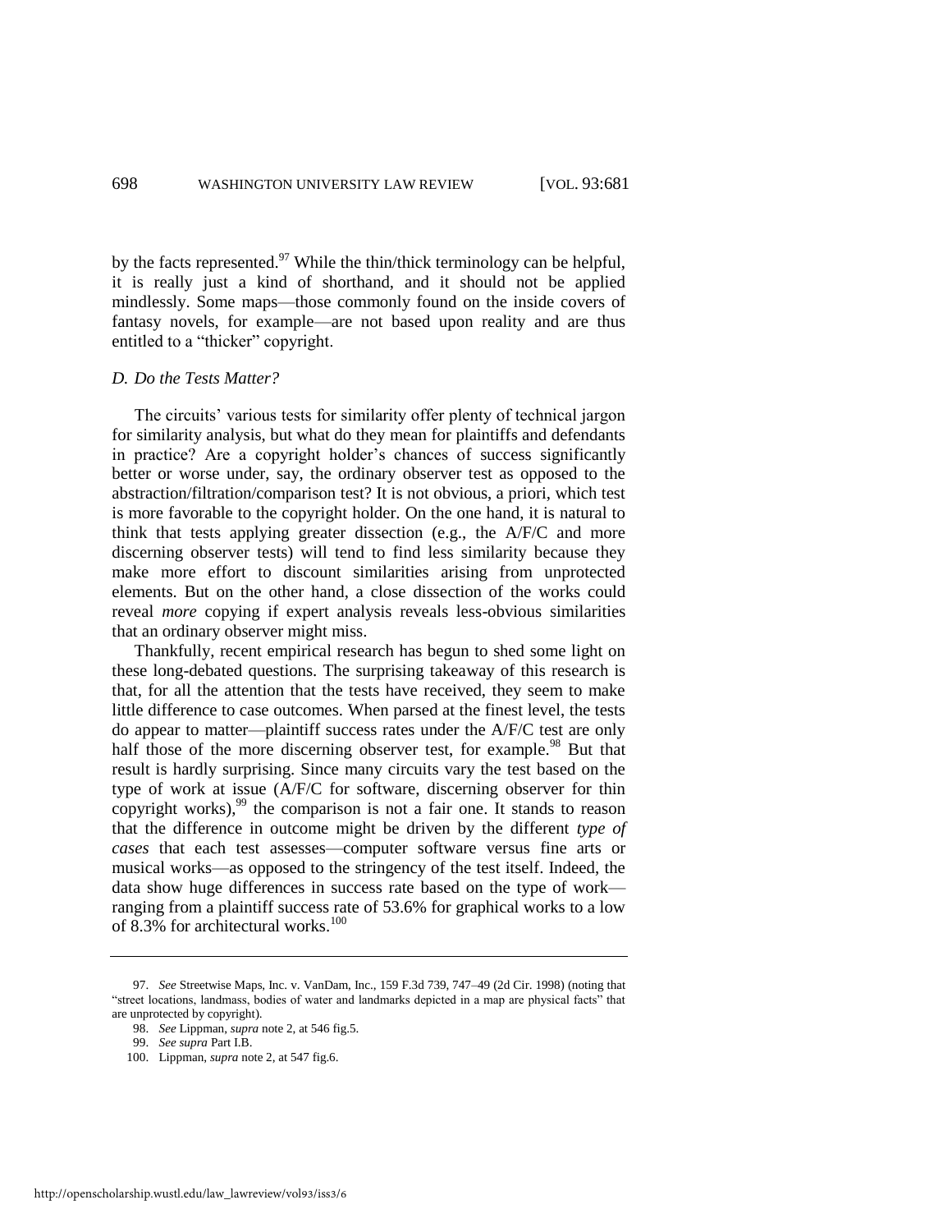by the facts represented.[97] While the thin/thick terminology can be helpful, it is really just a kind of shorthand, and it should not be applied mindlessly. Some maps—those commonly found on the inside covers of fantasy novels, for example—are not based upon reality and are thus entitled to a "thicker" copyright.

### *D. Do the Tests Matter?*

The circuits' various tests for similarity offer plenty of technical jargon for similarity analysis, but what do they mean for plaintiffs and defendants in practice? Are a copyright holder's chances of success significantly better or worse under, say, the ordinary observer test as opposed to the abstraction/filtration/comparison test? It is not obvious, a priori, which test is more favorable to the copyright holder. On the one hand, it is natural to think that tests applying greater dissection (e.g., the A/F/C and more discerning observer tests) will tend to find less similarity because they make more effort to discount similarities arising from unprotected elements. But on the other hand, a close dissection of the works could reveal *more* copying if expert analysis reveals less-obvious similarities that an ordinary observer might miss.

Thankfully, recent empirical research has begun to shed some light on these long-debated questions. The surprising takeaway of this research is that, for all the attention that the tests have received, they seem to make little difference to case outcomes. When parsed at the finest level, the tests do appear to matter—plaintiff success rates under the A/F/C test are only half those of the more discerning observer test, for example.[98] But that result is hardly surprising. Since many circuits vary the test based on the type of work at issue (A/F/C for software, discerning observer for thin copyright works),[99] the comparison is not a fair one. It stands to reason that the difference in outcome might be driven by the different *type of cases* that each test assesses—computer software versus fine arts or musical works—as opposed to the stringency of the test itself. Indeed, the data show huge differences in success rate based on the type of work—ranging from a plaintiff success rate of 53.6% for graphical works to a low of 8.3% for architectural works.[100]

---

97. *See* Streetwise Maps, Inc. v. VanDam, Inc., 159 F.3d 739, 747–49 (2d Cir. 1998) (noting that "street locations, landmass, bodies of water and landmarks depicted in a map are physical facts" that are unprotected by copyright).

98. *See* Lippman, *supra* note 2, at 546 fig.5.

99. *See supra* Part I.B.

100. Lippman, *supra* note 2, at 547 fig.6.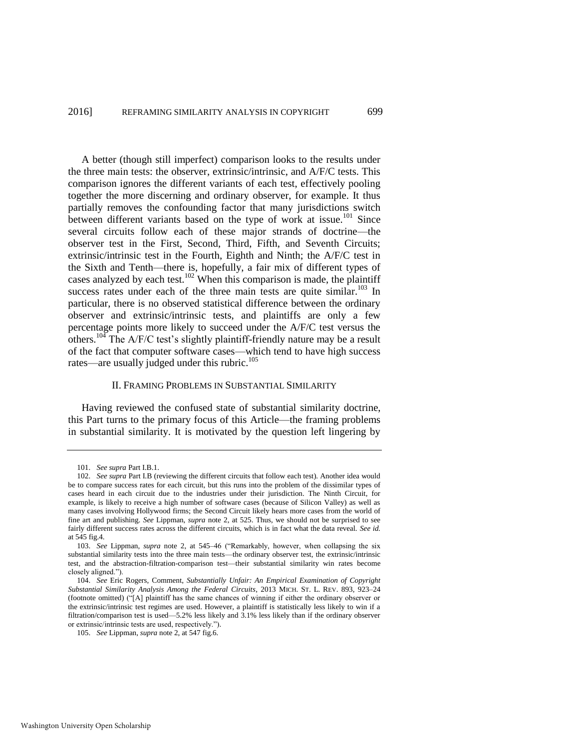A better (though still imperfect) comparison looks to the results under the three main tests: the observer, extrinsic/intrinsic, and A/F/C tests. This comparison ignores the different variants of each test, effectively pooling together the more discerning and ordinary observer, for example. It thus partially removes the confounding factor that many jurisdictions switch between different variants based on the type of work at issue.[101] Since several circuits follow each of these major strands of doctrine—the observer test in the First, Second, Third, Fifth, and Seventh Circuits; extrinsic/intrinsic test in the Fourth, Eighth and Ninth; the A/F/C test in the Sixth and Tenth—there is, hopefully, a fair mix of different types of cases analyzed by each test.[102] When this comparison is made, the plaintiff success rates under each of the three main tests are quite similar.[103] In particular, there is no observed statistical difference between the ordinary observer and extrinsic/intrinsic tests, and plaintiffs are only a few percentage points more likely to succeed under the A/F/C test versus the others.[104] The A/F/C test's slightly plaintiff-friendly nature may be a result of the fact that computer software cases—which tend to have high success rates—are usually judged under this rubric.[105]

## II. FRAMING PROBLEMS IN SUBSTANTIAL SIMILARITY

Having reviewed the confused state of substantial similarity doctrine, this Part turns to the primary focus of this Article—the framing problems in substantial similarity. It is motivated by the question left lingering by

---

101. *See supra* Part I.B.1.

102. *See supra* Part I.B (reviewing the different circuits that follow each test). Another idea would be to compare success rates for each circuit, but this runs into the problem of the dissimilar types of cases heard in each circuit due to the industries under their jurisdiction. The Ninth Circuit, for example, is likely to receive a high number of software cases (because of Silicon Valley) as well as many cases involving Hollywood firms; the Second Circuit likely hears more cases from the world of fine art and publishing. *See* Lippman, *supra* note 2, at 525. Thus, we should not be surprised to see fairly different success rates across the different circuits, which is in fact what the data reveal. *See id.* at 545 fig.4.

103. *See* Lippman, *supra* note 2, at 545–46 ("Remarkably, however, when collapsing the six substantial similarity tests into the three main tests—the ordinary observer test, the extrinsic/intrinsic test, and the abstraction-filtration-comparison test—their substantial similarity win rates become closely aligned.").

104. *See* Eric Rogers, Comment, *Substantially Unfair: An Empirical Examination of Copyright Substantial Similarity Analysis Among the Federal Circuits*, 2013 MICH. ST. L. REV. 893, 923–24 (footnote omitted) ("[A] plaintiff has the same chances of winning if either the ordinary observer or the extrinsic/intrinsic test regimes are used. However, a plaintiff is statistically less likely to win if a filtration/comparison test is used—5.2% less likely and 3.1% less likely than if the ordinary observer or extrinsic/intrinsic tests are used, respectively.").

105. *See* Lippman, *supra* note 2, at 547 fig.6.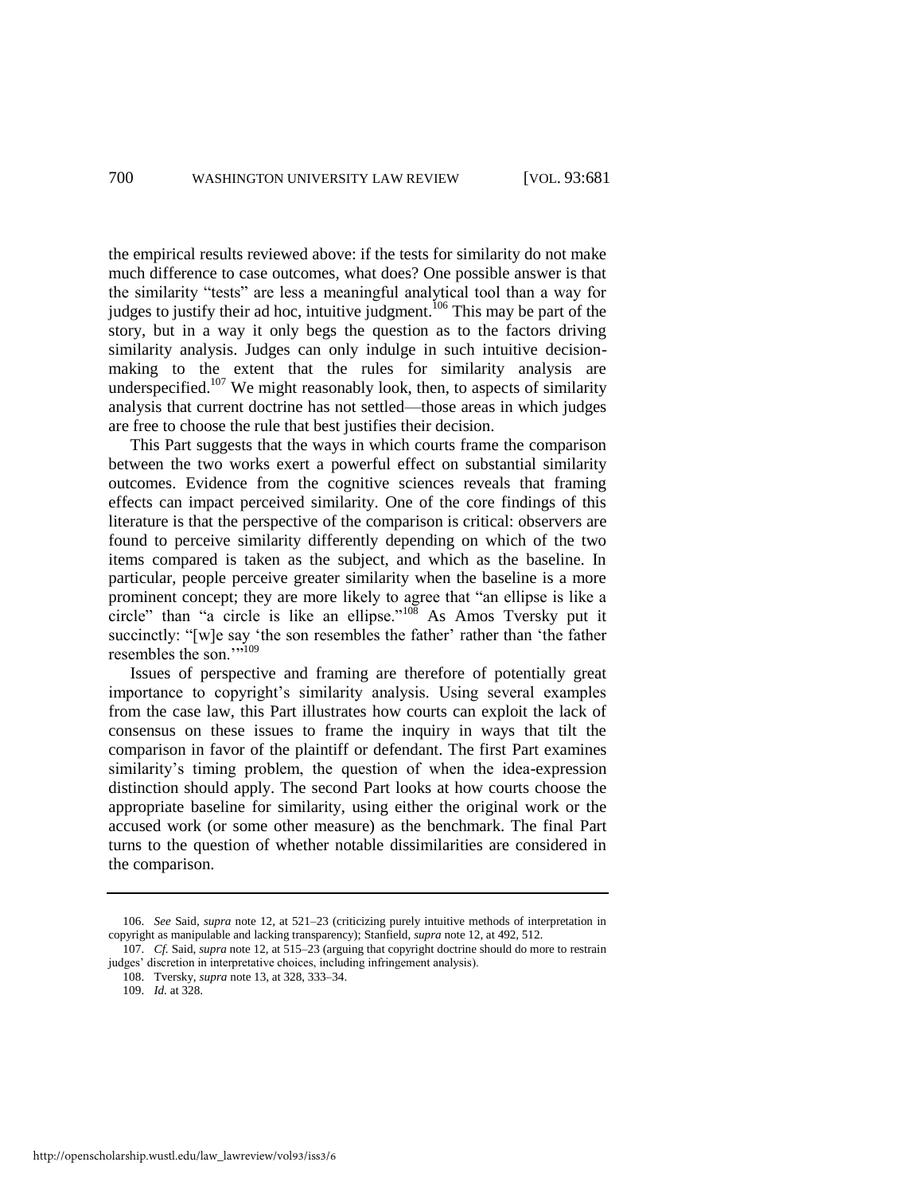the empirical results reviewed above: if the tests for similarity do not make much difference to case outcomes, what does? One possible answer is that the similarity "tests" are less a meaningful analytical tool than a way for judges to justify their ad hoc, intuitive judgment.[106] This may be part of the story, but in a way it only begs the question as to the factors driving similarity analysis. Judges can only indulge in such intuitive decision-making to the extent that the rules for similarity analysis are underspecified.[107] We might reasonably look, then, to aspects of similarity analysis that current doctrine has not settled—those areas in which judges are free to choose the rule that best justifies their decision.

This Part suggests that the ways in which courts frame the comparison between the two works exert a powerful effect on substantial similarity outcomes. Evidence from the cognitive sciences reveals that framing effects can impact perceived similarity. One of the core findings of this literature is that the perspective of the comparison is critical: observers are found to perceive similarity differently depending on which of the two items compared is taken as the subject, and which as the baseline. In particular, people perceive greater similarity when the baseline is a more prominent concept; they are more likely to agree that "an ellipse is like a circle" than "a circle is like an ellipse."[108] As Amos Tversky put it succinctly: "[w]e say 'the son resembles the father' rather than 'the father resembles the son.'"[109]

Issues of perspective and framing are therefore of potentially great importance to copyright's similarity analysis. Using several examples from the case law, this Part illustrates how courts can exploit the lack of consensus on these issues to frame the inquiry in ways that tilt the comparison in favor of the plaintiff or defendant. The first Part examines similarity's timing problem, the question of when the idea-expression distinction should apply. The second Part looks at how courts choose the appropriate baseline for similarity, using either the original work or the accused work (or some other measure) as the benchmark. The final Part turns to the question of whether notable dissimilarities are considered in the comparison.

---

106. *See* Said, *supra* note 12, at 521–23 (criticizing purely intuitive methods of interpretation in copyright as manipulable and lacking transparency); Stanfield, *supra* note 12, at 492, 512.

107. *Cf.* Said, *supra* note 12, at 515–23 (arguing that copyright doctrine should do more to restrain judges' discretion in interpretative choices, including infringement analysis).

108. Tversky, *supra* note 13, at 328, 333–34.

109. *Id.* at 328.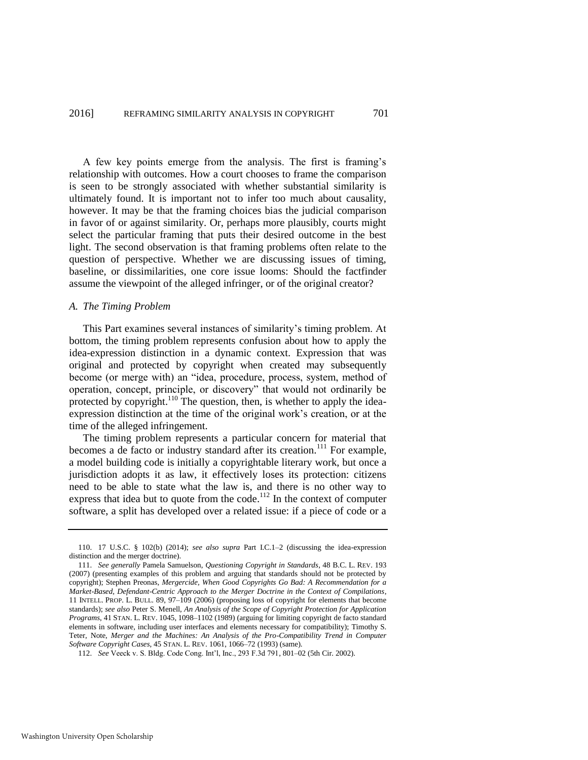A few key points emerge from the analysis. The first is framing's relationship with outcomes. How a court chooses to frame the comparison is seen to be strongly associated with whether substantial similarity is ultimately found. It is important not to infer too much about causality, however. It may be that the framing choices bias the judicial comparison in favor of or against similarity. Or, perhaps more plausibly, courts might select the particular framing that puts their desired outcome in the best light. The second observation is that framing problems often relate to the question of perspective. Whether we are discussing issues of timing, baseline, or dissimilarities, one core issue looms: Should the factfinder assume the viewpoint of the alleged infringer, or of the original creator?

### *A. The Timing Problem*

This Part examines several instances of similarity's timing problem. At bottom, the timing problem represents confusion about how to apply the idea-expression distinction in a dynamic context. Expression that was original and protected by copyright when created may subsequently become (or merge with) an "idea, procedure, process, system, method of operation, concept, principle, or discovery" that would not ordinarily be protected by copyright.[110] The question, then, is whether to apply the idea-expression distinction at the time of the original work's creation, or at the time of the alleged infringement.

The timing problem represents a particular concern for material that becomes a de facto or industry standard after its creation.[111] For example, a model building code is initially a copyrightable literary work, but once a jurisdiction adopts it as law, it effectively loses its protection: citizens need to be able to state what the law is, and there is no other way to express that idea but to quote from the code.[112] In the context of computer software, a split has developed over a related issue: if a piece of code or a

---

110. 17 U.S.C. § 102(b) (2014); *see also supra* Part I.C.1–2 (discussing the idea-expression distinction and the merger doctrine).

111. *See generally* Pamela Samuelson, *Questioning Copyright in Standards*, 48 B.C. L. REV. 193 (2007) (presenting examples of this problem and arguing that standards should not be protected by copyright); Stephen Preonas, *Mergercide, When Good Copyrights Go Bad: A Recommendation for a Market-Based, Defendant-Centric Approach to the Merger Doctrine in the Context of Compilations*, 11 INTELL. PROP. L. BULL. 89, 97–109 (2006) (proposing loss of copyright for elements that become standards); *see also* Peter S. Menell, *An Analysis of the Scope of Copyright Protection for Application Programs*, 41 STAN. L. REV. 1045, 1098–1102 (1989) (arguing for limiting copyright de facto standard elements in software, including user interfaces and elements necessary for compatibility); Timothy S. Teter, Note, *Merger and the Machines: An Analysis of the Pro-Compatibility Trend in Computer Software Copyright Cases*, 45 STAN. L. REV. 1061, 1066–72 (1993) (same).

112. *See* Veeck v. S. Bldg. Code Cong. Int'l, Inc., 293 F.3d 791, 801–02 (5th Cir. 2002).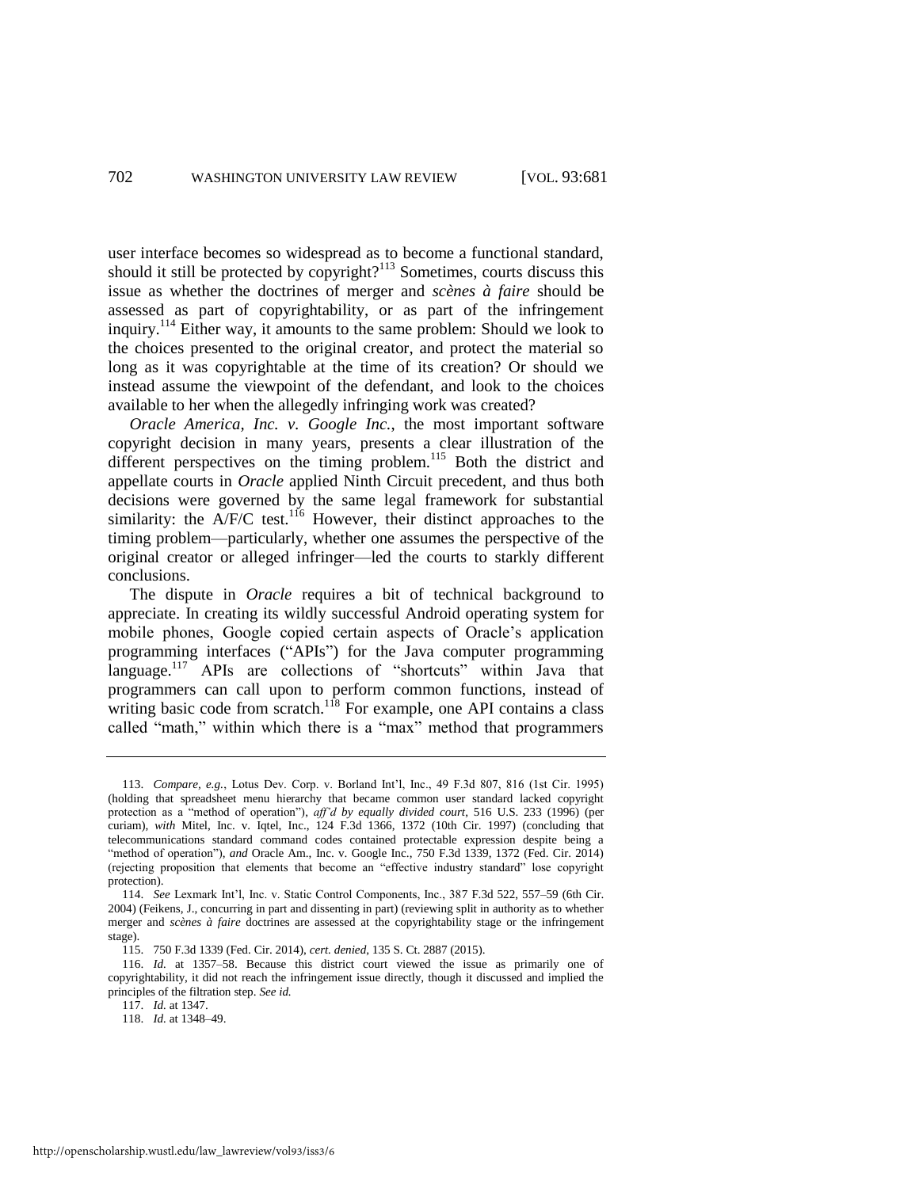user interface becomes so widespread as to become a functional standard, should it still be protected by copyright?[113] Sometimes, courts discuss this issue as whether the doctrines of merger and *scènes à faire* should be assessed as part of copyrightability, or as part of the infringement inquiry.[114] Either way, it amounts to the same problem: Should we look to the choices presented to the original creator, and protect the material so long as it was copyrightable at the time of its creation? Or should we instead assume the viewpoint of the defendant, and look to the choices available to her when the allegedly infringing work was created?

*Oracle America, Inc. v. Google Inc.*, the most important software copyright decision in many years, presents a clear illustration of the different perspectives on the timing problem.[115] Both the district and appellate courts in *Oracle* applied Ninth Circuit precedent, and thus both decisions were governed by the same legal framework for substantial similarity: the A/F/C test.[116] However, their distinct approaches to the timing problem—particularly, whether one assumes the perspective of the original creator or alleged infringer—led the courts to starkly different conclusions.

The dispute in *Oracle* requires a bit of technical background to appreciate. In creating its wildly successful Android operating system for mobile phones, Google copied certain aspects of Oracle's application programming interfaces ("APIs") for the Java computer programming language.[117] APIs are collections of "shortcuts" within Java that programmers can call upon to perform common functions, instead of writing basic code from scratch.[118] For example, one API contains a class called "math," within which there is a "max" method that programmers

---

113. *Compare, e.g.*, Lotus Dev. Corp. v. Borland Int'l, Inc., 49 F.3d 807, 816 (1st Cir. 1995) (holding that spreadsheet menu hierarchy that became common user standard lacked copyright protection as a "method of operation"), *aff'd by equally divided court*, 516 U.S. 233 (1996) (per curiam), *with* Mitel, Inc. v. Iqtel, Inc., 124 F.3d 1366, 1372 (10th Cir. 1997) (concluding that telecommunications standard command codes contained protectable expression despite being a "method of operation"), *and* Oracle Am., Inc. v. Google Inc., 750 F.3d 1339, 1372 (Fed. Cir. 2014) (rejecting proposition that elements that become an "effective industry standard" lose copyright protection).

114. *See* Lexmark Int'l, Inc. v. Static Control Components, Inc., 387 F.3d 522, 557–59 (6th Cir. 2004) (Feikens, J., concurring in part and dissenting in part) (reviewing split in authority as to whether merger and *scènes à faire* doctrines are assessed at the copyrightability stage or the infringement stage).

115. 750 F.3d 1339 (Fed. Cir. 2014), *cert. denied*, 135 S. Ct. 2887 (2015).

116. *Id.* at 1357–58. Because this district court viewed the issue as primarily one of copyrightability, it did not reach the infringement issue directly, though it discussed and implied the principles of the filtration step. *See id.*

117. *Id.* at 1347.

118. *Id.* at 1348–49.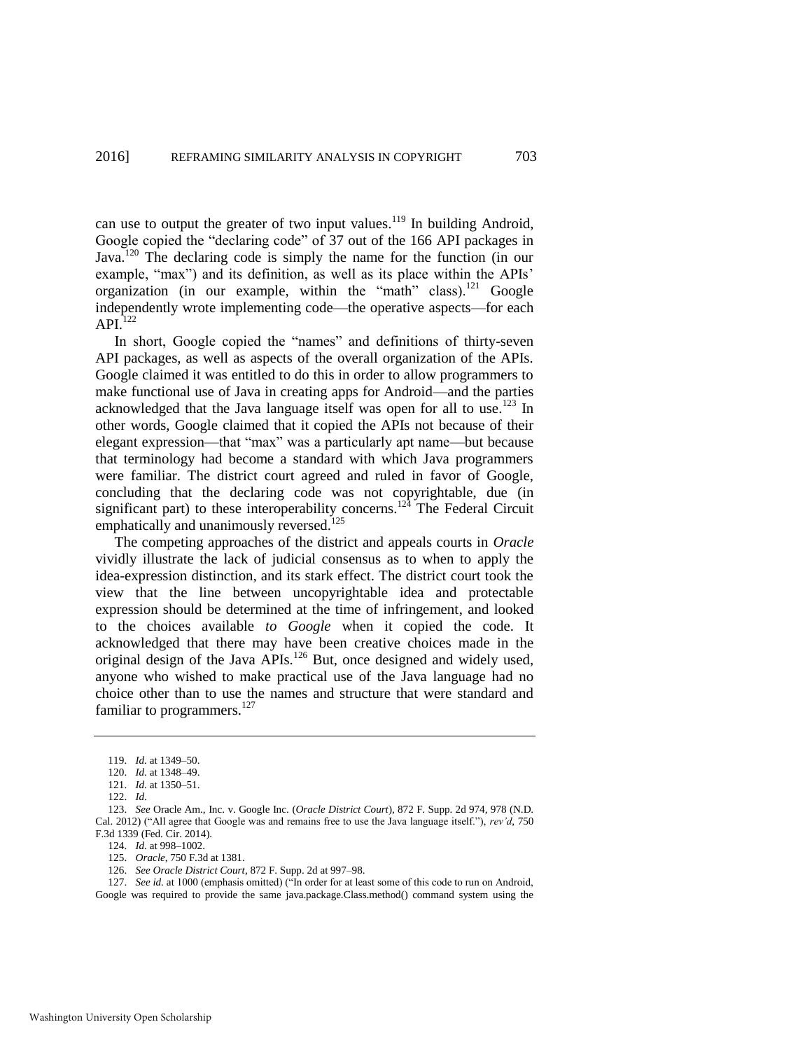can use to output the greater of two input values.[119] In building Android, Google copied the "declaring code" of 37 out of the 166 API packages in Java.[120] The declaring code is simply the name for the function (in our example, "max") and its definition, as well as its place within the APIs' organization (in our example, within the "math" class).[121] Google independently wrote implementing code—the operative aspects—for each API.[122]

In short, Google copied the "names" and definitions of thirty-seven API packages, as well as aspects of the overall organization of the APIs. Google claimed it was entitled to do this in order to allow programmers to make functional use of Java in creating apps for Android—and the parties acknowledged that the Java language itself was open for all to use.[123] In other words, Google claimed that it copied the APIs not because of their elegant expression—that "max" was a particularly apt name—but because that terminology had become a standard with which Java programmers were familiar. The district court agreed and ruled in favor of Google, concluding that the declaring code was not copyrightable, due (in significant part) to these interoperability concerns.[124] The Federal Circuit emphatically and unanimously reversed.[125]

The competing approaches of the district and appeals courts in *Oracle* vividly illustrate the lack of judicial consensus as to when to apply the idea-expression distinction, and its stark effect. The district court took the view that the line between uncopyrightable idea and protectable expression should be determined at the time of infringement, and looked to the choices available *to Google* when it copied the code. It acknowledged that there may have been creative choices made in the original design of the Java APIs.[126] But, once designed and widely used, anyone who wished to make practical use of the Java language had no choice other than to use the names and structure that were standard and familiar to programmers.[127]

---

119. *Id.* at 1349–50.

120. *Id.* at 1348–49.

121. *Id.* at 1350–51.

122. *Id.*

123. *See* Oracle Am., Inc. v. Google Inc. (*Oracle District Court*), 872 F. Supp. 2d 974, 978 (N.D. Cal. 2012) ("All agree that Google was and remains free to use the Java language itself."), *rev'd*, 750 F.3d 1339 (Fed. Cir. 2014).

124. *Id.* at 998–1002.

125. *Oracle*, 750 F.3d at 1381.

126. *See Oracle District Court*, 872 F. Supp. 2d at 997–98.

127. *See id.* at 1000 (emphasis omitted) ("In order for at least some of this code to run on Android, Google was required to provide the same java.package.Class.method() command system using the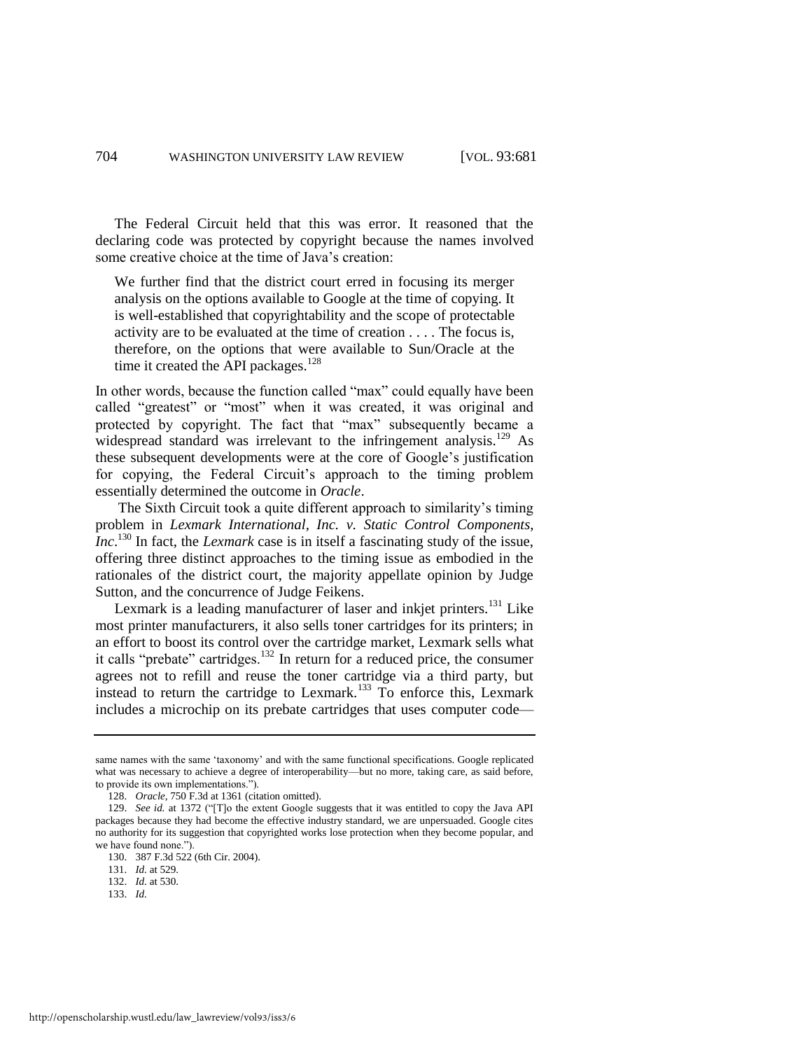The Federal Circuit held that this was error. It reasoned that the declaring code was protected by copyright because the names involved some creative choice at the time of Java's creation:

> We further find that the district court erred in focusing its merger analysis on the options available to Google at the time of copying. It is well-established that copyrightability and the scope of protectable activity are to be evaluated at the time of creation . . . . The focus is, therefore, on the options that were available to Sun/Oracle at the time it created the API packages.[128]

In other words, because the function called "max" could equally have been called "greatest" or "most" when it was created, it was original and protected by copyright. The fact that "max" subsequently became a widespread standard was irrelevant to the infringement analysis.[129] As these subsequent developments were at the core of Google's justification for copying, the Federal Circuit's approach to the timing problem essentially determined the outcome in *Oracle*.

The Sixth Circuit took a quite different approach to similarity's timing problem in *Lexmark International, Inc. v. Static Control Components, Inc*.[130] In fact, the *Lexmark* case is in itself a fascinating study of the issue, offering three distinct approaches to the timing issue as embodied in the rationales of the district court, the majority appellate opinion by Judge Sutton, and the concurrence of Judge Feikens.

Lexmark is a leading manufacturer of laser and inkjet printers.[131] Like most printer manufacturers, it also sells toner cartridges for its printers; in an effort to boost its control over the cartridge market, Lexmark sells what it calls "prebate" cartridges.[132] In return for a reduced price, the consumer agrees not to refill and reuse the toner cartridge via a third party, but instead to return the cartridge to Lexmark.[133] To enforce this, Lexmark includes a microchip on its prebate cartridges that uses computer code—

---

same names with the same 'taxonomy' and with the same functional specifications. Google replicated what was necessary to achieve a degree of interoperability—but no more, taking care, as said before, to provide its own implementations.").

128. *Oracle*, 750 F.3d at 1361 (citation omitted).

129. *See id.* at 1372 ("[T]o the extent Google suggests that it was entitled to copy the Java API packages because they had become the effective industry standard, we are unpersuaded. Google cites no authority for its suggestion that copyrighted works lose protection when they become popular, and we have found none.").

130. 387 F.3d 522 (6th Cir. 2004).

131. *Id.* at 529.

132. *Id.* at 530.

133. *Id.*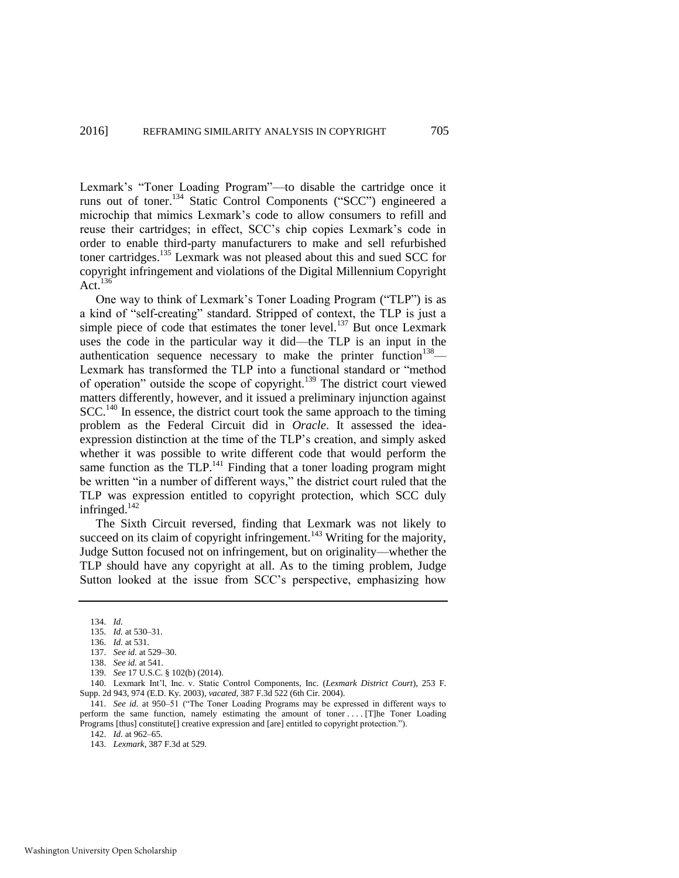Lexmark's "Toner Loading Program"—to disable the cartridge once it runs out of toner.[134] Static Control Components ("SCC") engineered a microchip that mimics Lexmark's code to allow consumers to refill and reuse their cartridges; in effect, SCC's chip copies Lexmark's code in order to enable third-party manufacturers to make and sell refurbished toner cartridges.[135] Lexmark was not pleased about this and sued SCC for copyright infringement and violations of the Digital Millennium Copyright Act.[136]

One way to think of Lexmark's Toner Loading Program ("TLP") is as a kind of "self-creating" standard. Stripped of context, the TLP is just a simple piece of code that estimates the toner level.[137] But once Lexmark uses the code in the particular way it did—the TLP is an input in the authentication sequence necessary to make the printer function[138]—Lexmark has transformed the TLP into a functional standard or "method of operation" outside the scope of copyright.[139] The district court viewed matters differently, however, and it issued a preliminary injunction against SCC.[140] In essence, the district court took the same approach to the timing problem as the Federal Circuit did in *Oracle*. It assessed the idea-expression distinction at the time of the TLP's creation, and simply asked whether it was possible to write different code that would perform the same function as the TLP.[141] Finding that a toner loading program might be written "in a number of different ways," the district court ruled that the TLP was expression entitled to copyright protection, which SCC duly infringed.[142]

The Sixth Circuit reversed, finding that Lexmark was not likely to succeed on its claim of copyright infringement.[143] Writing for the majority, Judge Sutton focused not on infringement, but on originality—whether the TLP should have any copyright at all. As to the timing problem, Judge Sutton looked at the issue from SCC's perspective, emphasizing how

---

134. *Id.*

135. *Id.* at 530–31.

136. *Id.* at 531.

137. *See id.* at 529–30.

138. *See id.* at 541.

139. *See* 17 U.S.C. § 102(b) (2014).

140. Lexmark Int'l, Inc. v. Static Control Components, Inc. (*Lexmark District Court*), 253 F. Supp. 2d 943, 974 (E.D. Ky. 2003), *vacated*, 387 F.3d 522 (6th Cir. 2004).

141. *See id.* at 950–51 ("The Toner Loading Programs may be expressed in different ways to perform the same function, namely estimating the amount of toner . . . . [T]he Toner Loading Programs [thus] constitute[] creative expression and [are] entitled to copyright protection.").

142. *Id.* at 962–65.

143. *Lexmark*, 387 F.3d at 529.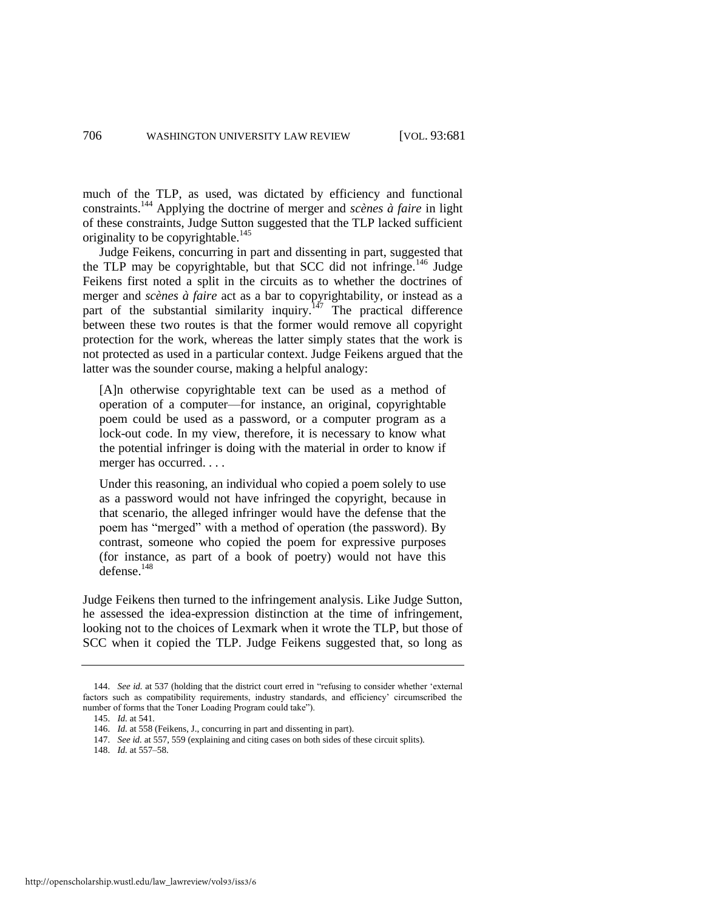much of the TLP, as used, was dictated by efficiency and functional constraints.[144] Applying the doctrine of merger and *scènes à faire* in light of these constraints, Judge Sutton suggested that the TLP lacked sufficient originality to be copyrightable.[145]

Judge Feikens, concurring in part and dissenting in part, suggested that the TLP may be copyrightable, but that SCC did not infringe.[146] Judge Feikens first noted a split in the circuits as to whether the doctrines of merger and *scènes à faire* act as a bar to copyrightability, or instead as a part of the substantial similarity inquiry.[147] The practical difference between these two routes is that the former would remove all copyright protection for the work, whereas the latter simply states that the work is not protected as used in a particular context. Judge Feikens argued that the latter was the sounder course, making a helpful analogy:

> [A]n otherwise copyrightable text can be used as a method of operation of a computer—for instance, an original, copyrightable poem could be used as a password, or a computer program as a lock-out code. In my view, therefore, it is necessary to know what the potential infringer is doing with the material in order to know if merger has occurred. . . .
>
> Under this reasoning, an individual who copied a poem solely to use as a password would not have infringed the copyright, because in that scenario, the alleged infringer would have the defense that the poem has "merged" with a method of operation (the password). By contrast, someone who copied the poem for expressive purposes (for instance, as part of a book of poetry) would not have this defense.[148]

Judge Feikens then turned to the infringement analysis. Like Judge Sutton, he assessed the idea-expression distinction at the time of infringement, looking not to the choices of Lexmark when it wrote the TLP, but those of SCC when it copied the TLP. Judge Feikens suggested that, so long as

---

144. *See id.* at 537 (holding that the district court erred in "refusing to consider whether 'external factors such as compatibility requirements, industry standards, and efficiency' circumscribed the number of forms that the Toner Loading Program could take").

145. *Id.* at 541.

146. *Id.* at 558 (Feikens, J., concurring in part and dissenting in part).

147. *See id.* at 557, 559 (explaining and citing cases on both sides of these circuit splits).

148. *Id.* at 557–58.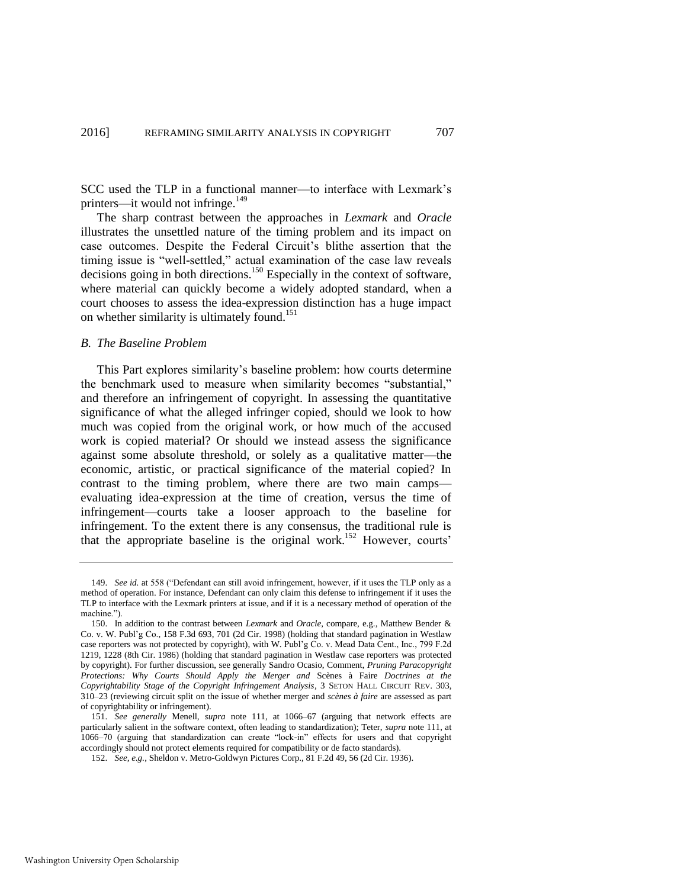SCC used the TLP in a functional manner—to interface with Lexmark's printers—it would not infringe.[149]

The sharp contrast between the approaches in *Lexmark* and *Oracle* illustrates the unsettled nature of the timing problem and its impact on case outcomes. Despite the Federal Circuit's blithe assertion that the timing issue is "well-settled," actual examination of the case law reveals decisions going in both directions.[150] Especially in the context of software, where material can quickly become a widely adopted standard, when a court chooses to assess the idea-expression distinction has a huge impact on whether similarity is ultimately found.[151]

### *B. The Baseline Problem*

This Part explores similarity's baseline problem: how courts determine the benchmark used to measure when similarity becomes "substantial," and therefore an infringement of copyright. In assessing the quantitative significance of what the alleged infringer copied, should we look to how much was copied from the original work, or how much of the accused work is copied material? Or should we instead assess the significance against some absolute threshold, or solely as a qualitative matter—the economic, artistic, or practical significance of the material copied? In contrast to the timing problem, where there are two main camps—evaluating idea-expression at the time of creation, versus the time of infringement—courts take a looser approach to the baseline for infringement. To the extent there is any consensus, the traditional rule is that the appropriate baseline is the original work.[152] However, courts'

---

149. *See id.* at 558 ("Defendant can still avoid infringement, however, if it uses the TLP only as a method of operation. For instance, Defendant can only claim this defense to infringement if it uses the TLP to interface with the Lexmark printers at issue, and if it is a necessary method of operation of the machine.").

150. In addition to the contrast between *Lexmark* and *Oracle*, compare, e.g., Matthew Bender & Co. v. W. Publ'g Co., 158 F.3d 693, 701 (2d Cir. 1998) (holding that standard pagination in Westlaw case reporters was not protected by copyright), with W. Publ'g Co. v. Mead Data Cent., Inc., 799 F.2d 1219, 1228 (8th Cir. 1986) (holding that standard pagination in Westlaw case reporters was protected by copyright). For further discussion, see generally Sandro Ocasio, Comment, *Pruning Paracopyright Protections: Why Courts Should Apply the Merger and* Scènes à Faire *Doctrines at the Copyrightability Stage of the Copyright Infringement Analysis*, 3 SETON HALL CIRCUIT REV. 303, 310–23 (reviewing circuit split on the issue of whether merger and *scènes à faire* are assessed as part of copyrightability or infringement).

151. *See generally* Menell, *supra* note 111, at 1066–67 (arguing that network effects are particularly salient in the software context, often leading to standardization); Teter, *supra* note 111, at 1066–70 (arguing that standardization can create "lock-in" effects for users and that copyright accordingly should not protect elements required for compatibility or de facto standards).

152. *See, e.g.*, Sheldon v. Metro-Goldwyn Pictures Corp., 81 F.2d 49, 56 (2d Cir. 1936).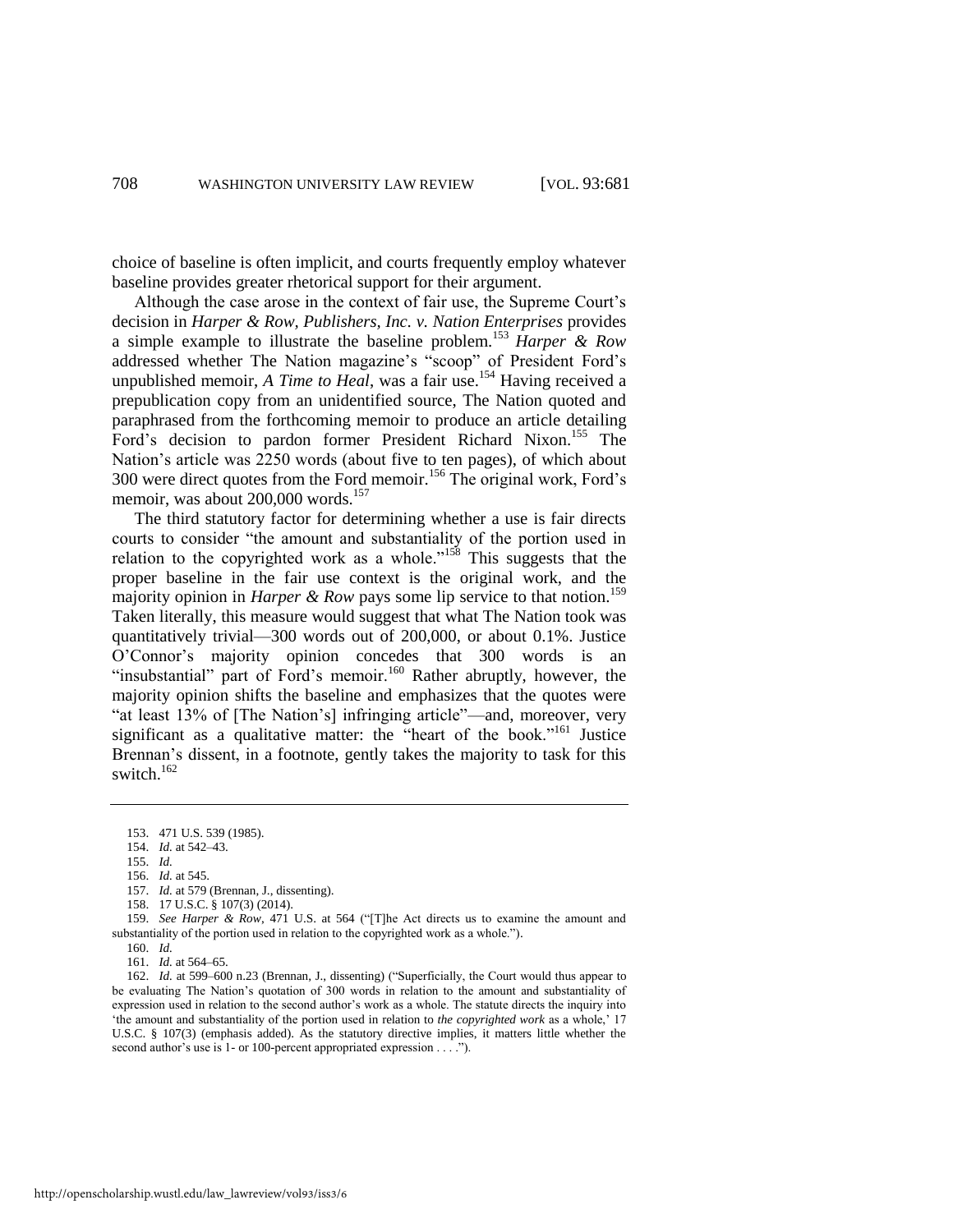choice of baseline is often implicit, and courts frequently employ whatever baseline provides greater rhetorical support for their argument.

Although the case arose in the context of fair use, the Supreme Court's decision in *Harper & Row, Publishers, Inc. v. Nation Enterprises* provides a simple example to illustrate the baseline problem.[153] *Harper & Row* addressed whether The Nation magazine's "scoop" of President Ford's unpublished memoir, *A Time to Heal*, was a fair use.[154] Having received a prepublication copy from an unidentified source, The Nation quoted and paraphrased from the forthcoming memoir to produce an article detailing Ford's decision to pardon former President Richard Nixon.[155] The Nation's article was 2250 words (about five to ten pages), of which about 300 were direct quotes from the Ford memoir.[156] The original work, Ford's memoir, was about 200,000 words.[157]

The third statutory factor for determining whether a use is fair directs courts to consider "the amount and substantiality of the portion used in relation to the copyrighted work as a whole."[158] This suggests that the proper baseline in the fair use context is the original work, and the majority opinion in *Harper & Row* pays some lip service to that notion.[159] Taken literally, this measure would suggest that what The Nation took was quantitatively trivial—300 words out of 200,000, or about 0.1%. Justice O'Connor's majority opinion concedes that 300 words is an "insubstantial" part of Ford's memoir.[160] Rather abruptly, however, the majority opinion shifts the baseline and emphasizes that the quotes were "at least 13% of [The Nation's] infringing article"—and, moreover, very significant as a qualitative matter: the "heart of the book."[161] Justice Brennan's dissent, in a footnote, gently takes the majority to task for this switch.[162]

---

153. 471 U.S. 539 (1985).

154. *Id.* at 542–43.

155. *Id.*

156. *Id.* at 545.

157. *Id.* at 579 (Brennan, J., dissenting).

158. 17 U.S.C. § 107(3) (2014).

159. *See Harper & Row*, 471 U.S. at 564 ("[T]he Act directs us to examine the amount and substantiality of the portion used in relation to the copyrighted work as a whole.").

160. *Id.*

161. *Id.* at 564–65.

162. *Id.* at 599–600 n.23 (Brennan, J., dissenting) ("Superficially, the Court would thus appear to be evaluating The Nation's quotation of 300 words in relation to the amount and substantiality of expression used in relation to the second author's work as a whole. The statute directs the inquiry into 'the amount and substantiality of the portion used in relation to *the copyrighted work* as a whole,' 17 U.S.C. § 107(3) (emphasis added). As the statutory directive implies, it matters little whether the second author's use is 1- or 100-percent appropriated expression . . . .").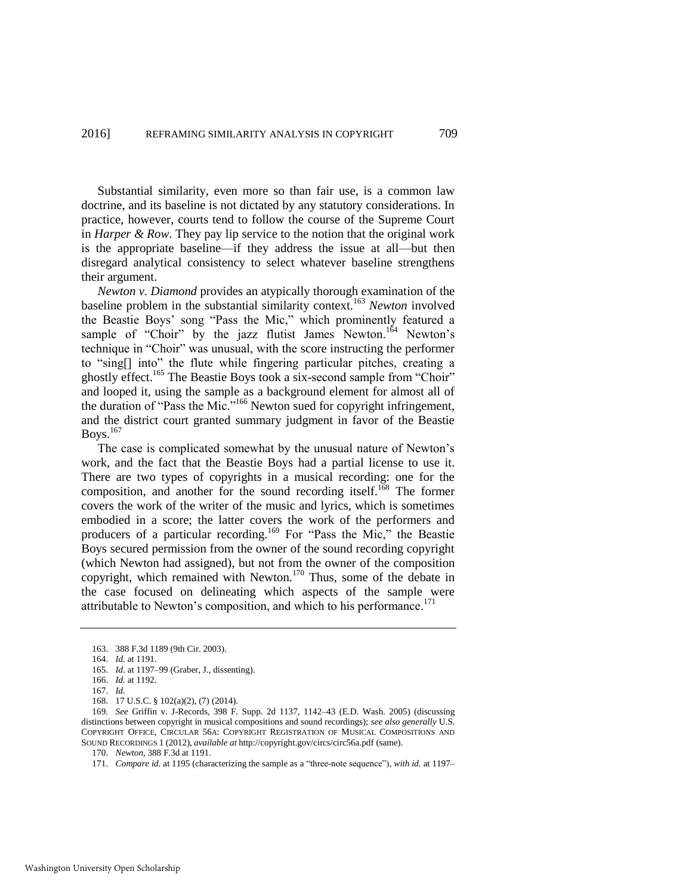Substantial similarity, even more so than fair use, is a common law doctrine, and its baseline is not dictated by any statutory considerations. In practice, however, courts tend to follow the course of the Supreme Court in *Harper & Row*. They pay lip service to the notion that the original work is the appropriate baseline—if they address the issue at all—but then disregard analytical consistency to select whatever baseline strengthens their argument.

*Newton v. Diamond* provides an atypically thorough examination of the baseline problem in the substantial similarity context.[163] *Newton* involved the Beastie Boys' song "Pass the Mic," which prominently featured a sample of "Choir" by the jazz flutist James Newton.[164] Newton's technique in "Choir" was unusual, with the score instructing the performer to "sing[] into" the flute while fingering particular pitches, creating a ghostly effect.[165] The Beastie Boys took a six-second sample from "Choir" and looped it, using the sample as a background element for almost all of the duration of "Pass the Mic."[166] Newton sued for copyright infringement, and the district court granted summary judgment in favor of the Beastie Boys.[167]

The case is complicated somewhat by the unusual nature of Newton's work, and the fact that the Beastie Boys had a partial license to use it. There are two types of copyrights in a musical recording: one for the composition, and another for the sound recording itself.[168] The former covers the work of the writer of the music and lyrics, which is sometimes embodied in a score; the latter covers the work of the performers and producers of a particular recording.[169] For "Pass the Mic," the Beastie Boys secured permission from the owner of the sound recording copyright (which Newton had assigned), but not from the owner of the composition copyright, which remained with Newton.[170] Thus, some of the debate in the case focused on delineating which aspects of the sample were attributable to Newton's composition, and which to his performance.[171]

---

163. 388 F.3d 1189 (9th Cir. 2003).

164. *Id.* at 1191.

165. *Id.* at 1197–99 (Graber, J., dissenting).

166. *Id.* at 1192.

167. *Id.*

168. 17 U.S.C. § 102(a)(2), (7) (2014).

169. *See* Griffin v. J-Records, 398 F. Supp. 2d 1137, 1142–43 (E.D. Wash. 2005) (discussing distinctions between copyright in musical compositions and sound recordings); *see also generally* U.S. COPYRIGHT OFFICE, CIRCULAR 56A: COPYRIGHT REGISTRATION OF MUSICAL COMPOSITIONS AND SOUND RECORDINGS 1 (2012), *available at* http://copyright.gov/circs/circ56a.pdf (same).

170. *Newton*, 388 F.3d at 1191.

171. *Compare id.* at 1195 (characterizing the sample as a "three-note sequence"), *with id.* at 1197–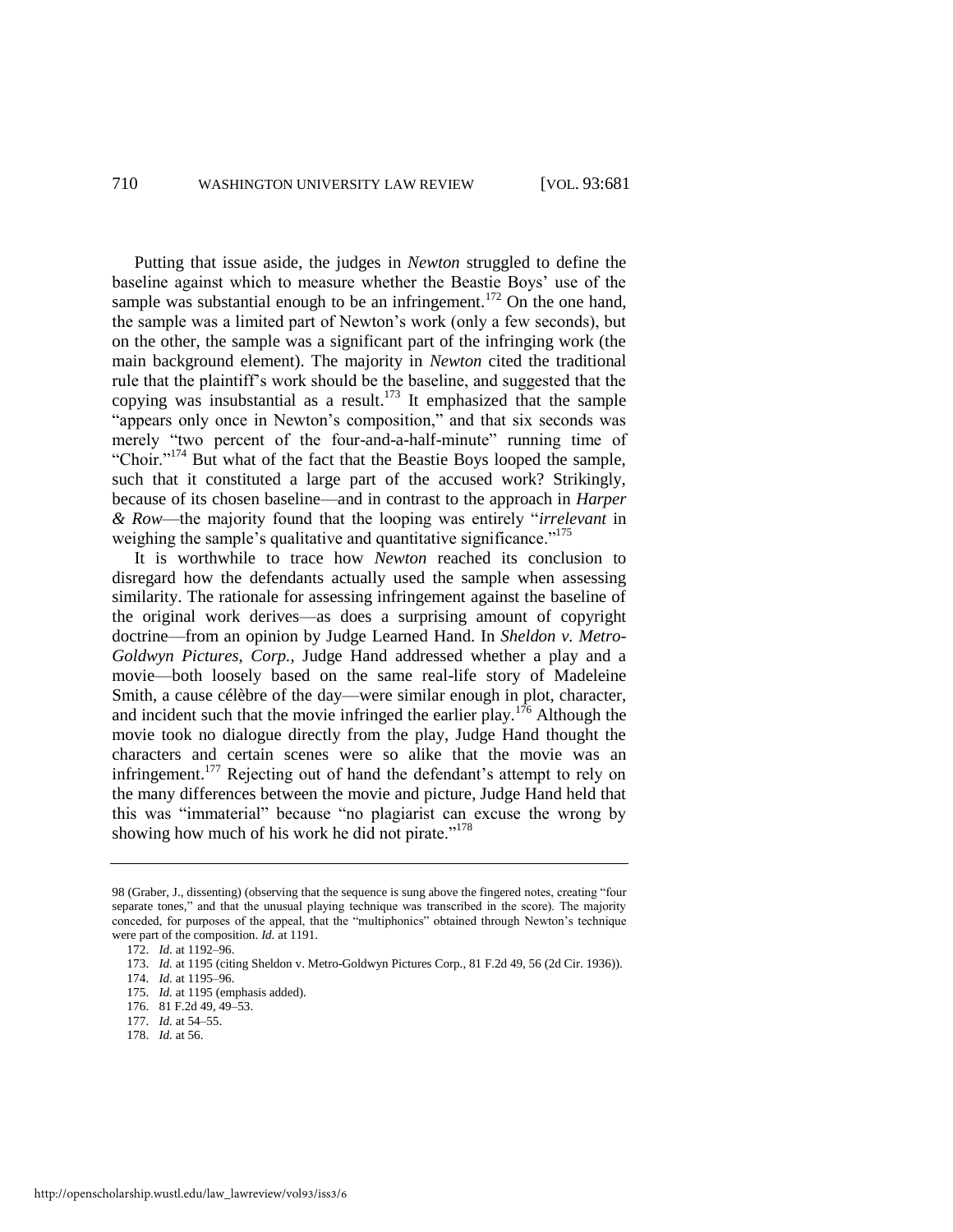Putting that issue aside, the judges in *Newton* struggled to define the baseline against which to measure whether the Beastie Boys' use of the sample was substantial enough to be an infringement.[172] On the one hand, the sample was a limited part of Newton's work (only a few seconds), but on the other, the sample was a significant part of the infringing work (the main background element). The majority in *Newton* cited the traditional rule that the plaintiff's work should be the baseline, and suggested that the copying was insubstantial as a result.[173] It emphasized that the sample "appears only once in Newton's composition," and that six seconds was merely "two percent of the four-and-a-half-minute" running time of "Choir."[174] But what of the fact that the Beastie Boys looped the sample, such that it constituted a large part of the accused work? Strikingly, because of its chosen baseline—and in contrast to the approach in *Harper & Row*—the majority found that the looping was entirely "*irrelevant* in weighing the sample's qualitative and quantitative significance."[175]

It is worthwhile to trace how *Newton* reached its conclusion to disregard how the defendants actually used the sample when assessing similarity. The rationale for assessing infringement against the baseline of the original work derives—as does a surprising amount of copyright doctrine—from an opinion by Judge Learned Hand. In *Sheldon v. Metro-Goldwyn Pictures, Corp.*, Judge Hand addressed whether a play and a movie—both loosely based on the same real-life story of Madeleine Smith, a cause célèbre of the day—were similar enough in plot, character, and incident such that the movie infringed the earlier play.[176] Although the movie took no dialogue directly from the play, Judge Hand thought the characters and certain scenes were so alike that the movie was an infringement.[177] Rejecting out of hand the defendant's attempt to rely on the many differences between the movie and picture, Judge Hand held that this was "immaterial" because "no plagiarist can excuse the wrong by showing how much of his work he did not pirate."[178]

---

98 (Graber, J., dissenting) (observing that the sequence is sung above the fingered notes, creating "four separate tones," and that the unusual playing technique was transcribed in the score). The majority conceded, for purposes of the appeal, that the "multiphonics" obtained through Newton's technique were part of the composition. *Id.* at 1191.

172. *Id.* at 1192–96.

173. *Id.* at 1195 (citing Sheldon v. Metro-Goldwyn Pictures Corp., 81 F.2d 49, 56 (2d Cir. 1936)).

174. *Id.* at 1195–96.

175. *Id.* at 1195 (emphasis added).

176. 81 F.2d 49, 49–53.

177. *Id.* at 54–55.

178. *Id.* at 56.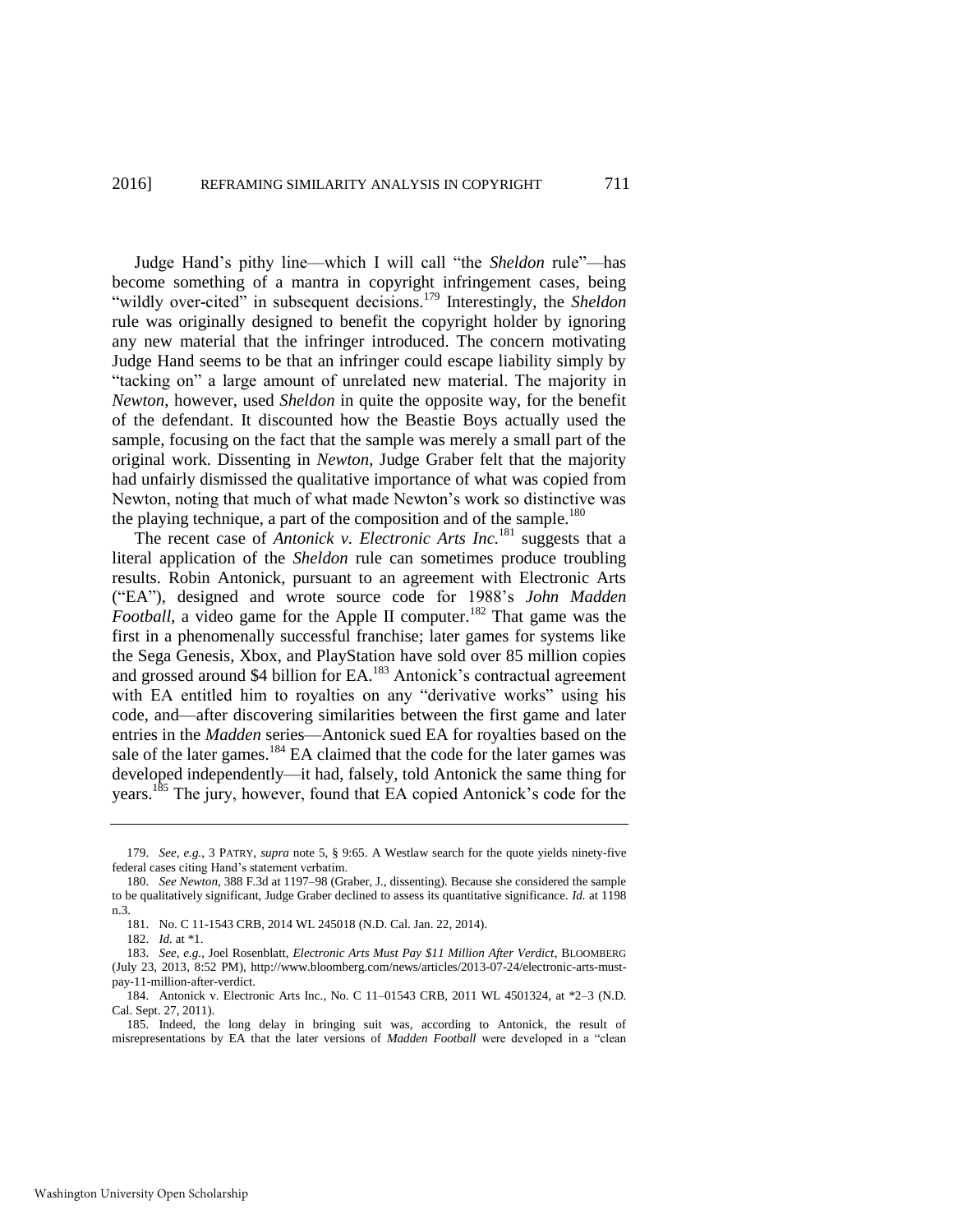Judge Hand's pithy line—which I will call "the *Sheldon* rule"—has become something of a mantra in copyright infringement cases, being "wildly over-cited" in subsequent decisions.[179] Interestingly, the *Sheldon* rule was originally designed to benefit the copyright holder by ignoring any new material that the infringer introduced. The concern motivating Judge Hand seems to be that an infringer could escape liability simply by "tacking on" a large amount of unrelated new material. The majority in *Newton*, however, used *Sheldon* in quite the opposite way, for the benefit of the defendant. It discounted how the Beastie Boys actually used the sample, focusing on the fact that the sample was merely a small part of the original work. Dissenting in *Newton*, Judge Graber felt that the majority had unfairly dismissed the qualitative importance of what was copied from Newton, noting that much of what made Newton's work so distinctive was the playing technique, a part of the composition and of the sample.[180]

The recent case of *Antonick v. Electronic Arts Inc.*[181] suggests that a literal application of the *Sheldon* rule can sometimes produce troubling results. Robin Antonick, pursuant to an agreement with Electronic Arts ("EA"), designed and wrote source code for 1988's *John Madden Football*, a video game for the Apple II computer.[182] That game was the first in a phenomenally successful franchise; later games for systems like the Sega Genesis, Xbox, and PlayStation have sold over 85 million copies and grossed around $4 billion for EA.[183] Antonick's contractual agreement with EA entitled him to royalties on any "derivative works" using his code, and—after discovering similarities between the first game and later entries in the *Madden* series—Antonick sued EA for royalties based on the sale of the later games.[184] EA claimed that the code for the later games was developed independently—it had, falsely, told Antonick the same thing for years.[185] The jury, however, found that EA copied Antonick's code for the

---

179. *See, e.g.*, 3 PATRY, *supra* note 5, § 9:65. A Westlaw search for the quote yields ninety-five federal cases citing Hand's statement verbatim.

180. *See Newton*, 388 F.3d at 1197–98 (Graber, J., dissenting). Because she considered the sample to be qualitatively significant, Judge Graber declined to assess its quantitative significance. *Id.* at 1198 n.3.

181. No. C 11-1543 CRB, 2014 WL 245018 (N.D. Cal. Jan. 22, 2014).

182. *Id.* at *1.

183. *See, e.g.*, Joel Rosenblatt, *Electronic Arts Must Pay $11 Million After Verdict*, BLOOMBERG (July 23, 2013, 8:52 PM), http://www.bloomberg.com/news/articles/2013-07-24/electronic-arts-must-pay-11-million-after-verdict.

184. Antonick v. Electronic Arts Inc., No. C 11–01543 CRB, 2011 WL 4501324, at *2–3 (N.D. Cal. Sept. 27, 2011).

185. Indeed, the long delay in bringing suit was, according to Antonick, the result of misrepresentations by EA that the later versions of *Madden Football* were developed in a "clean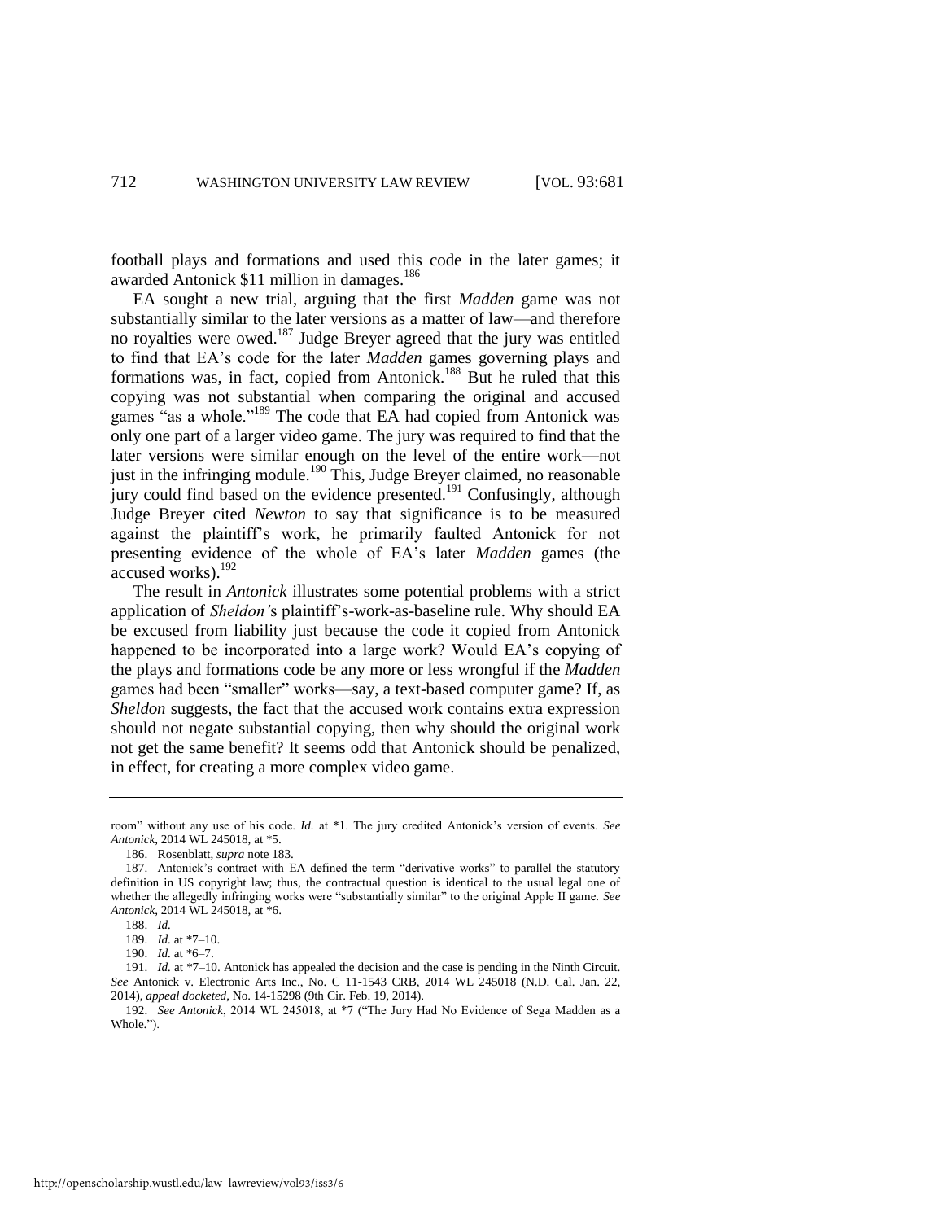football plays and formations and used this code in the later games; it awarded Antonick $11 million in damages.[186]

EA sought a new trial, arguing that the first *Madden* game was not substantially similar to the later versions as a matter of law—and therefore no royalties were owed.[187] Judge Breyer agreed that the jury was entitled to find that EA's code for the later *Madden* games governing plays and formations was, in fact, copied from Antonick.[188] But he ruled that this copying was not substantial when comparing the original and accused games "as a whole."[189] The code that EA had copied from Antonick was only one part of a larger video game. The jury was required to find that the later versions were similar enough on the level of the entire work—not just in the infringing module.[190] This, Judge Breyer claimed, no reasonable jury could find based on the evidence presented.[191] Confusingly, although Judge Breyer cited *Newton* to say that significance is to be measured against the plaintiff's work, he primarily faulted Antonick for not presenting evidence of the whole of EA's later *Madden* games (the accused works).[192]

The result in *Antonick* illustrates some potential problems with a strict application of *Sheldon's* plaintiff's-work-as-baseline rule. Why should EA be excused from liability just because the code it copied from Antonick happened to be incorporated into a large work? Would EA's copying of the plays and formations code be any more or less wrongful if the *Madden* games had been "smaller" works—say, a text-based computer game? If, as *Sheldon* suggests, the fact that the accused work contains extra expression should not negate substantial copying, then why should the original work not get the same benefit? It seems odd that Antonick should be penalized, in effect, for creating a more complex video game.

---

room" without any use of his code. *Id.* at *1. The jury credited Antonick's version of events. *See Antonick*, 2014 WL 245018, at *5.

186. Rosenblatt, *supra* note 183.

187. Antonick's contract with EA defined the term "derivative works" to parallel the statutory definition in US copyright law; thus, the contractual question is identical to the usual legal one of whether the allegedly infringing works were "substantially similar" to the original Apple II game. *See Antonick*, 2014 WL 245018, at *6.

188. *Id.*

189. *Id.* at *7–10.

190. *Id.* at *6–7.

191. *Id.* at *7–10. Antonick has appealed the decision and the case is pending in the Ninth Circuit. *See* Antonick v. Electronic Arts Inc., No. C 11-1543 CRB, 2014 WL 245018 (N.D. Cal. Jan. 22, 2014), *appeal docketed*, No. 14-15298 (9th Cir. Feb. 19, 2014).

192. *See Antonick*, 2014 WL 245018, at *7 ("The Jury Had No Evidence of Sega Madden as a Whole.").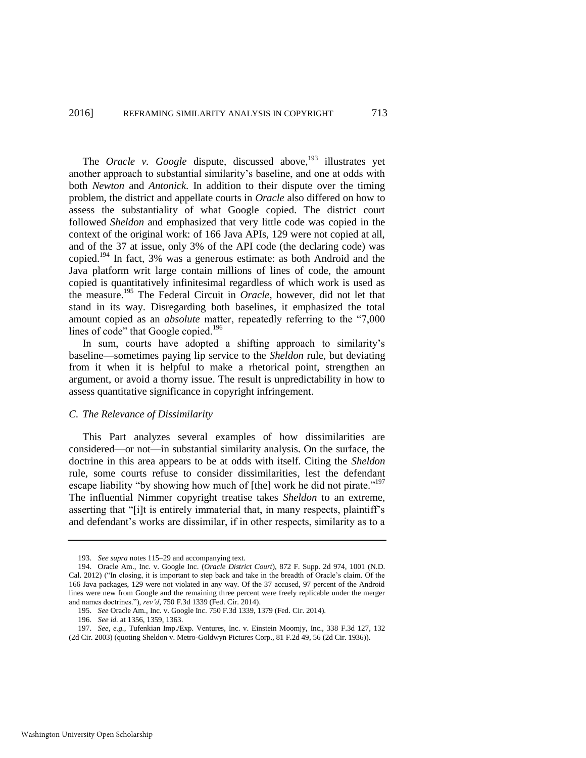The *Oracle v. Google* dispute, discussed above,[193] illustrates yet another approach to substantial similarity's baseline, and one at odds with both *Newton* and *Antonick*. In addition to their dispute over the timing problem, the district and appellate courts in *Oracle* also differed on how to assess the substantiality of what Google copied. The district court followed *Sheldon* and emphasized that very little code was copied in the context of the original work: of 166 Java APIs, 129 were not copied at all, and of the 37 at issue, only 3% of the API code (the declaring code) was copied.[194] In fact, 3% was a generous estimate: as both Android and the Java platform writ large contain millions of lines of code, the amount copied is quantitatively infinitesimal regardless of which work is used as the measure.[195] The Federal Circuit in *Oracle*, however, did not let that stand in its way. Disregarding both baselines, it emphasized the total amount copied as an *absolute* matter, repeatedly referring to the "7,000 lines of code" that Google copied.[196]

In sum, courts have adopted a shifting approach to similarity's baseline—sometimes paying lip service to the *Sheldon* rule, but deviating from it when it is helpful to make a rhetorical point, strengthen an argument, or avoid a thorny issue. The result is unpredictability in how to assess quantitative significance in copyright infringement.

### *C. The Relevance of Dissimilarity*

This Part analyzes several examples of how dissimilarities are considered—or not—in substantial similarity analysis. On the surface, the doctrine in this area appears to be at odds with itself. Citing the *Sheldon* rule, some courts refuse to consider dissimilarities, lest the defendant escape liability "by showing how much of [the] work he did not pirate."[197] The influential Nimmer copyright treatise takes *Sheldon* to an extreme, asserting that "[i]t is entirely immaterial that, in many respects, plaintiff's and defendant's works are dissimilar, if in other respects, similarity as to a

---

193. *See supra* notes 115–29 and accompanying text.

194. Oracle Am., Inc. v. Google Inc. (*Oracle District Court*), 872 F. Supp. 2d 974, 1001 (N.D. Cal. 2012) ("In closing, it is important to step back and take in the breadth of Oracle's claim. Of the 166 Java packages, 129 were not violated in any way. Of the 37 accused, 97 percent of the Android lines were new from Google and the remaining three percent were freely replicable under the merger and names doctrines."), *rev'd*, 750 F.3d 1339 (Fed. Cir. 2014).

195. *See* Oracle Am., Inc. v. Google Inc. 750 F.3d 1339, 1379 (Fed. Cir. 2014).

196. *See id.* at 1356, 1359, 1363.

197. *See, e.g.*, Tufenkian Imp./Exp. Ventures, Inc. v. Einstein Moomjy, Inc., 338 F.3d 127, 132 (2d Cir. 2003) (quoting Sheldon v. Metro-Goldwyn Pictures Corp., 81 F.2d 49, 56 (2d Cir. 1936)).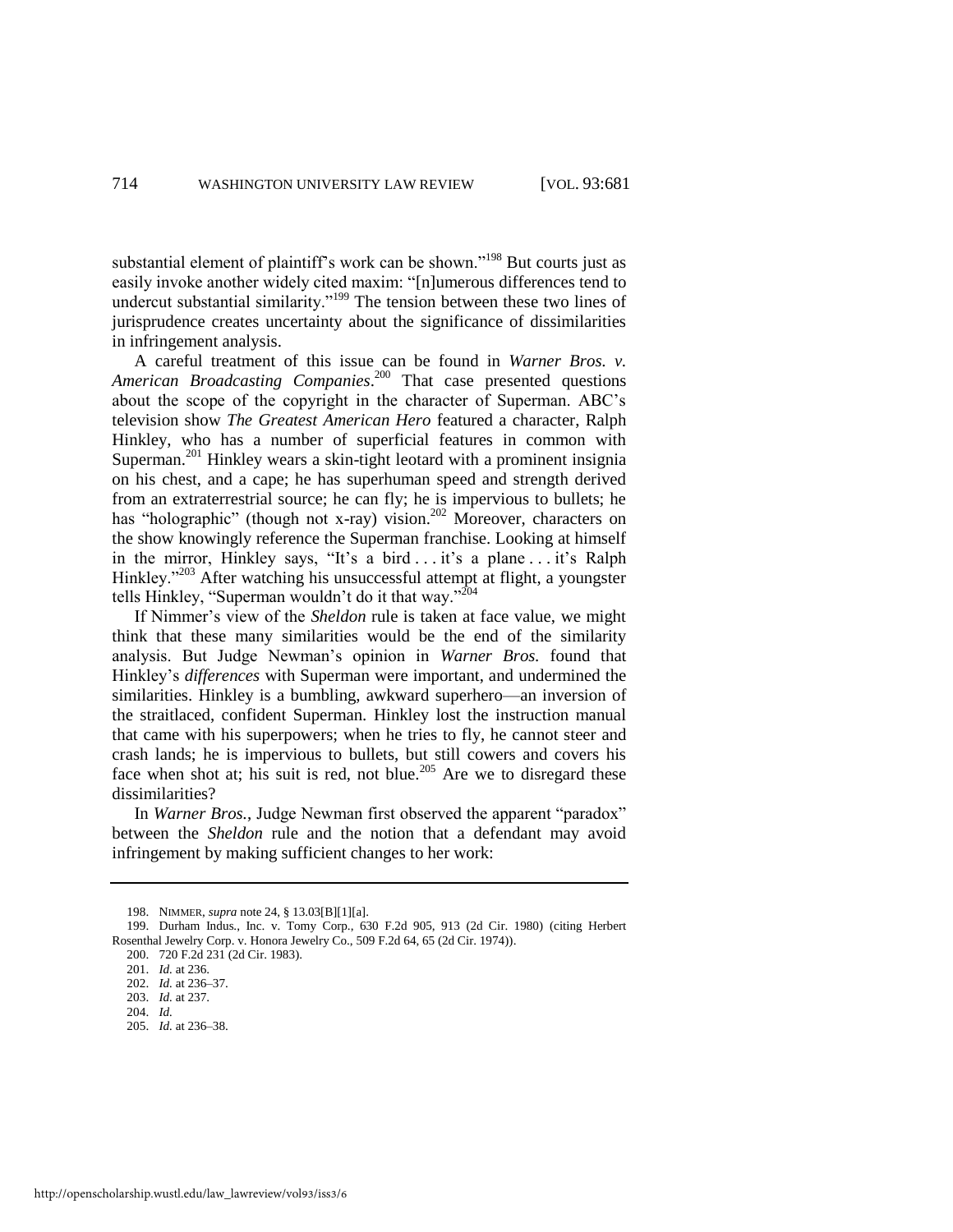substantial element of plaintiff's work can be shown."[198] But courts just as easily invoke another widely cited maxim: "[n]umerous differences tend to undercut substantial similarity."[199] The tension between these two lines of jurisprudence creates uncertainty about the significance of dissimilarities in infringement analysis.

A careful treatment of this issue can be found in *Warner Bros. v. American Broadcasting Companies*.[200] That case presented questions about the scope of the copyright in the character of Superman. ABC's television show *The Greatest American Hero* featured a character, Ralph Hinkley, who has a number of superficial features in common with Superman.[201] Hinkley wears a skin-tight leotard with a prominent insignia on his chest, and a cape; he has superhuman speed and strength derived from an extraterrestrial source; he can fly; he is impervious to bullets; he has "holographic" (though not x-ray) vision.[202] Moreover, characters on the show knowingly reference the Superman franchise. Looking at himself in the mirror, Hinkley says, "It's a bird . . . it's a plane . . . it's Ralph Hinkley."[203] After watching his unsuccessful attempt at flight, a youngster tells Hinkley, "Superman wouldn't do it that way."[204]

If Nimmer's view of the *Sheldon* rule is taken at face value, we might think that these many similarities would be the end of the similarity analysis. But Judge Newman's opinion in *Warner Bros.* found that Hinkley's *differences* with Superman were important, and undermined the similarities. Hinkley is a bumbling, awkward superhero—an inversion of the straitlaced, confident Superman. Hinkley lost the instruction manual that came with his superpowers; when he tries to fly, he cannot steer and crash lands; he is impervious to bullets, but still cowers and covers his face when shot at; his suit is red, not blue.[205] Are we to disregard these dissimilarities?

In *Warner Bros.*, Judge Newman first observed the apparent "paradox" between the *Sheldon* rule and the notion that a defendant may avoid infringement by making sufficient changes to her work:

---

198. NIMMER, *supra* note 24, § 13.03[B][1][a].

199. Durham Indus., Inc. v. Tomy Corp., 630 F.2d 905, 913 (2d Cir. 1980) (citing Herbert Rosenthal Jewelry Corp. v. Honora Jewelry Co., 509 F.2d 64, 65 (2d Cir. 1974)).

200. 720 F.2d 231 (2d Cir. 1983).

201. *Id.* at 236.

202. *Id.* at 236–37.

203. *Id.* at 237.

204. *Id.*

205. *Id.* at 236–38.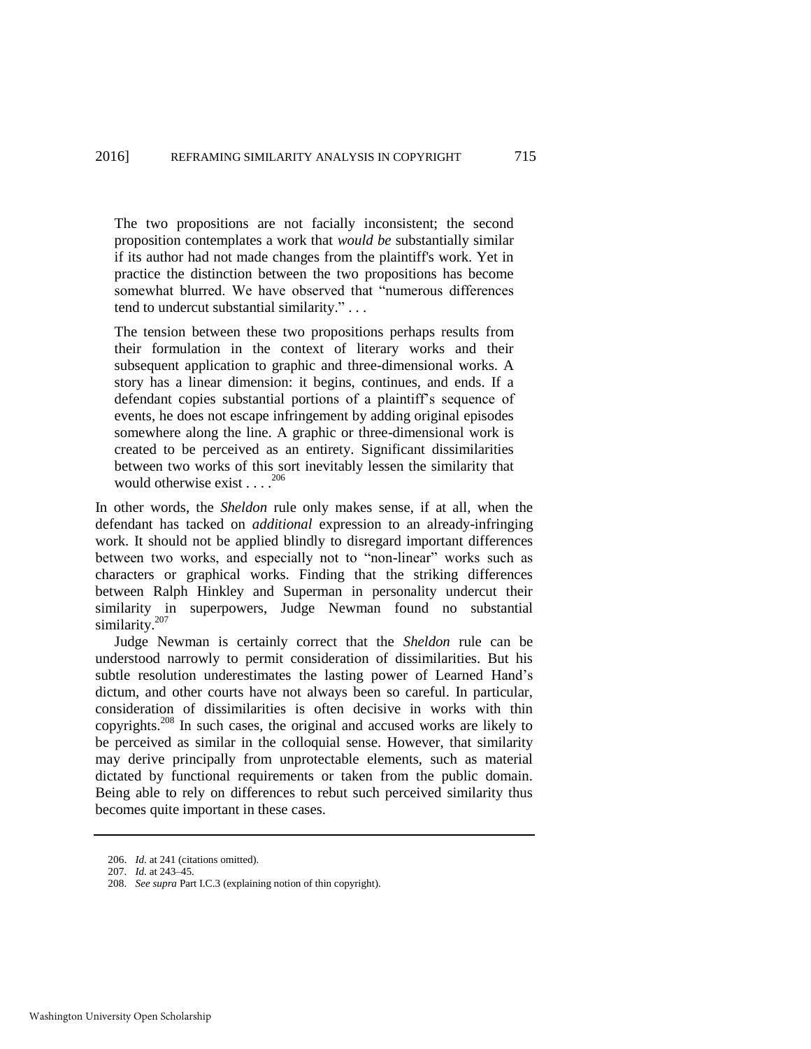> The two propositions are not facially inconsistent; the second proposition contemplates a work that *would be* substantially similar if its author had not made changes from the plaintiff's work. Yet in practice the distinction between the two propositions has become somewhat blurred. We have observed that "numerous differences tend to undercut substantial similarity." . . .
>
> The tension between these two propositions perhaps results from their formulation in the context of literary works and their subsequent application to graphic and three-dimensional works. A story has a linear dimension: it begins, continues, and ends. If a defendant copies substantial portions of a plaintiff's sequence of events, he does not escape infringement by adding original episodes somewhere along the line. A graphic or three-dimensional work is created to be perceived as an entirety. Significant dissimilarities between two works of this sort inevitably lessen the similarity that would otherwise exist . . . .[206]

In other words, the *Sheldon* rule only makes sense, if at all, when the defendant has tacked on *additional* expression to an already-infringing work. It should not be applied blindly to disregard important differences between two works, and especially not to "non-linear" works such as characters or graphical works. Finding that the striking differences between Ralph Hinkley and Superman in personality undercut their similarity in superpowers, Judge Newman found no substantial similarity.[207]

Judge Newman is certainly correct that the *Sheldon* rule can be understood narrowly to permit consideration of dissimilarities. But his subtle resolution underestimates the lasting power of Learned Hand's dictum, and other courts have not always been so careful. In particular, consideration of dissimilarities is often decisive in works with thin copyrights.[208] In such cases, the original and accused works are likely to be perceived as similar in the colloquial sense. However, that similarity may derive principally from unprotectable elements, such as material dictated by functional requirements or taken from the public domain. Being able to rely on differences to rebut such perceived similarity thus becomes quite important in these cases.

---

206. *Id.* at 241 (citations omitted).

207. *Id.* at 243–45.

208. *See supra* Part I.C.3 (explaining notion of thin copyright).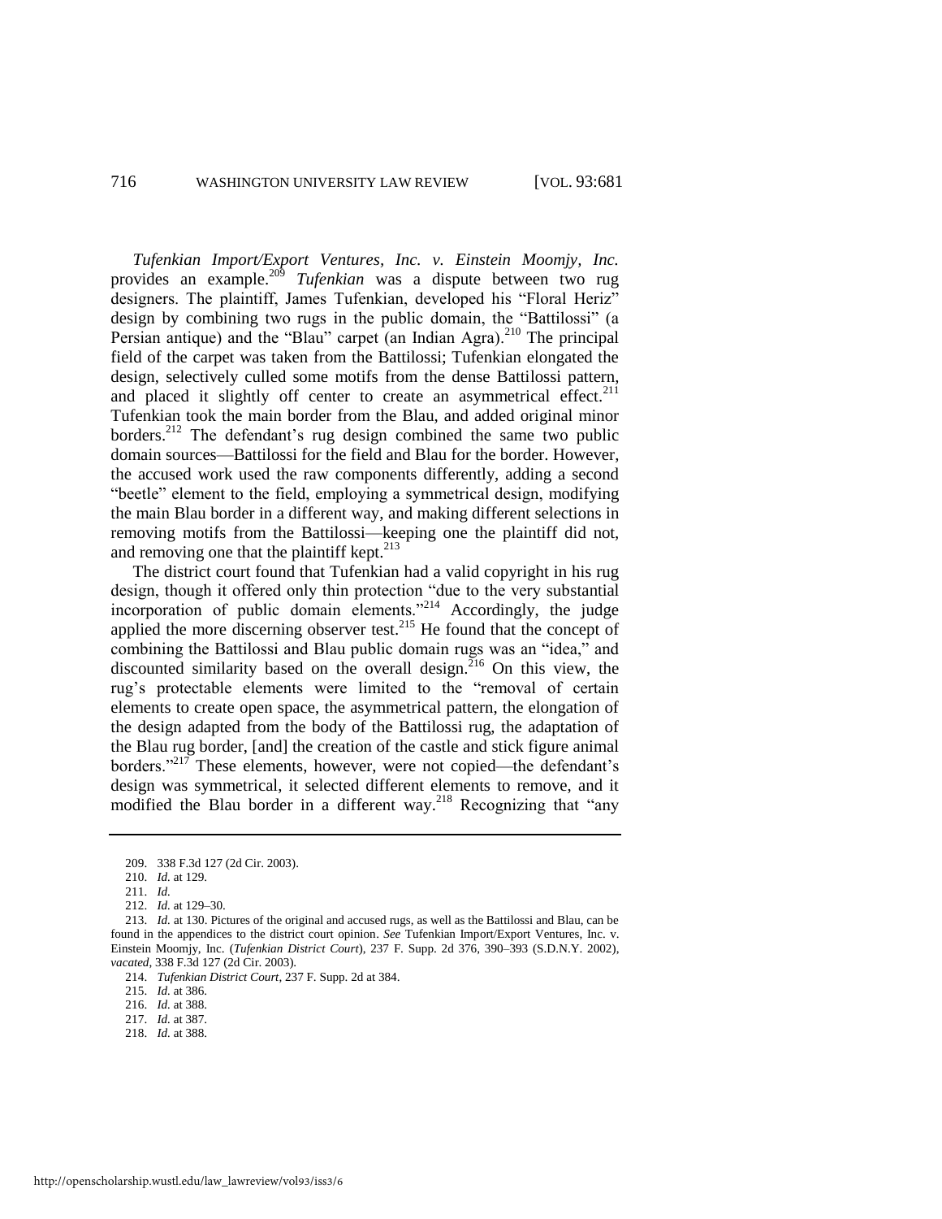*Tufenkian Import/Export Ventures, Inc. v. Einstein Moomjy, Inc.* provides an example.[209] *Tufenkian* was a dispute between two rug designers. The plaintiff, James Tufenkian, developed his "Floral Heriz" design by combining two rugs in the public domain, the "Battilossi" (a Persian antique) and the "Blau" carpet (an Indian Agra).[210] The principal field of the carpet was taken from the Battilossi; Tufenkian elongated the design, selectively culled some motifs from the dense Battilossi pattern, and placed it slightly off center to create an asymmetrical effect.[211] Tufenkian took the main border from the Blau, and added original minor borders.[212] The defendant's rug design combined the same two public domain sources—Battilossi for the field and Blau for the border. However, the accused work used the raw components differently, adding a second "beetle" element to the field, employing a symmetrical design, modifying the main Blau border in a different way, and making different selections in removing motifs from the Battilossi—keeping one the plaintiff did not, and removing one that the plaintiff kept.[213]

The district court found that Tufenkian had a valid copyright in his rug design, though it offered only thin protection "due to the very substantial incorporation of public domain elements."[214] Accordingly, the judge applied the more discerning observer test.[215] He found that the concept of combining the Battilossi and Blau public domain rugs was an "idea," and discounted similarity based on the overall design.[216] On this view, the rug's protectable elements were limited to the "removal of certain elements to create open space, the asymmetrical pattern, the elongation of the design adapted from the body of the Battilossi rug, the adaptation of the Blau rug border, [and] the creation of the castle and stick figure animal borders."[217] These elements, however, were not copied—the defendant's design was symmetrical, it selected different elements to remove, and it modified the Blau border in a different way.[218] Recognizing that "any

---

209. 338 F.3d 127 (2d Cir. 2003).

210. *Id.* at 129.

211. *Id.*

212. *Id.* at 129–30.

213. *Id.* at 130. Pictures of the original and accused rugs, as well as the Battilossi and Blau, can be found in the appendices to the district court opinion. *See* Tufenkian Import/Export Ventures, Inc. v. Einstein Moomjy, Inc. (*Tufenkian District Court*), 237 F. Supp. 2d 376, 390–393 (S.D.N.Y. 2002), *vacated*, 338 F.3d 127 (2d Cir. 2003).

214. *Tufenkian District Court*, 237 F. Supp. 2d at 384.

215. *Id.* at 386.

216. *Id.* at 388.

217. *Id.* at 387.

218. *Id.* at 388.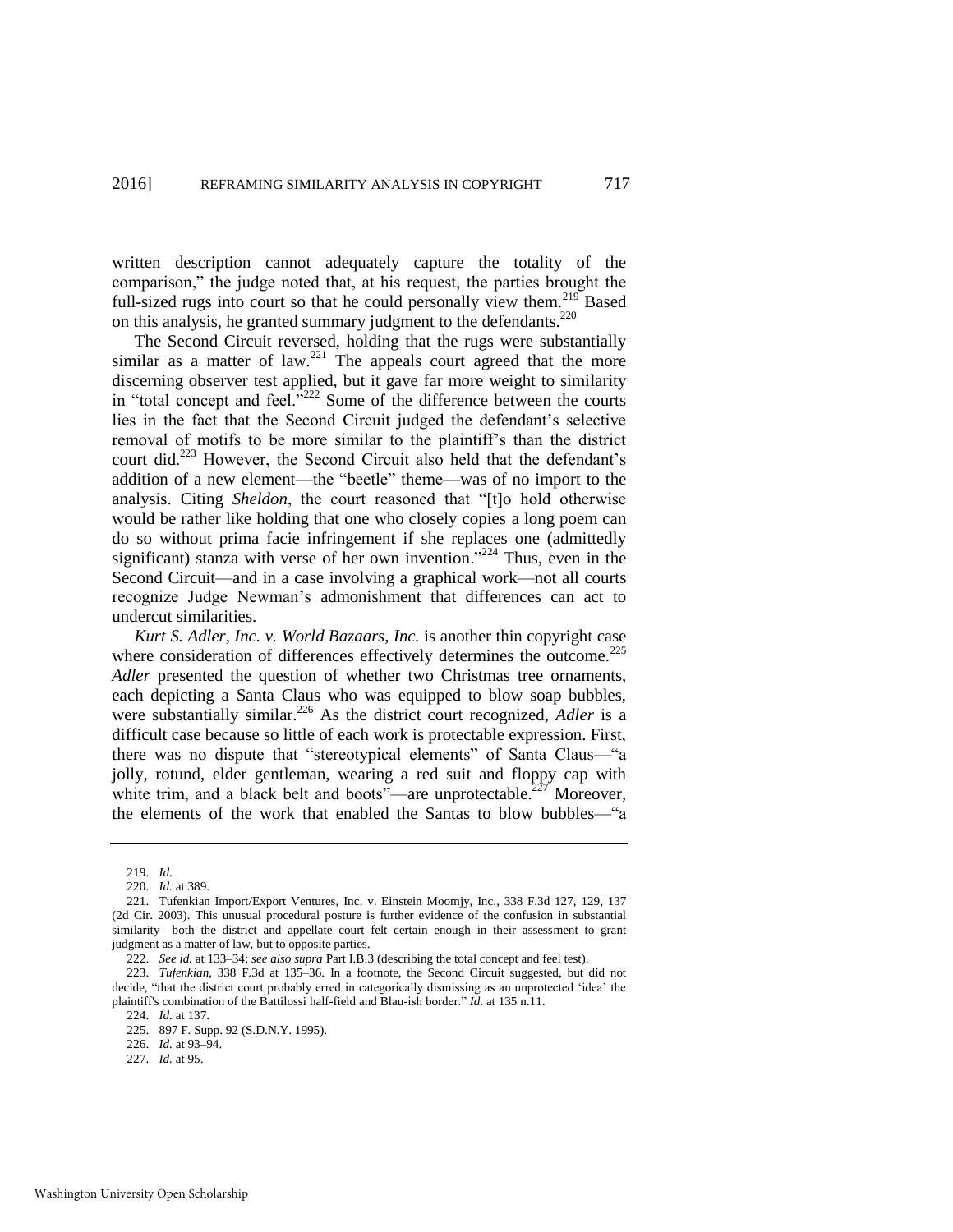written description cannot adequately capture the totality of the comparison," the judge noted that, at his request, the parties brought the full-sized rugs into court so that he could personally view them.[219] Based on this analysis, he granted summary judgment to the defendants.[220]

The Second Circuit reversed, holding that the rugs were substantially similar as a matter of law.[221] The appeals court agreed that the more discerning observer test applied, but it gave far more weight to similarity in "total concept and feel."[222] Some of the difference between the courts lies in the fact that the Second Circuit judged the defendant's selective removal of motifs to be more similar to the plaintiff's than the district court did.[223] However, the Second Circuit also held that the defendant's addition of a new element—the "beetle" theme—was of no import to the analysis. Citing *Sheldon*, the court reasoned that "[t]o hold otherwise would be rather like holding that one who closely copies a long poem can do so without prima facie infringement if she replaces one (admittedly significant) stanza with verse of her own invention."[224] Thus, even in the Second Circuit—and in a case involving a graphical work—not all courts recognize Judge Newman's admonishment that differences can act to undercut similarities.

*Kurt S. Adler, Inc. v. World Bazaars, Inc.* is another thin copyright case where consideration of differences effectively determines the outcome.[225] *Adler* presented the question of whether two Christmas tree ornaments, each depicting a Santa Claus who was equipped to blow soap bubbles, were substantially similar.[226] As the district court recognized, *Adler* is a difficult case because so little of each work is protectable expression. First, there was no dispute that "stereotypical elements" of Santa Claus—"a jolly, rotund, elder gentleman, wearing a red suit and floppy cap with white trim, and a black belt and boots"—are unprotectable.[227] Moreover, the elements of the work that enabled the Santas to blow bubbles—"a

---

219. *Id.*

220. *Id.* at 389.

221. Tufenkian Import/Export Ventures, Inc. v. Einstein Moomjy, Inc., 338 F.3d 127, 129, 137 (2d Cir. 2003). This unusual procedural posture is further evidence of the confusion in substantial similarity—both the district and appellate court felt certain enough in their assessment to grant judgment as a matter of law, but to opposite parties.

222. *See id.* at 133–34; *see also supra* Part I.B.3 (describing the total concept and feel test).

223. *Tufenkian*, 338 F.3d at 135–36. In a footnote, the Second Circuit suggested, but did not decide, "that the district court probably erred in categorically dismissing as an unprotected 'idea' the plaintiff's combination of the Battilossi half-field and Blau-ish border." *Id.* at 135 n.11.

224. *Id.* at 137.

225. 897 F. Supp. 92 (S.D.N.Y. 1995).

226. *Id.* at 93–94.

227. *Id.* at 95.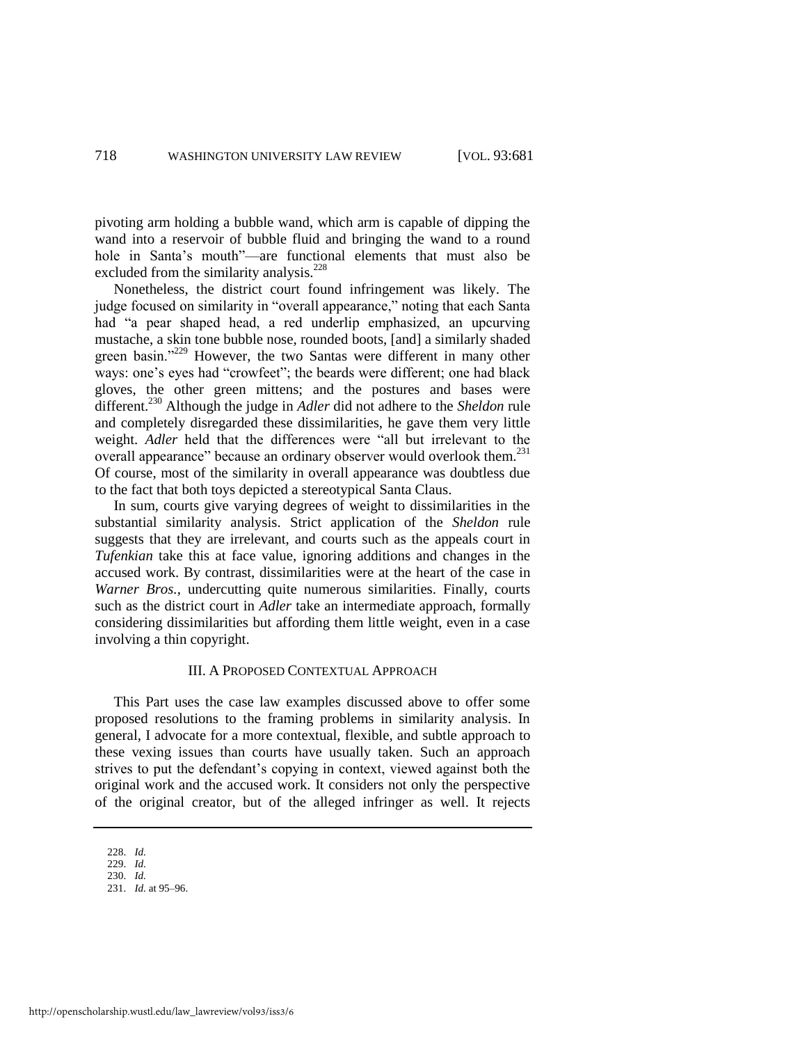pivoting arm holding a bubble wand, which arm is capable of dipping the wand into a reservoir of bubble fluid and bringing the wand to a round hole in Santa's mouth"—are functional elements that must also be excluded from the similarity analysis.[228]

Nonetheless, the district court found infringement was likely. The judge focused on similarity in "overall appearance," noting that each Santa had "a pear shaped head, a red underlip emphasized, an upcurving mustache, a skin tone bubble nose, rounded boots, [and] a similarly shaded green basin."[229] However, the two Santas were different in many other ways: one's eyes had "crowfeet"; the beards were different; one had black gloves, the other green mittens; and the postures and bases were different.[230] Although the judge in *Adler* did not adhere to the *Sheldon* rule and completely disregarded these dissimilarities, he gave them very little weight. *Adler* held that the differences were "all but irrelevant to the overall appearance" because an ordinary observer would overlook them.[231] Of course, most of the similarity in overall appearance was doubtless due to the fact that both toys depicted a stereotypical Santa Claus.

In sum, courts give varying degrees of weight to dissimilarities in the substantial similarity analysis. Strict application of the *Sheldon* rule suggests that they are irrelevant, and courts such as the appeals court in *Tufenkian* take this at face value, ignoring additions and changes in the accused work. By contrast, dissimilarities were at the heart of the case in *Warner Bros.*, undercutting quite numerous similarities. Finally, courts such as the district court in *Adler* take an intermediate approach, formally considering dissimilarities but affording them little weight, even in a case involving a thin copyright.

## III. A Proposed Contextual Approach

This Part uses the case law examples discussed above to offer some proposed resolutions to the framing problems in similarity analysis. In general, I advocate for a more contextual, flexible, and subtle approach to these vexing issues than courts have usually taken. Such an approach strives to put the defendant's copying in context, viewed against both the original work and the accused work. It considers not only the perspective of the original creator, but of the alleged infringer as well. It rejects

---

228. *Id.*
229. *Id.*
230. *Id.*
231. *Id.* at 95–96.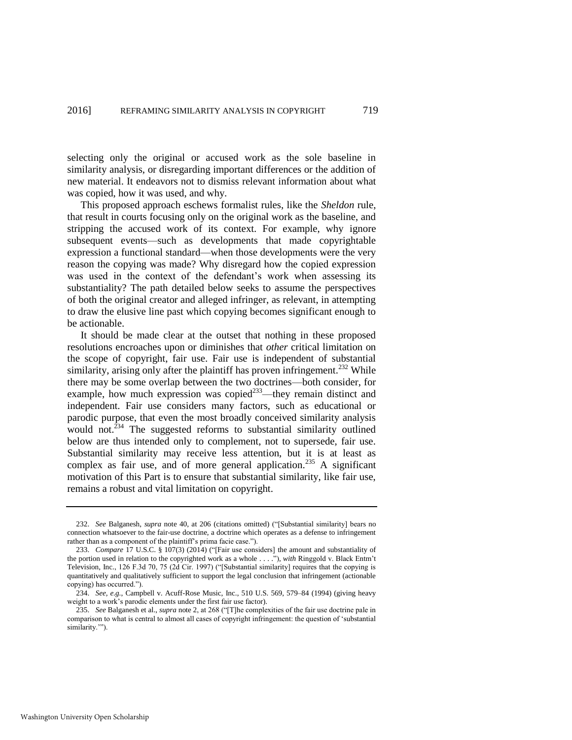selecting only the original or accused work as the sole baseline in similarity analysis, or disregarding important differences or the addition of new material. It endeavors not to dismiss relevant information about what was copied, how it was used, and why.

This proposed approach eschews formalist rules, like the *Sheldon* rule, that result in courts focusing only on the original work as the baseline, and stripping the accused work of its context. For example, why ignore subsequent events—such as developments that made copyrightable expression a functional standard—when those developments were the very reason the copying was made? Why disregard how the copied expression was used in the context of the defendant's work when assessing its substantiality? The path detailed below seeks to assume the perspectives of both the original creator and alleged infringer, as relevant, in attempting to draw the elusive line past which copying becomes significant enough to be actionable.

It should be made clear at the outset that nothing in these proposed resolutions encroaches upon or diminishes that *other* critical limitation on the scope of copyright, fair use. Fair use is independent of substantial similarity, arising only after the plaintiff has proven infringement.[232] While there may be some overlap between the two doctrines—both consider, for example, how much expression was copied[233]—they remain distinct and independent. Fair use considers many factors, such as educational or parodic purpose, that even the most broadly conceived similarity analysis would not.[234] The suggested reforms to substantial similarity outlined below are thus intended only to complement, not to supersede, fair use. Substantial similarity may receive less attention, but it is at least as complex as fair use, and of more general application.[235] A significant motivation of this Part is to ensure that substantial similarity, like fair use, remains a robust and vital limitation on copyright.

---

232. *See* Balganesh, *supra* note 40, at 206 (citations omitted) ("[Substantial similarity] bears no connection whatsoever to the fair-use doctrine, a doctrine which operates as a defense to infringement rather than as a component of the plaintiff's prima facie case.").

233. *Compare* 17 U.S.C. § 107(3) (2014) ("[Fair use considers] the amount and substantiality of the portion used in relation to the copyrighted work as a whole . . . ."), *with* Ringgold v. Black Entm't Television, Inc., 126 F.3d 70, 75 (2d Cir. 1997) ("[Substantial similarity] requires that the copying is quantitatively and qualitatively sufficient to support the legal conclusion that infringement (actionable copying) has occurred.").

234. *See, e.g.*, Campbell v. Acuff-Rose Music, Inc., 510 U.S. 569, 579–84 (1994) (giving heavy weight to a work's parodic elements under the first fair use factor).

235. *See* Balganesh et al., *supra* note 2, at 268 ("[T]he complexities of the fair use doctrine pale in comparison to what is central to almost all cases of copyright infringement: the question of 'substantial similarity.'").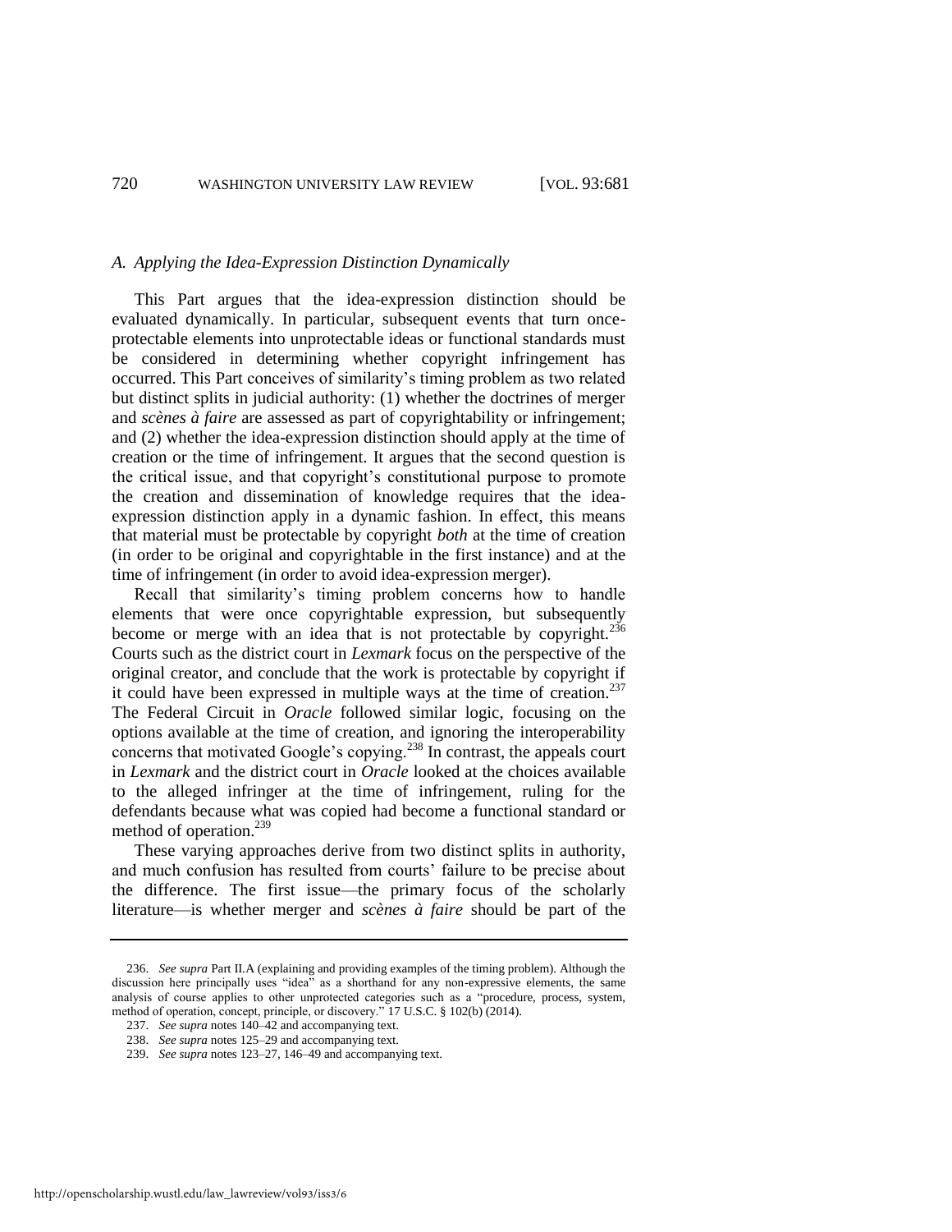### *A. Applying the Idea-Expression Distinction Dynamically*

This Part argues that the idea-expression distinction should be evaluated dynamically. In particular, subsequent events that turn once-protectable elements into unprotectable ideas or functional standards must be considered in determining whether copyright infringement has occurred. This Part conceives of similarity's timing problem as two related but distinct splits in judicial authority: (1) whether the doctrines of merger and *scènes à faire* are assessed as part of copyrightability or infringement; and (2) whether the idea-expression distinction should apply at the time of creation or the time of infringement. It argues that the second question is the critical issue, and that copyright's constitutional purpose to promote the creation and dissemination of knowledge requires that the idea-expression distinction apply in a dynamic fashion. In effect, this means that material must be protectable by copyright *both* at the time of creation (in order to be original and copyrightable in the first instance) and at the time of infringement (in order to avoid idea-expression merger).

Recall that similarity's timing problem concerns how to handle elements that were once copyrightable expression, but subsequently become or merge with an idea that is not protectable by copyright.[236] Courts such as the district court in *Lexmark* focus on the perspective of the original creator, and conclude that the work is protectable by copyright if it could have been expressed in multiple ways at the time of creation.[237] The Federal Circuit in *Oracle* followed similar logic, focusing on the options available at the time of creation, and ignoring the interoperability concerns that motivated Google's copying.[238] In contrast, the appeals court in *Lexmark* and the district court in *Oracle* looked at the choices available to the alleged infringer at the time of infringement, ruling for the defendants because what was copied had become a functional standard or method of operation.[239]

These varying approaches derive from two distinct splits in authority, and much confusion has resulted from courts' failure to be precise about the difference. The first issue—the primary focus of the scholarly literature—is whether merger and *scènes à faire* should be part of the

---

236. *See supra* Part II.A (explaining and providing examples of the timing problem). Although the discussion here principally uses "idea" as a shorthand for any non-expressive elements, the same analysis of course applies to other unprotected categories such as a "procedure, process, system, method of operation, concept, principle, or discovery." 17 U.S.C. § 102(b) (2014).

237. *See supra* notes 140–42 and accompanying text.

238. *See supra* notes 125–29 and accompanying text.

239. *See supra* notes 123–27, 146–49 and accompanying text.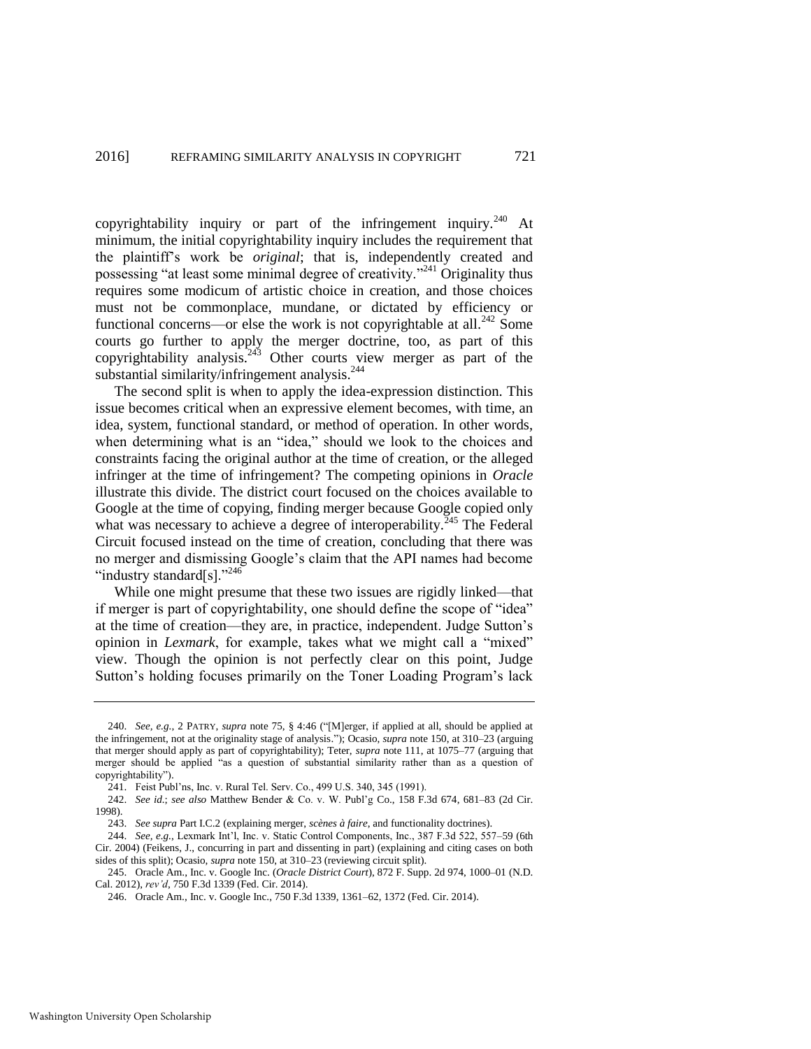copyrightability inquiry or part of the infringement inquiry.[240] At minimum, the initial copyrightability inquiry includes the requirement that the plaintiff's work be *original*; that is, independently created and possessing "at least some minimal degree of creativity."[241] Originality thus requires some modicum of artistic choice in creation, and those choices must not be commonplace, mundane, or dictated by efficiency or functional concerns—or else the work is not copyrightable at all.[242] Some courts go further to apply the merger doctrine, too, as part of this copyrightability analysis.[243] Other courts view merger as part of the substantial similarity/infringement analysis.[244]

The second split is when to apply the idea-expression distinction. This issue becomes critical when an expressive element becomes, with time, an idea, system, functional standard, or method of operation. In other words, when determining what is an "idea," should we look to the choices and constraints facing the original author at the time of creation, or the alleged infringer at the time of infringement? The competing opinions in *Oracle* illustrate this divide. The district court focused on the choices available to Google at the time of copying, finding merger because Google copied only what was necessary to achieve a degree of interoperability.[245] The Federal Circuit focused instead on the time of creation, concluding that there was no merger and dismissing Google's claim that the API names had become "industry standard[s]."[246]

While one might presume that these two issues are rigidly linked—that if merger is part of copyrightability, one should define the scope of "idea" at the time of creation—they are, in practice, independent. Judge Sutton's opinion in *Lexmark*, for example, takes what we might call a "mixed" view. Though the opinion is not perfectly clear on this point, Judge Sutton's holding focuses primarily on the Toner Loading Program's lack

---

240. *See, e.g.*, 2 PATRY, *supra* note 75, § 4:46 ("[M]erger, if applied at all, should be applied at the infringement, not at the originality stage of analysis."); Ocasio, *supra* note 150, at 310–23 (arguing that merger should apply as part of copyrightability); Teter, *supra* note 111, at 1075–77 (arguing that merger should be applied "as a question of substantial similarity rather than as a question of copyrightability").

241. Feist Publ'ns, Inc. v. Rural Tel. Serv. Co., 499 U.S. 340, 345 (1991).

242. *See id.*; *see also* Matthew Bender & Co. v. W. Publ'g Co., 158 F.3d 674, 681–83 (2d Cir. 1998).

243. *See supra* Part I.C.2 (explaining merger, *scènes à faire*, and functionality doctrines).

244. *See, e.g.*, Lexmark Int'l, Inc. v. Static Control Components, Inc., 387 F.3d 522, 557–59 (6th Cir. 2004) (Feikens, J., concurring in part and dissenting in part) (explaining and citing cases on both sides of this split); Ocasio, *supra* note 150, at 310–23 (reviewing circuit split).

245. Oracle Am., Inc. v. Google Inc. (*Oracle District Court*), 872 F. Supp. 2d 974, 1000–01 (N.D. Cal. 2012), *rev'd*, 750 F.3d 1339 (Fed. Cir. 2014).

246. Oracle Am., Inc. v. Google Inc., 750 F.3d 1339, 1361–62, 1372 (Fed. Cir. 2014).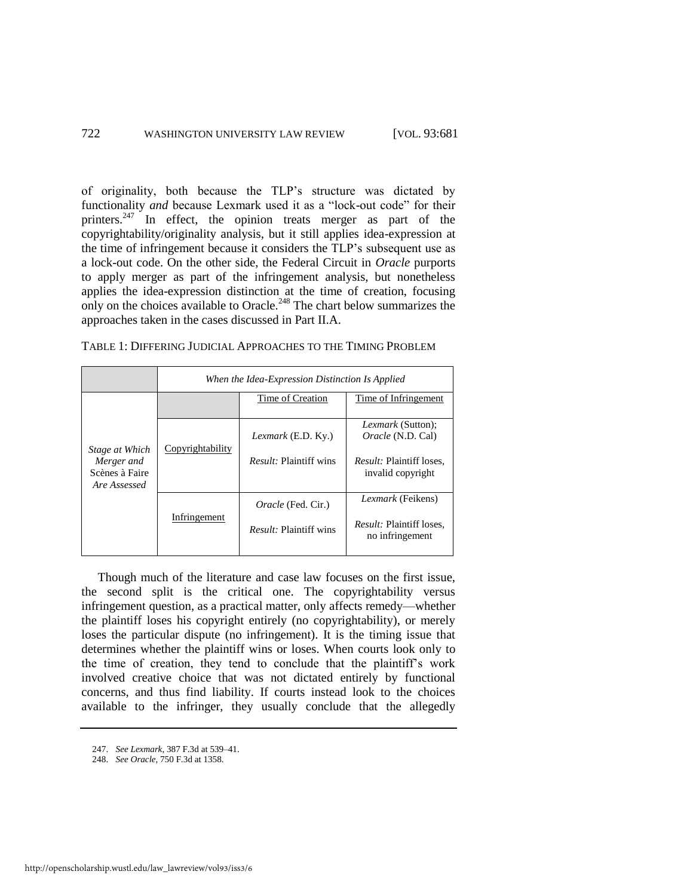of originality, both because the TLP's structure was dictated by functionality *and* because Lexmark used it as a "lock-out code" for their printers.[247] In effect, the opinion treats merger as part of the copyrightability/originality analysis, but it still applies idea-expression at the time of infringement because it considers the TLP's subsequent use as a lock-out code. On the other side, the Federal Circuit in *Oracle* purports to apply merger as part of the infringement analysis, but nonetheless applies the idea-expression distinction at the time of creation, focusing only on the choices available to Oracle.[248] The chart below summarizes the approaches taken in the cases discussed in Part II.A.

TABLE 1: DIFFERING JUDICIAL APPROACHES TO THE TIMING PROBLEM

| | | *When the Idea-Expression Distinction Is Applied* | |
|---|---|---|---|
| | | Time of Creation | Time of Infringement |
| *Stage at Which Merger and Scènes à Faire Are Assessed* | Copyrightability | *Lexmark* (E.D. Ky.)<br>*Result:* Plaintiff wins | *Lexmark* (Sutton); *Oracle* (N.D. Cal)<br>*Result:* Plaintiff loses, invalid copyright |
| | Infringement | *Oracle* (Fed. Cir.)<br>*Result:* Plaintiff wins | *Lexmark* (Feikens)<br>*Result:* Plaintiff loses, no infringement |

Though much of the literature and case law focuses on the first issue, the second split is the critical one. The copyrightability versus infringement question, as a practical matter, only affects remedy—whether the plaintiff loses his copyright entirely (no copyrightability), or merely loses the particular dispute (no infringement). It is the timing issue that determines whether the plaintiff wins or loses. When courts look only to the time of creation, they tend to conclude that the plaintiff's work involved creative choice that was not dictated entirely by functional concerns, and thus find liability. If courts instead look to the choices available to the infringer, they usually conclude that the allegedly

247. *See Lexmark*, 387 F.3d at 539–41.

248. *See Oracle*, 750 F.3d at 1358.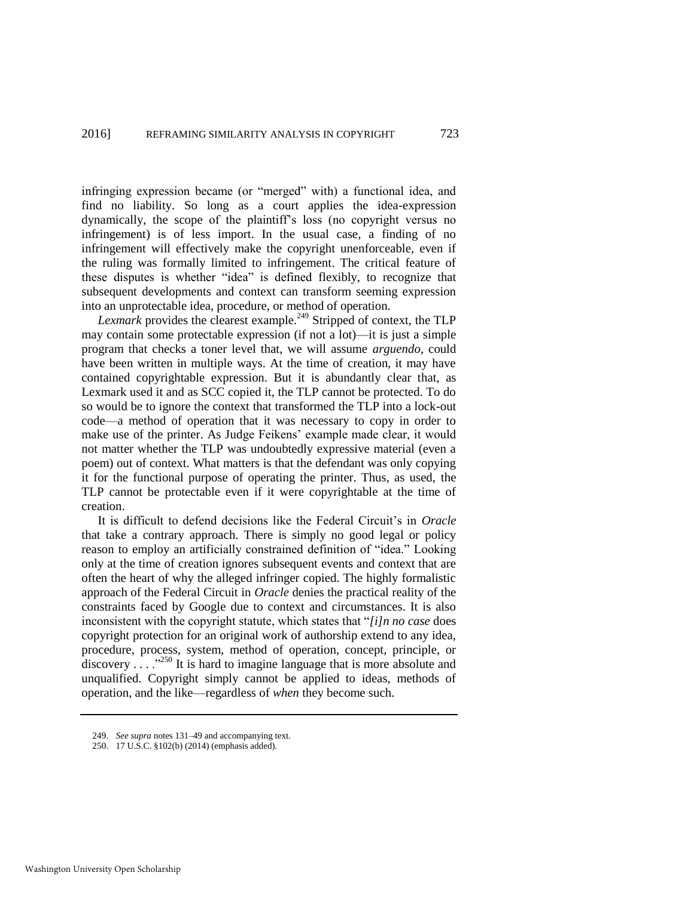infringing expression became (or "merged" with) a functional idea, and find no liability. So long as a court applies the idea-expression dynamically, the scope of the plaintiff's loss (no copyright versus no infringement) is of less import. In the usual case, a finding of no infringement will effectively make the copyright unenforceable, even if the ruling was formally limited to infringement. The critical feature of these disputes is whether "idea" is defined flexibly, to recognize that subsequent developments and context can transform seeming expression into an unprotectable idea, procedure, or method of operation.

*Lexmark* provides the clearest example.[249] Stripped of context, the TLP may contain some protectable expression (if not a lot)—it is just a simple program that checks a toner level that, we will assume *arguendo*, could have been written in multiple ways. At the time of creation, it may have contained copyrightable expression. But it is abundantly clear that, as Lexmark used it and as SCC copied it, the TLP cannot be protected. To do so would be to ignore the context that transformed the TLP into a lock-out code—a method of operation that it was necessary to copy in order to make use of the printer. As Judge Feikens' example made clear, it would not matter whether the TLP was undoubtedly expressive material (even a poem) out of context. What matters is that the defendant was only copying it for the functional purpose of operating the printer. Thus, as used, the TLP cannot be protectable even if it were copyrightable at the time of creation.

It is difficult to defend decisions like the Federal Circuit's in *Oracle* that take a contrary approach. There is simply no good legal or policy reason to employ an artificially constrained definition of "idea." Looking only at the time of creation ignores subsequent events and context that are often the heart of why the alleged infringer copied. The highly formalistic approach of the Federal Circuit in *Oracle* denies the practical reality of the constraints faced by Google due to context and circumstances. It is also inconsistent with the copyright statute, which states that "*[i]n no case* does copyright protection for an original work of authorship extend to any idea, procedure, process, system, method of operation, concept, principle, or discovery . . . ."[250] It is hard to imagine language that is more absolute and unqualified. Copyright simply cannot be applied to ideas, methods of operation, and the like—regardless of *when* they become such.

---

249. *See supra* notes 131–49 and accompanying text.

250. 17 U.S.C. §102(b) (2014) (emphasis added).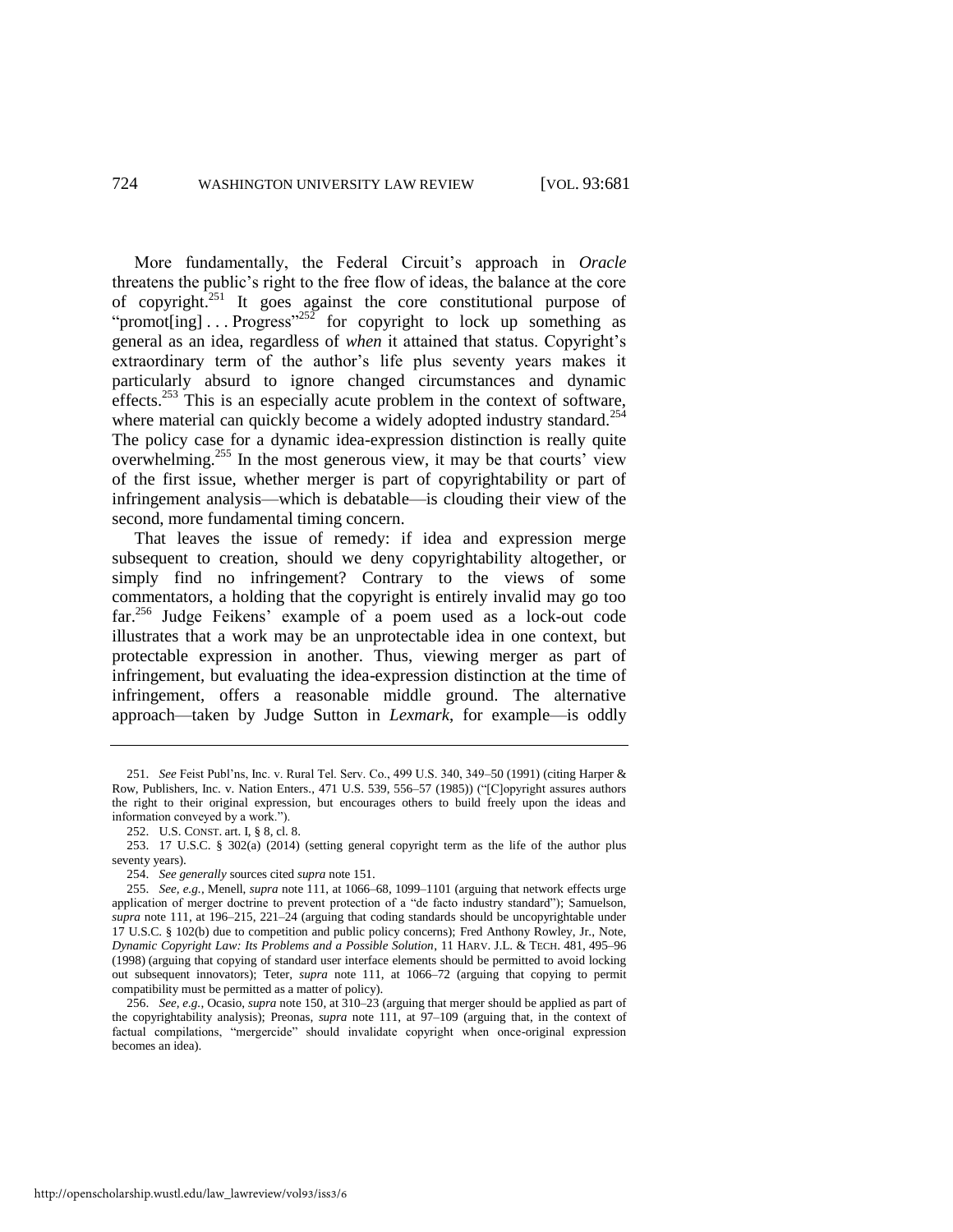More fundamentally, the Federal Circuit's approach in *Oracle* threatens the public's right to the free flow of ideas, the balance at the core of copyright.[251] It goes against the core constitutional purpose of "promot[ing] . . . Progress"[252] for copyright to lock up something as general as an idea, regardless of *when* it attained that status. Copyright's extraordinary term of the author's life plus seventy years makes it particularly absurd to ignore changed circumstances and dynamic effects.[253] This is an especially acute problem in the context of software, where material can quickly become a widely adopted industry standard.[254] The policy case for a dynamic idea-expression distinction is really quite overwhelming.[255] In the most generous view, it may be that courts' view of the first issue, whether merger is part of copyrightability or part of infringement analysis—which is debatable—is clouding their view of the second, more fundamental timing concern.

That leaves the issue of remedy: if idea and expression merge subsequent to creation, should we deny copyrightability altogether, or simply find no infringement? Contrary to the views of some commentators, a holding that the copyright is entirely invalid may go too far.[256] Judge Feikens' example of a poem used as a lock-out code illustrates that a work may be an unprotectable idea in one context, but protectable expression in another. Thus, viewing merger as part of infringement, but evaluating the idea-expression distinction at the time of infringement, offers a reasonable middle ground. The alternative approach—taken by Judge Sutton in *Lexmark*, for example—is oddly

---

251. *See* Feist Publ'ns, Inc. v. Rural Tel. Serv. Co., 499 U.S. 340, 349–50 (1991) (citing Harper & Row, Publishers, Inc. v. Nation Enters., 471 U.S. 539, 556–57 (1985)) ("[C]opyright assures authors the right to their original expression, but encourages others to build freely upon the ideas and information conveyed by a work.").

252. U.S. CONST. art. I, § 8, cl. 8.

253. 17 U.S.C. § 302(a) (2014) (setting general copyright term as the life of the author plus seventy years).

254. *See generally* sources cited *supra* note 151.

255. *See, e.g.*, Menell, *supra* note 111, at 1066–68, 1099–1101 (arguing that network effects urge application of merger doctrine to prevent protection of a "de facto industry standard"); Samuelson, *supra* note 111, at 196–215, 221–24 (arguing that coding standards should be uncopyrightable under 17 U.S.C. § 102(b) due to competition and public policy concerns); Fred Anthony Rowley, Jr., Note, *Dynamic Copyright Law: Its Problems and a Possible Solution*, 11 HARV. J.L. & TECH. 481, 495–96 (1998) (arguing that copying of standard user interface elements should be permitted to avoid locking out subsequent innovators); Teter, *supra* note 111, at 1066–72 (arguing that copying to permit compatibility must be permitted as a matter of policy).

256. *See, e.g.*, Ocasio, *supra* note 150, at 310–23 (arguing that merger should be applied as part of the copyrightability analysis); Preonas, *supra* note 111, at 97–109 (arguing that, in the context of factual compilations, "mergercide" should invalidate copyright when once-original expression becomes an idea).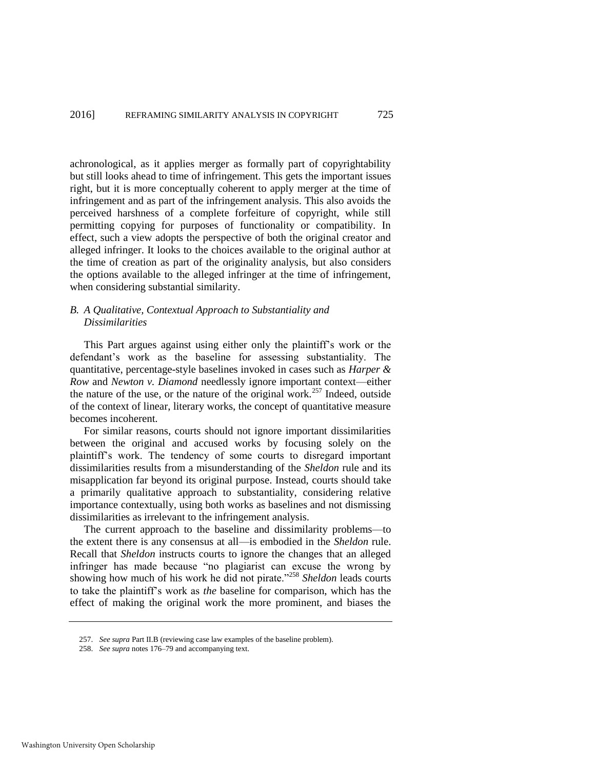achronological, as it applies merger as formally part of copyrightability but still looks ahead to time of infringement. This gets the important issues right, but it is more conceptually coherent to apply merger at the time of infringement and as part of the infringement analysis. This also avoids the perceived harshness of a complete forfeiture of copyright, while still permitting copying for purposes of functionality or compatibility. In effect, such a view adopts the perspective of both the original creator and alleged infringer. It looks to the choices available to the original author at the time of creation as part of the originality analysis, but also considers the options available to the alleged infringer at the time of infringement, when considering substantial similarity.

### *B. A Qualitative, Contextual Approach to Substantiality and Dissimilarities*

This Part argues against using either only the plaintiff's work or the defendant's work as the baseline for assessing substantiality. The quantitative, percentage-style baselines invoked in cases such as *Harper & Row* and *Newton v. Diamond* needlessly ignore important context—either the nature of the use, or the nature of the original work.[257] Indeed, outside of the context of linear, literary works, the concept of quantitative measure becomes incoherent.

For similar reasons, courts should not ignore important dissimilarities between the original and accused works by focusing solely on the plaintiff's work. The tendency of some courts to disregard important dissimilarities results from a misunderstanding of the *Sheldon* rule and its misapplication far beyond its original purpose. Instead, courts should take a primarily qualitative approach to substantiality, considering relative importance contextually, using both works as baselines and not dismissing dissimilarities as irrelevant to the infringement analysis.

The current approach to the baseline and dissimilarity problems—to the extent there is any consensus at all—is embodied in the *Sheldon* rule. Recall that *Sheldon* instructs courts to ignore the changes that an alleged infringer has made because "no plagiarist can excuse the wrong by showing how much of his work he did not pirate."[258] *Sheldon* leads courts to take the plaintiff's work as *the* baseline for comparison, which has the effect of making the original work the more prominent, and biases the

257. *See supra* Part II.B (reviewing case law examples of the baseline problem).

258. *See supra* notes 176–79 and accompanying text.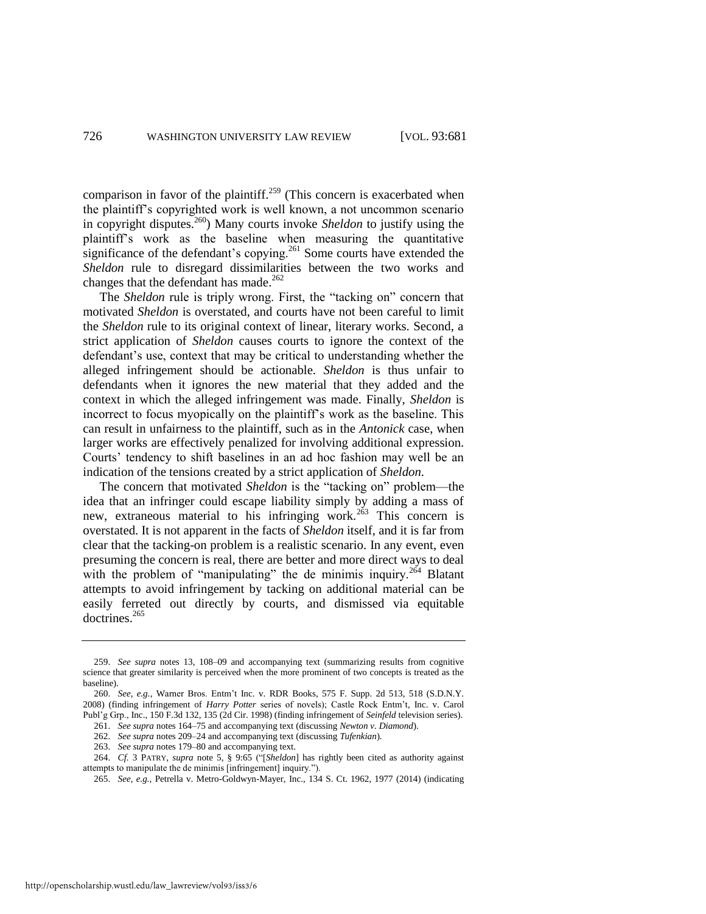comparison in favor of the plaintiff.[259] (This concern is exacerbated when the plaintiff's copyrighted work is well known, a not uncommon scenario in copyright disputes.[260]) Many courts invoke *Sheldon* to justify using the plaintiff's work as the baseline when measuring the quantitative significance of the defendant's copying.[261] Some courts have extended the *Sheldon* rule to disregard dissimilarities between the two works and changes that the defendant has made.[262]

The *Sheldon* rule is triply wrong. First, the "tacking on" concern that motivated *Sheldon* is overstated, and courts have not been careful to limit the *Sheldon* rule to its original context of linear, literary works. Second, a strict application of *Sheldon* causes courts to ignore the context of the defendant's use, context that may be critical to understanding whether the alleged infringement should be actionable. *Sheldon* is thus unfair to defendants when it ignores the new material that they added and the context in which the alleged infringement was made. Finally, *Sheldon* is incorrect to focus myopically on the plaintiff's work as the baseline. This can result in unfairness to the plaintiff, such as in the *Antonick* case, when larger works are effectively penalized for involving additional expression. Courts' tendency to shift baselines in an ad hoc fashion may well be an indication of the tensions created by a strict application of *Sheldon*.

The concern that motivated *Sheldon* is the "tacking on" problem—the idea that an infringer could escape liability simply by adding a mass of new, extraneous material to his infringing work.[263] This concern is overstated. It is not apparent in the facts of *Sheldon* itself, and it is far from clear that the tacking-on problem is a realistic scenario. In any event, even presuming the concern is real, there are better and more direct ways to deal with the problem of "manipulating" the de minimis inquiry.[264] Blatant attempts to avoid infringement by tacking on additional material can be easily ferreted out directly by courts, and dismissed via equitable doctrines.[265]

---

259. *See supra* notes 13, 108–09 and accompanying text (summarizing results from cognitive science that greater similarity is perceived when the more prominent of two concepts is treated as the baseline).

260. *See, e.g.*, Warner Bros. Entm't Inc. v. RDR Books, 575 F. Supp. 2d 513, 518 (S.D.N.Y. 2008) (finding infringement of *Harry Potter* series of novels); Castle Rock Entm't, Inc. v. Carol Publ'g Grp., Inc., 150 F.3d 132, 135 (2d Cir. 1998) (finding infringement of *Seinfeld* television series).

261. *See supra* notes 164–75 and accompanying text (discussing *Newton v. Diamond*).

262. *See supra* notes 209–24 and accompanying text (discussing *Tufenkian*).

263. *See supra* notes 179–80 and accompanying text.

264. *Cf.* 3 PATRY, *supra* note 5, § 9:65 ("[*Sheldon*] has rightly been cited as authority against attempts to manipulate the de minimis [infringement] inquiry.").

265. *See, e.g.*, Petrella v. Metro-Goldwyn-Mayer, Inc., 134 S. Ct. 1962, 1977 (2014) (indicating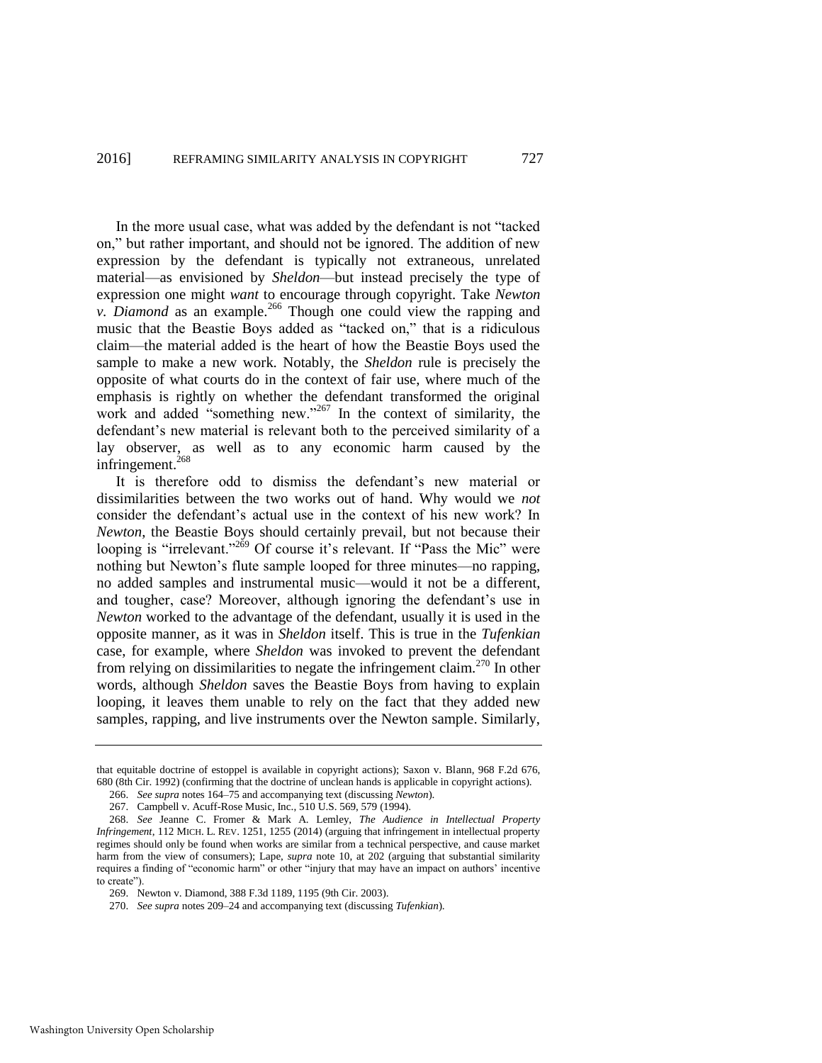In the more usual case, what was added by the defendant is not "tacked on," but rather important, and should not be ignored. The addition of new expression by the defendant is typically not extraneous, unrelated material—as envisioned by *Sheldon*—but instead precisely the type of expression one might *want* to encourage through copyright. Take *Newton v. Diamond* as an example.[266] Though one could view the rapping and music that the Beastie Boys added as "tacked on," that is a ridiculous claim—the material added is the heart of how the Beastie Boys used the sample to make a new work. Notably, the *Sheldon* rule is precisely the opposite of what courts do in the context of fair use, where much of the emphasis is rightly on whether the defendant transformed the original work and added "something new."[267] In the context of similarity, the defendant's new material is relevant both to the perceived similarity of a lay observer, as well as to any economic harm caused by the infringement.[268]

It is therefore odd to dismiss the defendant's new material or dissimilarities between the two works out of hand. Why would we *not* consider the defendant's actual use in the context of his new work? In *Newton*, the Beastie Boys should certainly prevail, but not because their looping is "irrelevant."[269] Of course it's relevant. If "Pass the Mic" were nothing but Newton's flute sample looped for three minutes—no rapping, no added samples and instrumental music—would it not be a different, and tougher, case? Moreover, although ignoring the defendant's use in *Newton* worked to the advantage of the defendant, usually it is used in the opposite manner, as it was in *Sheldon* itself. This is true in the *Tufenkian* case, for example, where *Sheldon* was invoked to prevent the defendant from relying on dissimilarities to negate the infringement claim.[270] In other words, although *Sheldon* saves the Beastie Boys from having to explain looping, it leaves them unable to rely on the fact that they added new samples, rapping, and live instruments over the Newton sample. Similarly,

---

that equitable doctrine of estoppel is available in copyright actions); Saxon v. Blann, 968 F.2d 676, 680 (8th Cir. 1992) (confirming that the doctrine of unclean hands is applicable in copyright actions).

266. *See supra* notes 164–75 and accompanying text (discussing *Newton*).

267. Campbell v. Acuff-Rose Music, Inc., 510 U.S. 569, 579 (1994).

268. *See* Jeanne C. Fromer & Mark A. Lemley, *The Audience in Intellectual Property Infringement*, 112 MICH. L. REV. 1251, 1255 (2014) (arguing that infringement in intellectual property regimes should only be found when works are similar from a technical perspective, and cause market harm from the view of consumers); Lape, *supra* note 10, at 202 (arguing that substantial similarity requires a finding of "economic harm" or other "injury that may have an impact on authors' incentive to create").

269. Newton v. Diamond, 388 F.3d 1189, 1195 (9th Cir. 2003).

270. *See supra* notes 209–24 and accompanying text (discussing *Tufenkian*).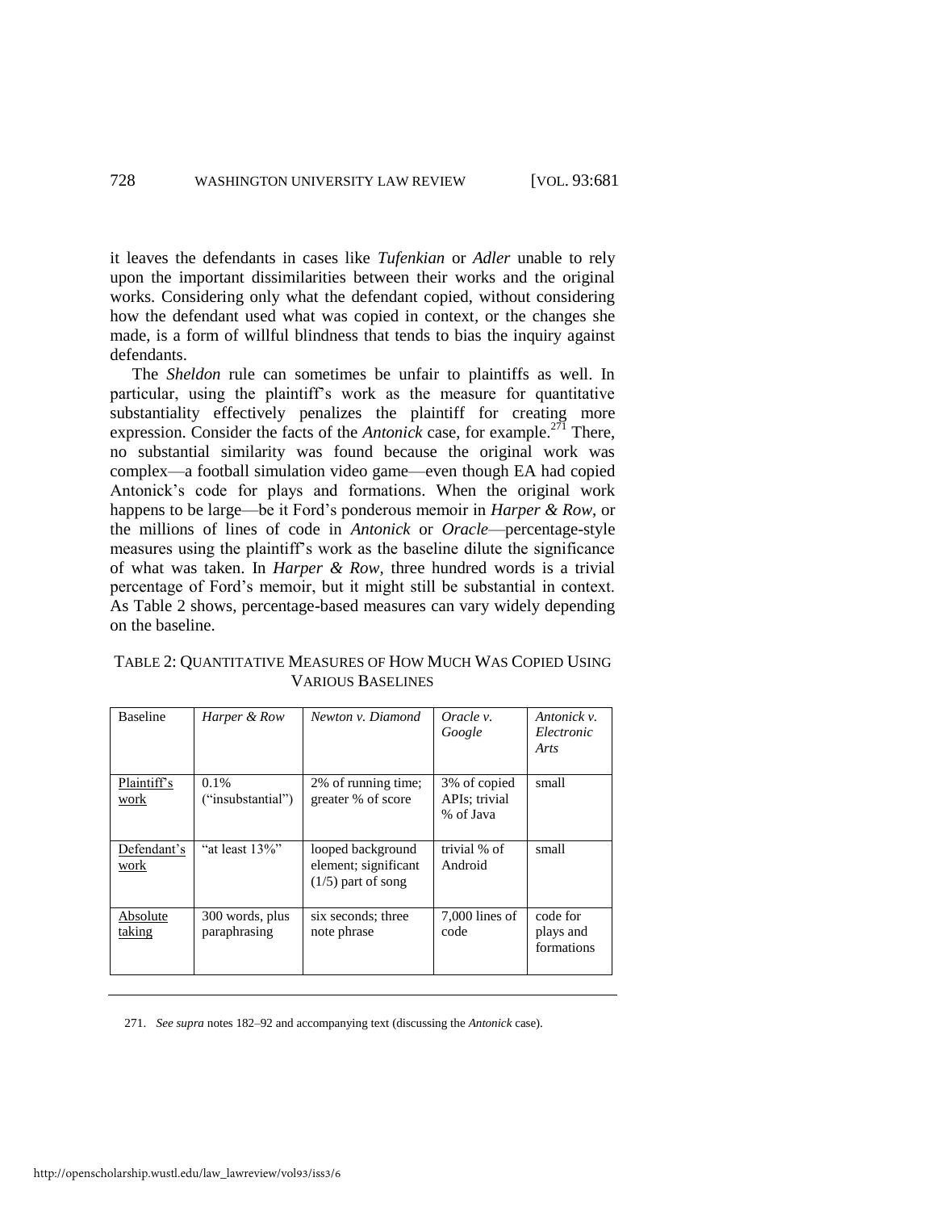it leaves the defendants in cases like *Tufenkian* or *Adler* unable to rely upon the important dissimilarities between their works and the original works. Considering only what the defendant copied, without considering how the defendant used what was copied in context, or the changes she made, is a form of willful blindness that tends to bias the inquiry against defendants.

The *Sheldon* rule can sometimes be unfair to plaintiffs as well. In particular, using the plaintiff's work as the measure for quantitative substantiality effectively penalizes the plaintiff for creating more expression. Consider the facts of the *Antonick* case, for example.[271] There, no substantial similarity was found because the original work was complex—a football simulation video game—even though EA had copied Antonick's code for plays and formations. When the original work happens to be large—be it Ford's ponderous memoir in *Harper & Row*, or the millions of lines of code in *Antonick* or *Oracle*—percentage-style measures using the plaintiff's work as the baseline dilute the significance of what was taken. In *Harper & Row*, three hundred words is a trivial percentage of Ford's memoir, but it might still be substantial in context. As Table 2 shows, percentage-based measures can vary widely depending on the baseline.

TABLE 2: QUANTITATIVE MEASURES OF HOW MUCH WAS COPIED USING VARIOUS BASELINES

| Baseline | *Harper & Row* | *Newton v. Diamond* | *Oracle v. Google* | *Antonick v. Electronic Arts* |
|---|---|---|---|---|
| Plaintiff's work | 0.1% ("insubstantial") | 2% of running time; greater % of score | 3% of copied APIs; trivial % of Java | small |
| Defendant's work | "at least 13%" | looped background element; significant (1/5) part of song | trivial % of Android | small |
| Absolute taking | 300 words, plus paraphrasing | six seconds; three note phrase | 7,000 lines of code | code for plays and formations |

271. *See supra* notes 182–92 and accompanying text (discussing the *Antonick* case).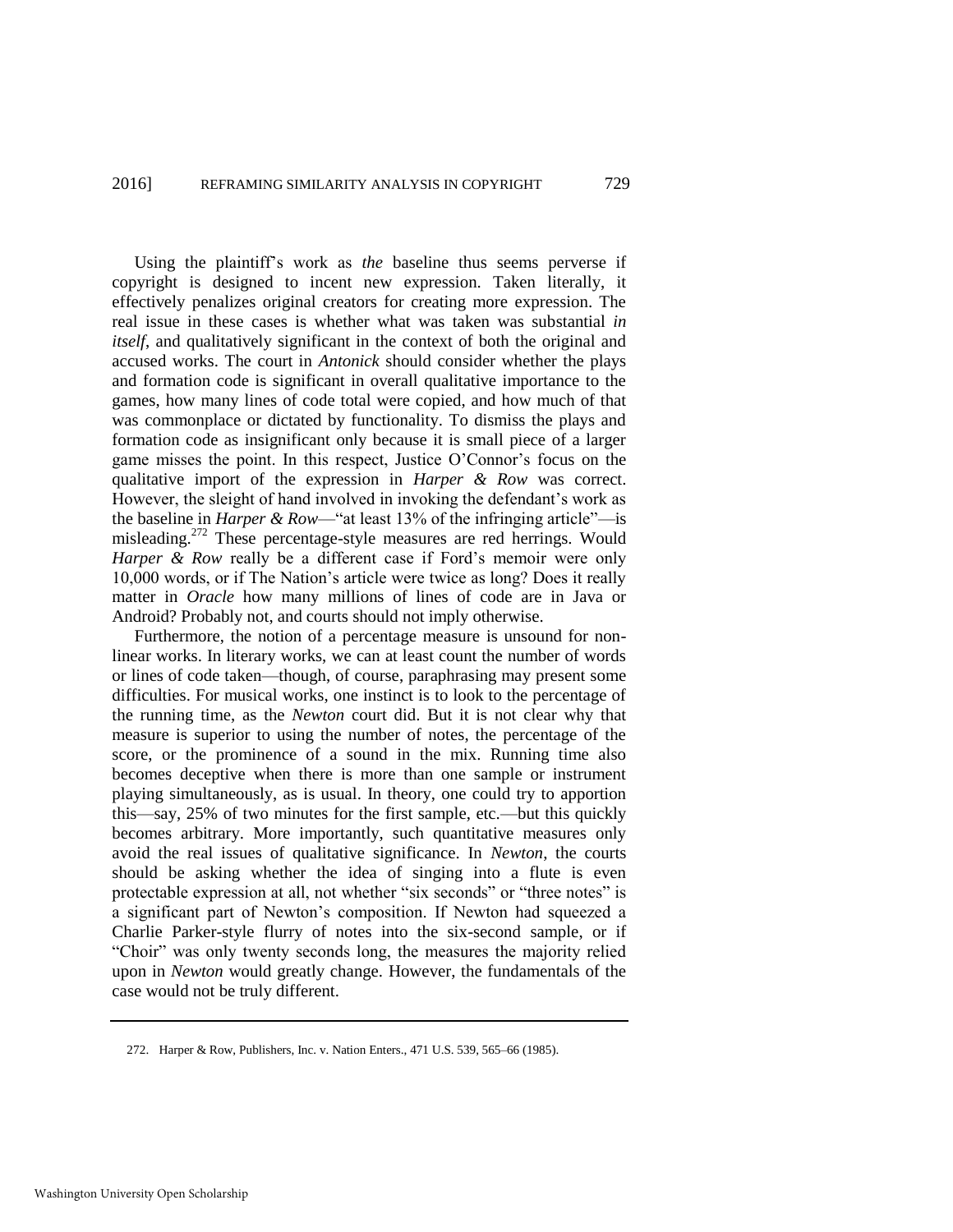Using the plaintiff's work as *the* baseline thus seems perverse if copyright is designed to incent new expression. Taken literally, it effectively penalizes original creators for creating more expression. The real issue in these cases is whether what was taken was substantial *in itself*, and qualitatively significant in the context of both the original and accused works. The court in *Antonick* should consider whether the plays and formation code is significant in overall qualitative importance to the games, how many lines of code total were copied, and how much of that was commonplace or dictated by functionality. To dismiss the plays and formation code as insignificant only because it is small piece of a larger game misses the point. In this respect, Justice O'Connor's focus on the qualitative import of the expression in *Harper & Row* was correct. However, the sleight of hand involved in invoking the defendant's work as the baseline in *Harper & Row*—"at least 13% of the infringing article"—is misleading.[272] These percentage-style measures are red herrings. Would *Harper & Row* really be a different case if Ford's memoir were only 10,000 words, or if The Nation's article were twice as long? Does it really matter in *Oracle* how many millions of lines of code are in Java or Android? Probably not, and courts should not imply otherwise.

Furthermore, the notion of a percentage measure is unsound for non-linear works. In literary works, we can at least count the number of words or lines of code taken—though, of course, paraphrasing may present some difficulties. For musical works, one instinct is to look to the percentage of the running time, as the *Newton* court did. But it is not clear why that measure is superior to using the number of notes, the percentage of the score, or the prominence of a sound in the mix. Running time also becomes deceptive when there is more than one sample or instrument playing simultaneously, as is usual. In theory, one could try to apportion this—say, 25% of two minutes for the first sample, etc.—but this quickly becomes arbitrary. More importantly, such quantitative measures only avoid the real issues of qualitative significance. In *Newton*, the courts should be asking whether the idea of singing into a flute is even protectable expression at all, not whether "six seconds" or "three notes" is a significant part of Newton's composition. If Newton had squeezed a Charlie Parker-style flurry of notes into the six-second sample, or if "Choir" was only twenty seconds long, the measures the majority relied upon in *Newton* would greatly change. However, the fundamentals of the case would not be truly different.

---

272. Harper & Row, Publishers, Inc. v. Nation Enters., 471 U.S. 539, 565–66 (1985).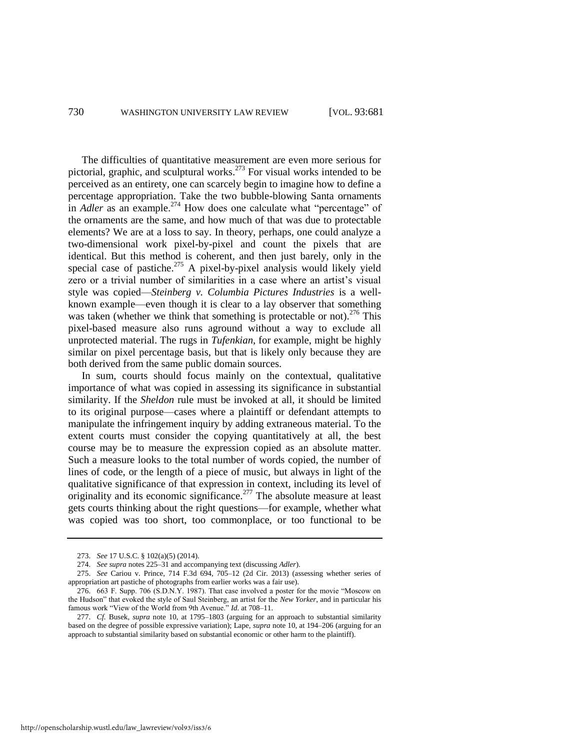The difficulties of quantitative measurement are even more serious for pictorial, graphic, and sculptural works.[273] For visual works intended to be perceived as an entirety, one can scarcely begin to imagine how to define a percentage appropriation. Take the two bubble-blowing Santa ornaments in *Adler* as an example.[274] How does one calculate what "percentage" of the ornaments are the same, and how much of that was due to protectable elements? We are at a loss to say. In theory, perhaps, one could analyze a two-dimensional work pixel-by-pixel and count the pixels that are identical. But this method is coherent, and then just barely, only in the special case of pastiche.[275] A pixel-by-pixel analysis would likely yield zero or a trivial number of similarities in a case where an artist's visual style was copied—*Steinberg v. Columbia Pictures Industries* is a well-known example—even though it is clear to a lay observer that something was taken (whether we think that something is protectable or not).[276] This pixel-based measure also runs aground without a way to exclude all unprotected material. The rugs in *Tufenkian*, for example, might be highly similar on pixel percentage basis, but that is likely only because they are both derived from the same public domain sources.

In sum, courts should focus mainly on the contextual, qualitative importance of what was copied in assessing its significance in substantial similarity. If the *Sheldon* rule must be invoked at all, it should be limited to its original purpose—cases where a plaintiff or defendant attempts to manipulate the infringement inquiry by adding extraneous material. To the extent courts must consider the copying quantitatively at all, the best course may be to measure the expression copied as an absolute matter. Such a measure looks to the total number of words copied, the number of lines of code, or the length of a piece of music, but always in light of the qualitative significance of that expression in context, including its level of originality and its economic significance.[277] The absolute measure at least gets courts thinking about the right questions—for example, whether what was copied was too short, too commonplace, or too functional to be

---

273. *See* 17 U.S.C. § 102(a)(5) (2014).

274. *See supra* notes 225–31 and accompanying text (discussing *Adler*).

275. *See* Cariou v. Prince, 714 F.3d 694, 705–12 (2d Cir. 2013) (assessing whether series of appropriation art pastiche of photographs from earlier works was a fair use).

276. 663 F. Supp. 706 (S.D.N.Y. 1987). That case involved a poster for the movie "Moscow on the Hudson" that evoked the style of Saul Steinberg, an artist for the *New Yorker*, and in particular his famous work "View of the World from 9th Avenue." *Id.* at 708–11.

277. *Cf.* Busek, *supra* note 10, at 1795–1803 (arguing for an approach to substantial similarity based on the degree of possible expressive variation); Lape, *supra* note 10, at 194–206 (arguing for an approach to substantial similarity based on substantial economic or other harm to the plaintiff).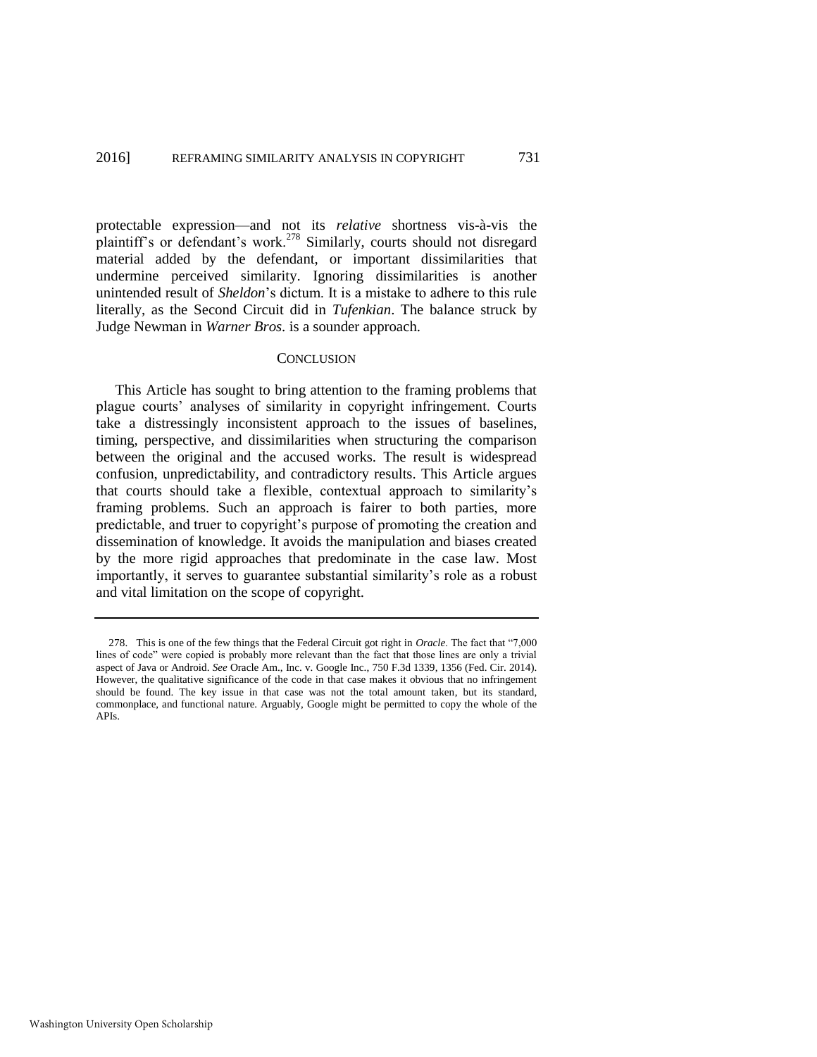protectable expression—and not its *relative* shortness vis-à-vis the plaintiff's or defendant's work.[278] Similarly, courts should not disregard material added by the defendant, or important dissimilarities that undermine perceived similarity. Ignoring dissimilarities is another unintended result of *Sheldon*'s dictum. It is a mistake to adhere to this rule literally, as the Second Circuit did in *Tufenkian*. The balance struck by Judge Newman in *Warner Bros*. is a sounder approach.

## CONCLUSION

This Article has sought to bring attention to the framing problems that plague courts' analyses of similarity in copyright infringement. Courts take a distressingly inconsistent approach to the issues of baselines, timing, perspective, and dissimilarities when structuring the comparison between the original and the accused works. The result is widespread confusion, unpredictability, and contradictory results. This Article argues that courts should take a flexible, contextual approach to similarity's framing problems. Such an approach is fairer to both parties, more predictable, and truer to copyright's purpose of promoting the creation and dissemination of knowledge. It avoids the manipulation and biases created by the more rigid approaches that predominate in the case law. Most importantly, it serves to guarantee substantial similarity's role as a robust and vital limitation on the scope of copyright.

---

278. This is one of the few things that the Federal Circuit got right in *Oracle*. The fact that "7,000 lines of code" were copied is probably more relevant than the fact that those lines are only a trivial aspect of Java or Android. *See* Oracle Am., Inc. v. Google Inc., 750 F.3d 1339, 1356 (Fed. Cir. 2014). However, the qualitative significance of the code in that case makes it obvious that no infringement should be found. The key issue in that case was not the total amount taken, but its standard, commonplace, and functional nature. Arguably, Google might be permitted to copy the whole of the APIs.